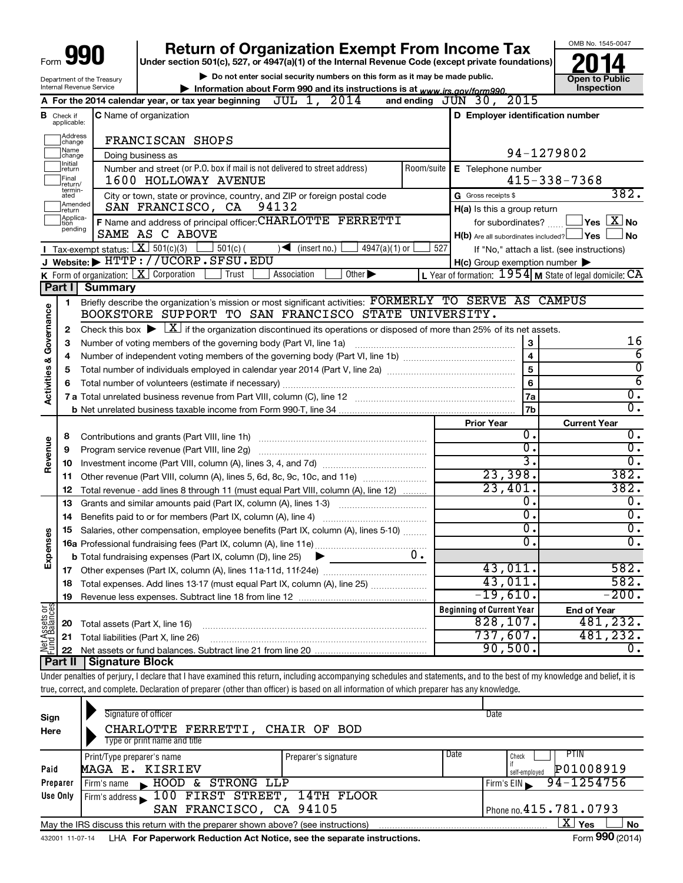Form **990**

# Return of Organization Exempt From Income Tax

**Under section 501(c), 527, or 4947(a)(1) of the Internal Revenue Code (except private foundations)**

▶ Do not enter social security numbers on this form as it may be made public.

▶ Information about Form 990 and its instructions is at www.irs.gov/form990.

Department of the Treasury
Internal Revenue Service

OMB No. 1545-0047

**2014**

**Open to Public Inspection**

**A** For the 2014 calendar year, or tax year beginning JUL 1, 2014 and ending JUN 30, 2015

**B** Check if applicable: Address change / Name change / Initial return / Final return/terminated / Amended return / Application pending

**C** Name of organization: FRANCISCAN SHOPS

Doing business as

Number and street (or P.O. box if mail is not delivered to street address): 1600 HOLLOWAY AVENUE — Room/suite

City or town, state or province, country, and ZIP or foreign postal code: SAN FRANCISCO, CA 94132

**D** Employer identification number: 94-1279802

**E** Telephone number: 415-338-7368

**G** Gross receipts $ 382.

**F** Name and address of principal officer: CHARLOTTE FERRETTI
SAME AS C ABOVE

**H(a)** Is this a group return for subordinates? ☐ Yes ☒ No

**H(b)** Are all subordinates included? ☐ Yes ☐ No
If "No," attach a list. (see instructions)

**H(c)** Group exemption number ▶

**I** Tax-exempt status: ☒ 501(c)(3) ☐ 501(c) ( ) ◀ (insert no.) ☐ 4947(a)(1) or ☐ 527

**J** Website: ▶ HTTP://UCORP.SFSU.EDU

**K** Form of organization: ☒ Corporation ☐ Trust ☐ Association ☐ Other ▶

**L** Year of formation: 1954 **M** State of legal domicile: CA

## Part I Summary

**Activities & Governance**

1 Briefly describe the organization's mission or most significant activities: FORMERLY TO SERVE AS CAMPUS BOOKSTORE SUPPORT TO SAN FRANCISCO STATE UNIVERSITY.

2 Check this box ▶ ☒ if the organization discontinued its operations or disposed of more than 25% of its net assets.

| | | | |
|---|---|---|---|
| 3 | Number of voting members of the governing body (Part VI, line 1a) | 3 | 16 |
| 4 | Number of independent voting members of the governing body (Part VI, line 1b) | 4 | 6 |
| 5 | Total number of individuals employed in calendar year 2014 (Part V, line 2a) | 5 | 0 |
| 6 | Total number of volunteers (estimate if necessary) | 6 | 6 |
| 7a | Total unrelated business revenue from Part VIII, column (C), line 12 | 7a | 0. |
| b | Net unrelated business taxable income from Form 990-T, line 34 | 7b | 0. |

| | | | Prior Year | Current Year |
|---|---|---|---|---|
| **Revenue** | 8 | Contributions and grants (Part VIII, line 1h) | 0. | 0. |
| | 9 | Program service revenue (Part VIII, line 2g) | 0. | 0. |
| | 10 | Investment income (Part VIII, column (A), lines 3, 4, and 7d) | 3. | 0. |
| | 11 | Other revenue (Part VIII, column (A), lines 5, 6d, 8c, 9c, 10c, and 11e) | 23,398. | 382. |
| | 12 | Total revenue - add lines 8 through 11 (must equal Part VIII, column (A), line 12) | 23,401. | 382. |
| **Expenses** | 13 | Grants and similar amounts paid (Part IX, column (A), lines 1-3) | 0. | 0. |
| | 14 | Benefits paid to or for members (Part IX, column (A), line 4) | 0. | 0. |
| | 15 | Salaries, other compensation, employee benefits (Part IX, column (A), lines 5-10) | 0. | 0. |
| | 16a | Professional fundraising fees (Part IX, column (A), line 11e) | 0. | 0. |
| | b | Total fundraising expenses (Part IX, column (D), line 25) ▶ 0. | | |
| | 17 | Other expenses (Part IX, column (A), lines 11a-11d, 11f-24e) | 43,011. | 582. |
| | 18 | Total expenses. Add lines 13-17 (must equal Part IX, column (A), line 25) | 43,011. | 582. |
| | 19 | Revenue less expenses. Subtract line 18 from line 12 | -19,610. | -200. |

| | | | Beginning of Current Year | End of Year |
|---|---|---|---|---|
| **Net Assets or Fund Balances** | 20 | Total assets (Part X, line 16) | 828,107. | 481,232. |
| | 21 | Total liabilities (Part X, line 26) | 737,607. | 481,232. |
| | 22 | Net assets or fund balances. Subtract line 21 from line 20 | 90,500. | 0. |

## Part II Signature Block

Under penalties of perjury, I declare that I have examined this return, including accompanying schedules and statements, and to the best of my knowledge and belief, it is true, correct, and complete. Declaration of preparer (other than officer) is based on all information of which preparer has any knowledge.

**Sign Here**

Signature of officer — Date

CHARLOTTE FERRETTI, CHAIR OF BOD
Type or print name and title

**Paid Preparer Use Only**

| Print/Type preparer's name | Preparer's signature | Date | Check ☐ if self-employed | PTIN |
|---|---|---|---|---|
| MAGA E. KISRIEV | | | | P01008919 |

Firm's name ▶ HOOD & STRONG LLP — Firm's EIN ▶ 94-1254756

Firm's address ▶ 100 FIRST STREET, 14TH FLOOR, SAN FRANCISCO, CA 94105 — Phone no. 415.781.0793

May the IRS discuss this return with the preparer shown above? (see instructions) ☒ Yes ☐ No

432001 11-07-14 LHA For Paperwork Reduction Act Notice, see the separate instructions. Form **990** (2014)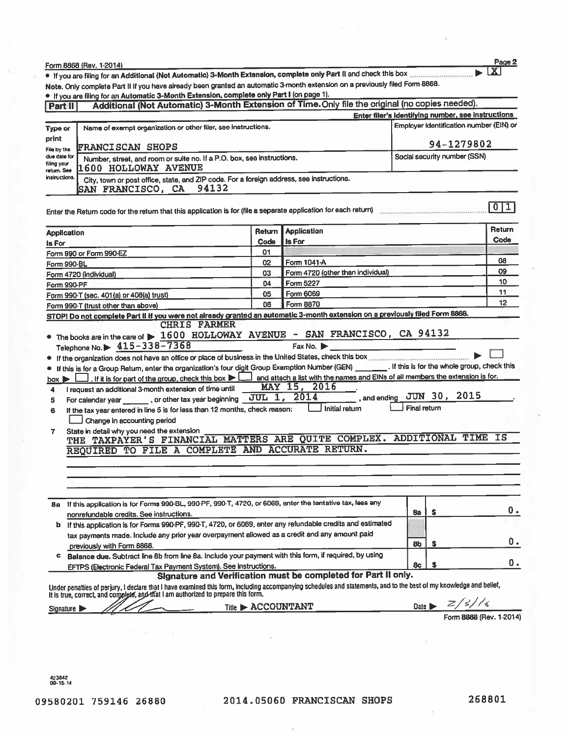Form 8868 (Rev. 1-2014)

- If you are filing for an **Additional (Not Automatic) 3-Month Extension, complete only Part II** and check this box ▶ [X]

**Note.** Only complete Part II if you have already been granted an automatic 3-month extension on a previously filed Form 8868.

- If you are filing for an **Automatic 3-Month Extension, complete only Part I** (on page 1).

## Part II — Additional (Not Automatic) 3-Month Extension of Time. Only file the original (no copies needed).

**Enter filer's identifying number, see instructions**

| Type or print | | |
|---|---|---|
| File by the due date for filing your return. See instructions. | Name of exempt organization or other filer, see instructions. FRANCISCAN SHOPS | Employer identification number (EIN) or 94-1279802 |
| | Number, street, and room or suite no. If a P.O. box, see instructions. 1600 HOLLOWAY AVENUE | Social security number (SSN) |
| | City, town or post office, state, and ZIP code. For a foreign address, see instructions. SAN FRANCISCO, CA 94132 | |

Enter the Return code for the return that this application is for (file a separate application for each return) ..... 01

| Application Is For | Return Code | Application Is For | Return Code |
|---|---|---|---|
| Form 990 or Form 990-EZ | 01 | | |
| Form 990-BL | 02 | Form 1041-A | 08 |
| Form 4720 (individual) | 03 | Form 4720 (other than individual) | 09 |
| Form 990-PF | 04 | Form 5227 | 10 |
| Form 990-T (sec. 401(a) or 408(a) trust) | 05 | Form 6069 | 11 |
| Form 990-T (trust other than above) | 06 | Form 8870 | 12 |

**STOP! Do not complete Part II if you were not already granted an automatic 3-month extension on a previously filed Form 8868.**

- The books are in the care of ▶ CHRIS FARMER 1600 HOLLOWAY AVENUE - SAN FRANCISCO, CA 94132
  Telephone No. ▶ 415-338-7368  Fax No. ▶
- If the organization does not have an office or place of business in the United States, check this box ▶ [ ]
- If this is for a Group Return, enter the organization's four digit Group Exemption Number (GEN) ______. If this is for the whole group, check this box ▶ [ ]. If it is for part of the group, check this box ▶ [ ] and attach a list with the names and EINs of all members the extension is for.

4 I request an additional 3-month extension of time until MAY 15, 2016.

5 For calendar year ______, or other tax year beginning JUL 1, 2014, and ending JUN 30, 2015.

6 If the tax year entered in line 5 is for less than 12 months, check reason: [ ] Initial return [ ] Final return [ ] Change in accounting period

7 State in detail why you need the extension
THE TAXPAYER'S FINANCIAL MATTERS ARE QUITE COMPLEX. ADDITIONAL TIME IS REQUIRED TO FILE A COMPLETE AND ACCURATE RETURN.

| | | | |
|---|---|---|---|
| **8a** | If this application is for Forms 990-BL, 990-PF, 990-T, 4720, or 6069, enter the tentative tax, less any nonrefundable credits. See instructions. | 8a | $ 0. |
| **b** | If this application is for Forms 990-PF, 990-T, 4720, or 6069, enter any refundable credits and estimated tax payments made. Include any prior year overpayment allowed as a credit and any amount paid previously with Form 8868. | 8b | $ 0. |
| **c** | **Balance due.** Subtract line 8b from line 8a. Include your payment with this form, if required, by using EFTPS (Electronic Federal Tax Payment System). See instructions. | 8c | $ 0. |

**Signature and Verification must be completed for Part II only.**

Under penalties of perjury, I declare that I have examined this form, including accompanying schedules and statements, and to the best of my knowledge and belief, it is true, correct, and complete, and that I am authorized to prepare this form.

Signature ▶ [signature]  Title ▶ ACCOUNTANT  Date ▶ 2/3/16

Form 8868 (Rev. 1-2014)

423842 09-15-14

09580201 759146 26880  2014.05060 FRANCISCAN SHOPS  268801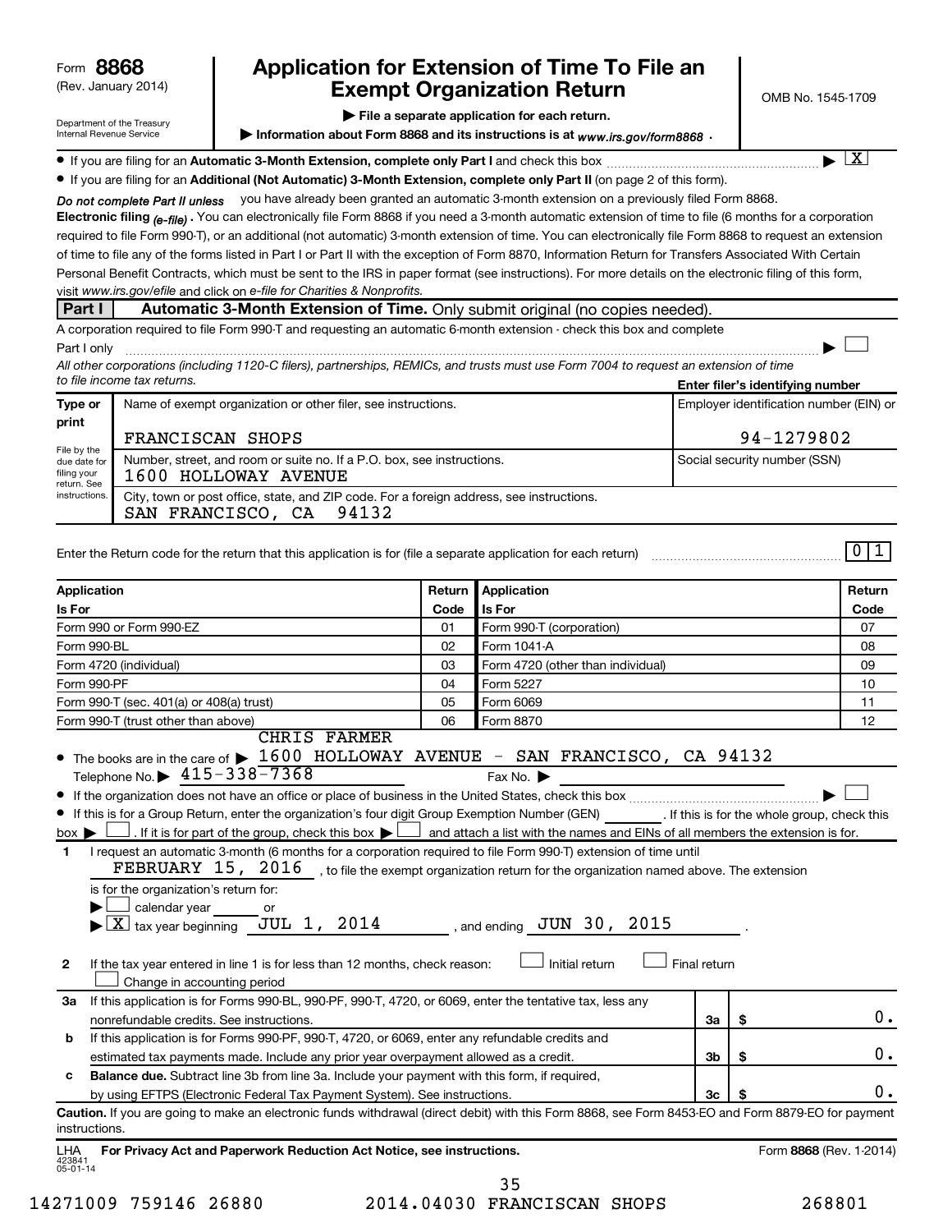Form **8868** (Rev. January 2014)

Department of the Treasury Internal Revenue Service

# Application for Extension of Time To File an Exempt Organization Return

▶ File a separate application for each return.

▶ Information about Form 8868 and its instructions is at *www.irs.gov/form8868* .

OMB No. 1545-1709

- If you are filing for an **Automatic 3-Month Extension, complete only Part I** and check this box ▶ [X]
- If you are filing for an **Additional (Not Automatic) 3-Month Extension, complete only Part II** (on page 2 of this form).

***Do not complete Part II unless*** you have already been granted an automatic 3-month extension on a previously filed Form 8868.

**Electronic filing** *(e-file)*. You can electronically file Form 8868 if you need a 3-month automatic extension of time to file (6 months for a corporation required to file Form 990-T), or an additional (not automatic) 3-month extension of time. You can electronically file Form 8868 to request an extension of time to file any of the forms listed in Part I or Part II with the exception of Form 8870, Information Return for Transfers Associated With Certain Personal Benefit Contracts, which must be sent to the IRS in paper format (see instructions). For more details on the electronic filing of this form, visit *www.irs.gov/efile* and click on *e-file for Charities & Nonprofits.*

## Part I — Automatic 3-Month Extension of Time. Only submit original (no copies needed).

A corporation required to file Form 990-T and requesting an automatic 6-month extension - check this box and complete Part I only ▶ [ ]

*All other corporations (including 1120-C filers), partnerships, REMICs, and trusts must use Form 7004 to request an extension of time to file income tax returns.*

**Enter filer's identifying number**

| Type or print | Name of exempt organization or other filer, see instructions. | Employer identification number (EIN) or |
|---|---|---|
| | FRANCISCAN SHOPS | 94-1279802 |
| File by the due date for filing your return. See instructions. | Number, street, and room or suite no. If a P.O. box, see instructions. 1600 HOLLOWAY AVENUE | Social security number (SSN) |
| | City, town or post office, state, and ZIP code. For a foreign address, see instructions. SAN FRANCISCO, CA 94132 | |

Enter the Return code for the return that this application is for (file a separate application for each return) 0 1

| Application Is For | Return Code | Application Is For | Return Code |
|---|---|---|---|
| Form 990 or Form 990-EZ | 01 | Form 990-T (corporation) | 07 |
| Form 990-BL | 02 | Form 1041-A | 08 |
| Form 4720 (individual) | 03 | Form 4720 (other than individual) | 09 |
| Form 990-PF | 04 | Form 5227 | 10 |
| Form 990-T (sec. 401(a) or 408(a) trust) | 05 | Form 6069 | 11 |
| Form 990-T (trust other than above) | 06 | Form 8870 | 12 |

- The books are in the care of ▶ CHRIS FARMER 1600 HOLLOWAY AVENUE - SAN FRANCISCO, CA 94132
  Telephone No. ▶ 415-338-7368 Fax No. ▶
- If the organization does not have an office or place of business in the United States, check this box ▶ [ ]
- If this is for a Group Return, enter the organization's four digit Group Exemption Number (GEN) ______ . If this is for the whole group, check this box ▶ [ ] . If it is for part of the group, check this box ▶ [ ] and attach a list with the names and EINs of all members the extension is for.

**1** I request an automatic 3-month (6 months for a corporation required to file Form 990-T) extension of time until FEBRUARY 15, 2016 , to file the exempt organization return for the organization named above. The extension is for the organization's return for:
▶ [ ] calendar year ______ or
▶ [X] tax year beginning JUL 1, 2014 , and ending JUN 30, 2015 .

**2** If the tax year entered in line 1 is for less than 12 months, check reason: [ ] Initial return [ ] Final return [ ] Change in accounting period

| | | | |
|---|---|---|---|
| **3a** | If this application is for Forms 990-BL, 990-PF, 990-T, 4720, or 6069, enter the tentative tax, less any nonrefundable credits. See instructions. | 3a | $ 0. |
| **b** | If this application is for Forms 990-PF, 990-T, 4720, or 6069, enter any refundable credits and estimated tax payments made. Include any prior year overpayment allowed as a credit. | 3b | $ 0. |
| **c** | **Balance due.** Subtract line 3b from line 3a. Include your payment with this form, if required, by using EFTPS (Electronic Federal Tax Payment System). See instructions. | 3c | $ 0. |

**Caution.** If you are going to make an electronic funds withdrawal (direct debit) with this Form 8868, see Form 8453-EO and Form 8879-EO for payment instructions.

LHA **For Privacy Act and Paperwork Reduction Act Notice, see instructions.** Form **8868** (Rev. 1-2014)

423841 05-01-14

14271009 759146 26880 2014.04030 FRANCISCAN SHOPS 268801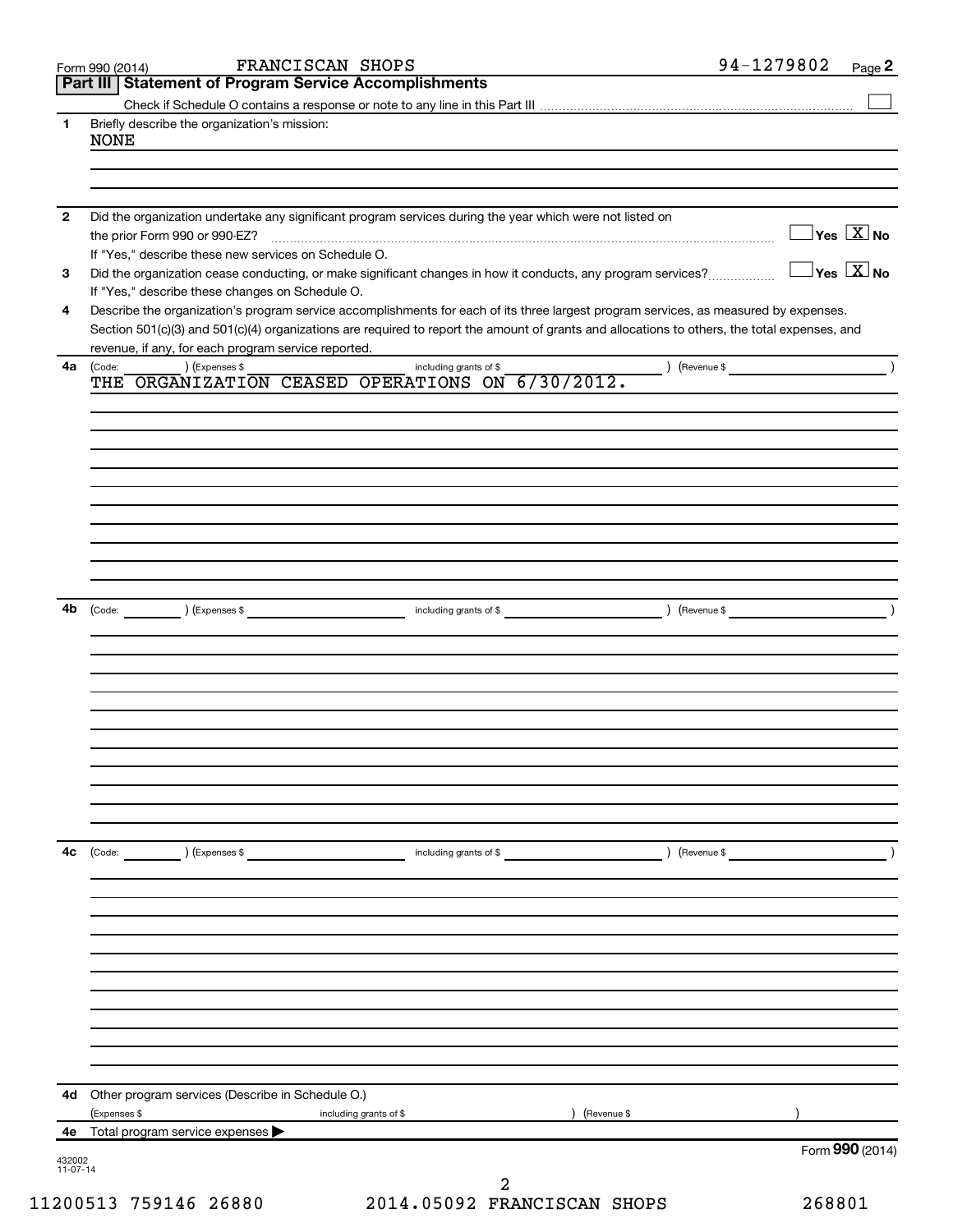Form 990 (2014) FRANCISCAN SHOPS 94-1279802 Page **2**

## Part III Statement of Program Service Accomplishments

Check if Schedule O contains a response or note to any line in this Part III ☐

**1** Briefly describe the organization's mission:

NONE

**2** Did the organization undertake any significant program services during the year which were not listed on the prior Form 990 or 990-EZ? ☐ Yes ☒ No

If "Yes," describe these new services on Schedule O.

**3** Did the organization cease conducting, or make significant changes in how it conducts, any program services? ☐ Yes ☒ No

If "Yes," describe these changes on Schedule O.

**4** Describe the organization's program service accomplishments for each of its three largest program services, as measured by expenses. Section 501(c)(3) and 501(c)(4) organizations are required to report the amount of grants and allocations to others, the total expenses, and revenue, if any, for each program service reported.

**4a** (Code: ) (Expenses $ including grants of $ ) (Revenue $ )

THE ORGANIZATION CEASED OPERATIONS ON 6/30/2012.

**4b** (Code: ) (Expenses $ including grants of $ ) (Revenue $ )

**4c** (Code: ) (Expenses $ including grants of $ ) (Revenue $ )

**4d** Other program services (Describe in Schedule O.)

(Expenses $ including grants of $ ) (Revenue $ )

**4e** Total program service expenses ▶

Form **990** (2014)

432002 11-07-14

11200513 759146 26880 2014.05092 FRANCISCAN SHOPS 268801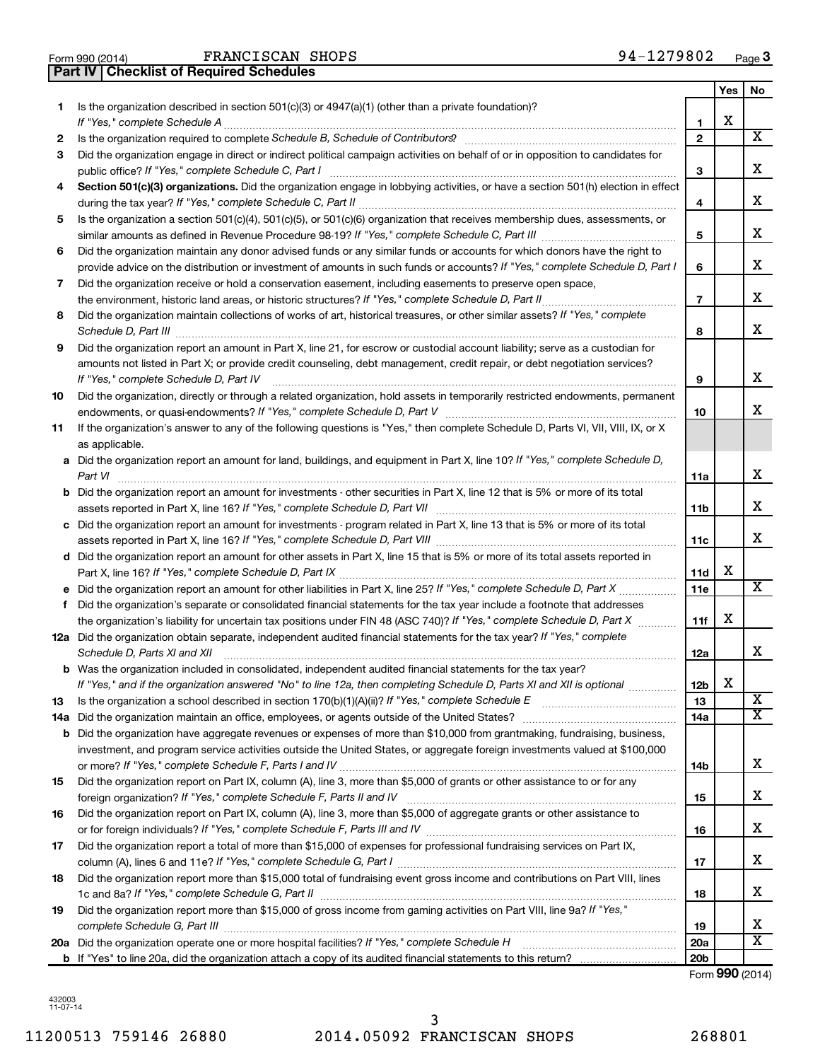Form 990 (2014) FRANCISCAN SHOPS 94-1279802 Page 3

**Part IV | Checklist of Required Schedules**

| | | | Yes | No |
|---|---|---|---|---|
| 1 | Is the organization described in section 501(c)(3) or 4947(a)(1) (other than a private foundation)? *If "Yes," complete Schedule A* | 1 | X | |
| 2 | Is the organization required to complete *Schedule B, Schedule of Contributors*? | 2 | | X |
| 3 | Did the organization engage in direct or indirect political campaign activities on behalf of or in opposition to candidates for public office? *If "Yes," complete Schedule C, Part I* | 3 | | X |
| 4 | **Section 501(c)(3) organizations.** Did the organization engage in lobbying activities, or have a section 501(h) election in effect during the tax year? *If "Yes," complete Schedule C, Part II* | 4 | | X |
| 5 | Is the organization a section 501(c)(4), 501(c)(5), or 501(c)(6) organization that receives membership dues, assessments, or similar amounts as defined in Revenue Procedure 98-19? *If "Yes," complete Schedule C, Part III* | 5 | | X |
| 6 | Did the organization maintain any donor advised funds or any similar funds or accounts for which donors have the right to provide advice on the distribution or investment of amounts in such funds or accounts? *If "Yes," complete Schedule D, Part I* | 6 | | X |
| 7 | Did the organization receive or hold a conservation easement, including easements to preserve open space, the environment, historic land areas, or historic structures? *If "Yes," complete Schedule D, Part II* | 7 | | X |
| 8 | Did the organization maintain collections of works of art, historical treasures, or other similar assets? *If "Yes," complete Schedule D, Part III* | 8 | | X |
| 9 | Did the organization report an amount in Part X, line 21, for escrow or custodial account liability; serve as a custodian for amounts not listed in Part X; or provide credit counseling, debt management, credit repair, or debt negotiation services? *If "Yes," complete Schedule D, Part IV* | 9 | | X |
| 10 | Did the organization, directly or through a related organization, hold assets in temporarily restricted endowments, permanent endowments, or quasi-endowments? *If "Yes," complete Schedule D, Part V* | 10 | | X |
| 11 | If the organization's answer to any of the following questions is "Yes," then complete Schedule D, Parts VI, VII, VIII, IX, or X as applicable. | | | |
| a | Did the organization report an amount for land, buildings, and equipment in Part X, line 10? *If "Yes," complete Schedule D, Part VI* | 11a | | X |
| b | Did the organization report an amount for investments - other securities in Part X, line 12 that is 5% or more of its total assets reported in Part X, line 16? *If "Yes," complete Schedule D, Part VII* | 11b | | X |
| c | Did the organization report an amount for investments - program related in Part X, line 13 that is 5% or more of its total assets reported in Part X, line 16? *If "Yes," complete Schedule D, Part VIII* | 11c | | X |
| d | Did the organization report an amount for other assets in Part X, line 15 that is 5% or more of its total assets reported in Part X, line 16? *If "Yes," complete Schedule D, Part IX* | 11d | X | |
| e | Did the organization report an amount for other liabilities in Part X, line 25? *If "Yes," complete Schedule D, Part X* | 11e | | X |
| f | Did the organization's separate or consolidated financial statements for the tax year include a footnote that addresses the organization's liability for uncertain tax positions under FIN 48 (ASC 740)? *If "Yes," complete Schedule D, Part X* | 11f | X | |
| 12a | Did the organization obtain separate, independent audited financial statements for the tax year? *If "Yes," complete Schedule D, Parts XI and XII* | 12a | | X |
| b | Was the organization included in consolidated, independent audited financial statements for the tax year? *If "Yes," and if the organization answered "No" to line 12a, then completing Schedule D, Parts XI and XII is optional* | 12b | X | |
| 13 | Is the organization a school described in section 170(b)(1)(A)(ii)? *If "Yes," complete Schedule E* | 13 | | X |
| 14a | Did the organization maintain an office, employees, or agents outside of the United States? | 14a | | X |
| b | Did the organization have aggregate revenues or expenses of more than $10,000 from grantmaking, fundraising, business, investment, and program service activities outside the United States, or aggregate foreign investments valued at $100,000 or more? *If "Yes," complete Schedule F, Parts I and IV* | 14b | | X |
| 15 | Did the organization report on Part IX, column (A), line 3, more than $5,000 of grants or other assistance to or for any foreign organization? *If "Yes," complete Schedule F, Parts II and IV* | 15 | | X |
| 16 | Did the organization report on Part IX, column (A), line 3, more than $5,000 of aggregate grants or other assistance to or for foreign individuals? *If "Yes," complete Schedule F, Parts III and IV* | 16 | | X |
| 17 | Did the organization report a total of more than $15,000 of expenses for professional fundraising services on Part IX, column (A), lines 6 and 11e? *If "Yes," complete Schedule G, Part I* | 17 | | X |
| 18 | Did the organization report more than $15,000 total of fundraising event gross income and contributions on Part VIII, lines 1c and 8a? *If "Yes," complete Schedule G, Part II* | 18 | | X |
| 19 | Did the organization report more than $15,000 of gross income from gaming activities on Part VIII, line 9a? *If "Yes," complete Schedule G, Part III* | 19 | | X |
| 20a | Did the organization operate one or more hospital facilities? *If "Yes," complete Schedule H* | 20a | | X |
| b | If "Yes" to line 20a, did the organization attach a copy of its audited financial statements to this return? | 20b | | |

Form **990** (2014)

432003 11-07-14

11200513 759146 26880 2014.05092 FRANCISCAN SHOPS 268801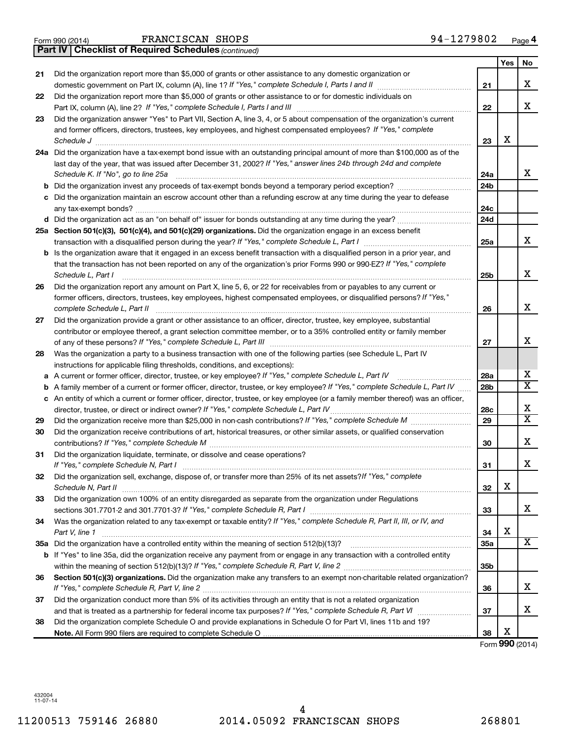Form 990 (2014) FRANCISCAN SHOPS 94-1279802 Page 4

**Part IV | Checklist of Required Schedules** *(continued)*

| | | | Yes | No |
|---|---|---|---|---|
| 21 | Did the organization report more than $5,000 of grants or other assistance to any domestic organization or domestic government on Part IX, column (A), line 1? *If "Yes," complete Schedule I, Parts I and II* | 21 | | X |
| 22 | Did the organization report more than $5,000 of grants or other assistance to or for domestic individuals on Part IX, column (A), line 2? *If "Yes," complete Schedule I, Parts I and III* | 22 | | X |
| 23 | Did the organization answer "Yes" to Part VII, Section A, line 3, 4, or 5 about compensation of the organization's current and former officers, directors, trustees, key employees, and highest compensated employees? *If "Yes," complete Schedule J* | 23 | X | |
| 24a | Did the organization have a tax-exempt bond issue with an outstanding principal amount of more than $100,000 as of the last day of the year, that was issued after December 31, 2002? *If "Yes," answer lines 24b through 24d and complete Schedule K. If "No", go to line 25a* | 24a | | X |
| b | Did the organization invest any proceeds of tax-exempt bonds beyond a temporary period exception? | 24b | | |
| c | Did the organization maintain an escrow account other than a refunding escrow at any time during the year to defease any tax-exempt bonds? | 24c | | |
| d | Did the organization act as an "on behalf of" issuer for bonds outstanding at any time during the year? | 24d | | |
| 25a | **Section 501(c)(3), 501(c)(4), and 501(c)(29) organizations.** Did the organization engage in an excess benefit transaction with a disqualified person during the year? *If "Yes," complete Schedule L, Part I* | 25a | | X |
| b | Is the organization aware that it engaged in an excess benefit transaction with a disqualified person in a prior year, and that the transaction has not been reported on any of the organization's prior Forms 990 or 990-EZ? *If "Yes," complete Schedule L, Part I* | 25b | | X |
| 26 | Did the organization report any amount on Part X, line 5, 6, or 22 for receivables from or payables to any current or former officers, directors, trustees, key employees, highest compensated employees, or disqualified persons? *If "Yes," complete Schedule L, Part II* | 26 | | X |
| 27 | Did the organization provide a grant or other assistance to an officer, director, trustee, key employee, substantial contributor or employee thereof, a grant selection committee member, or to a 35% controlled entity or family member of any of these persons? *If "Yes," complete Schedule L, Part III* | 27 | | X |
| 28 | Was the organization a party to a business transaction with one of the following parties (see Schedule L, Part IV instructions for applicable filing thresholds, conditions, and exceptions): | | | |
| a | A current or former officer, director, trustee, or key employee? *If "Yes," complete Schedule L, Part IV* | 28a | | X |
| b | A family member of a current or former officer, director, trustee, or key employee? *If "Yes," complete Schedule L, Part IV* | 28b | | X |
| c | An entity of which a current or former officer, director, trustee, or key employee (or a family member thereof) was an officer, director, trustee, or direct or indirect owner? *If "Yes," complete Schedule L, Part IV* | 28c | | X |
| 29 | Did the organization receive more than $25,000 in non-cash contributions? *If "Yes," complete Schedule M* | 29 | | X |
| 30 | Did the organization receive contributions of art, historical treasures, or other similar assets, or qualified conservation contributions? *If "Yes," complete Schedule M* | 30 | | X |
| 31 | Did the organization liquidate, terminate, or dissolve and cease operations? *If "Yes," complete Schedule N, Part I* | 31 | | X |
| 32 | Did the organization sell, exchange, dispose of, or transfer more than 25% of its net assets? *If "Yes," complete Schedule N, Part II* | 32 | X | |
| 33 | Did the organization own 100% of an entity disregarded as separate from the organization under Regulations sections 301.7701-2 and 301.7701-3? *If "Yes," complete Schedule R, Part I* | 33 | | X |
| 34 | Was the organization related to any tax-exempt or taxable entity? *If "Yes," complete Schedule R, Part II, III, or IV, and Part V, line 1* | 34 | X | |
| 35a | Did the organization have a controlled entity within the meaning of section 512(b)(13)? | 35a | | X |
| b | If "Yes" to line 35a, did the organization receive any payment from or engage in any transaction with a controlled entity within the meaning of section 512(b)(13)? *If "Yes," complete Schedule R, Part V, line 2* | 35b | | |
| 36 | **Section 501(c)(3) organizations.** Did the organization make any transfers to an exempt non-charitable related organization? *If "Yes," complete Schedule R, Part V, line 2* | 36 | | X |
| 37 | Did the organization conduct more than 5% of its activities through an entity that is not a related organization and that is treated as a partnership for federal income tax purposes? *If "Yes," complete Schedule R, Part VI* | 37 | | X |
| 38 | Did the organization complete Schedule O and provide explanations in Schedule O for Part VI, lines 11b and 19? **Note.** All Form 990 filers are required to complete Schedule O | 38 | X | |

Form **990** (2014)

432004
11-07-14

11200513 759146 26880 2014.05092 FRANCISCAN SHOPS 268801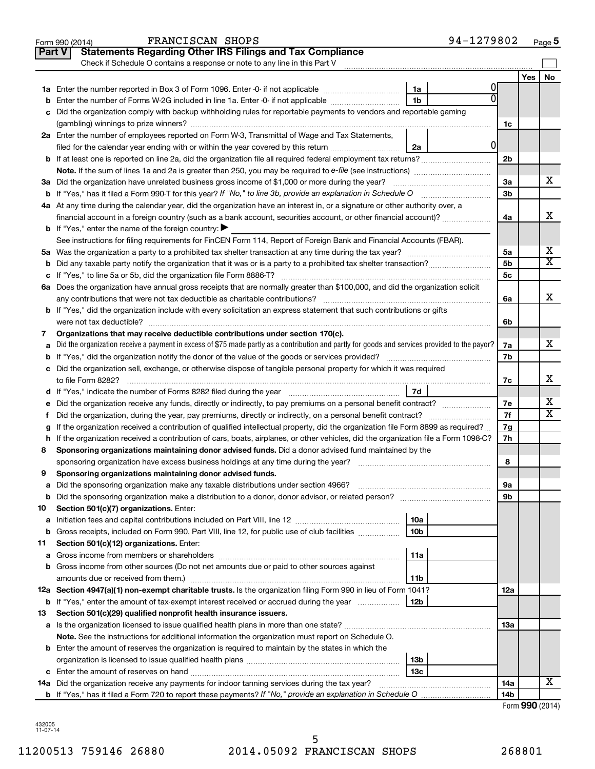Form 990 (2014) FRANCISCAN SHOPS 94-1279802 Page 5

## Part V Statements Regarding Other IRS Filings and Tax Compliance

Check if Schedule O contains a response or note to any line in this Part V

| | | | | | Yes | No |
|---|---|---|---|---|---|---|
| 1a | Enter the number reported in Box 3 of Form 1096. Enter -0- if not applicable | 1a | 0 | | | |
| b | Enter the number of Forms W-2G included in line 1a. Enter -0- if not applicable | 1b | 0 | | | |
| c | Did the organization comply with backup withholding rules for reportable payments to vendors and reportable gaming (gambling) winnings to prize winners? | | | 1c | | |
| 2a | Enter the number of employees reported on Form W-3, Transmittal of Wage and Tax Statements, filed for the calendar year ending with or within the year covered by this return | 2a | 0 | | | |
| b | If at least one is reported on line 2a, did the organization file all required federal employment tax returns? | | | 2b | | |
| | **Note.** If the sum of lines 1a and 2a is greater than 250, you may be required to *e-file* (see instructions) | | | | | |
| 3a | Did the organization have unrelated business gross income of $1,000 or more during the year? | | | 3a | | X |
| b | If "Yes," has it filed a Form 990-T for this year? *If "No," to line 3b, provide an explanation in Schedule O* | | | 3b | | |
| 4a | At any time during the calendar year, did the organization have an interest in, or a signature or other authority over, a financial account in a foreign country (such as a bank account, securities account, or other financial account)? | | | 4a | | X |
| b | If "Yes," enter the name of the foreign country: ▶ | | | | | |
| | See instructions for filing requirements for FinCEN Form 114, Report of Foreign Bank and Financial Accounts (FBAR). | | | | | |
| 5a | Was the organization a party to a prohibited tax shelter transaction at any time during the tax year? | | | 5a | | X |
| b | Did any taxable party notify the organization that it was or is a party to a prohibited tax shelter transaction? | | | 5b | | X |
| c | If "Yes," to line 5a or 5b, did the organization file Form 8886-T? | | | 5c | | |
| 6a | Does the organization have annual gross receipts that are normally greater than $100,000, and did the organization solicit any contributions that were not tax deductible as charitable contributions? | | | 6a | | X |
| b | If "Yes," did the organization include with every solicitation an express statement that such contributions or gifts were not tax deductible? | | | 6b | | |
| 7 | **Organizations that may receive deductible contributions under section 170(c).** | | | | | |
| a | Did the organization receive a payment in excess of $75 made partly as a contribution and partly for goods and services provided to the payor? | | | 7a | | X |
| b | If "Yes," did the organization notify the donor of the value of the goods or services provided? | | | 7b | | |
| c | Did the organization sell, exchange, or otherwise dispose of tangible personal property for which it was required to file Form 8282? | | | 7c | | X |
| d | If "Yes," indicate the number of Forms 8282 filed during the year | 7d | | | | |
| e | Did the organization receive any funds, directly or indirectly, to pay premiums on a personal benefit contract? | | | 7e | | X |
| f | Did the organization, during the year, pay premiums, directly or indirectly, on a personal benefit contract? | | | 7f | | X |
| g | If the organization received a contribution of qualified intellectual property, did the organization file Form 8899 as required? | | | 7g | | |
| h | If the organization received a contribution of cars, boats, airplanes, or other vehicles, did the organization file a Form 1098-C? | | | 7h | | |
| 8 | **Sponsoring organizations maintaining donor advised funds.** Did a donor advised fund maintained by the sponsoring organization have excess business holdings at any time during the year? | | | 8 | | |
| 9 | **Sponsoring organizations maintaining donor advised funds.** | | | | | |
| a | Did the sponsoring organization make any taxable distributions under section 4966? | | | 9a | | |
| b | Did the sponsoring organization make a distribution to a donor, donor advisor, or related person? | | | 9b | | |
| 10 | **Section 501(c)(7) organizations.** Enter: | | | | | |
| a | Initiation fees and capital contributions included on Part VIII, line 12 | 10a | | | | |
| b | Gross receipts, included on Form 990, Part VIII, line 12, for public use of club facilities | 10b | | | | |
| 11 | **Section 501(c)(12) organizations.** Enter: | | | | | |
| a | Gross income from members or shareholders | 11a | | | | |
| b | Gross income from other sources (Do not net amounts due or paid to other sources against amounts due or received from them.) | 11b | | | | |
| 12a | **Section 4947(a)(1) non-exempt charitable trusts.** Is the organization filing Form 990 in lieu of Form 1041? | | | 12a | | |
| b | If "Yes," enter the amount of tax-exempt interest received or accrued during the year | 12b | | | | |
| 13 | **Section 501(c)(29) qualified nonprofit health insurance issuers.** | | | | | |
| a | Is the organization licensed to issue qualified health plans in more than one state? | | | 13a | | |
| | **Note.** See the instructions for additional information the organization must report on Schedule O. | | | | | |
| b | Enter the amount of reserves the organization is required to maintain by the states in which the organization is licensed to issue qualified health plans | 13b | | | | |
| c | Enter the amount of reserves on hand | 13c | | | | |
| 14a | Did the organization receive any payments for indoor tanning services during the tax year? | | | 14a | | X |
| b | If "Yes," has it filed a Form 720 to report these payments? *If "No," provide an explanation in Schedule O* | | | 14b | | |

Form **990** (2014)

432005 11-07-14

11200513 759146 26880 2014.05092 FRANCISCAN SHOPS 268801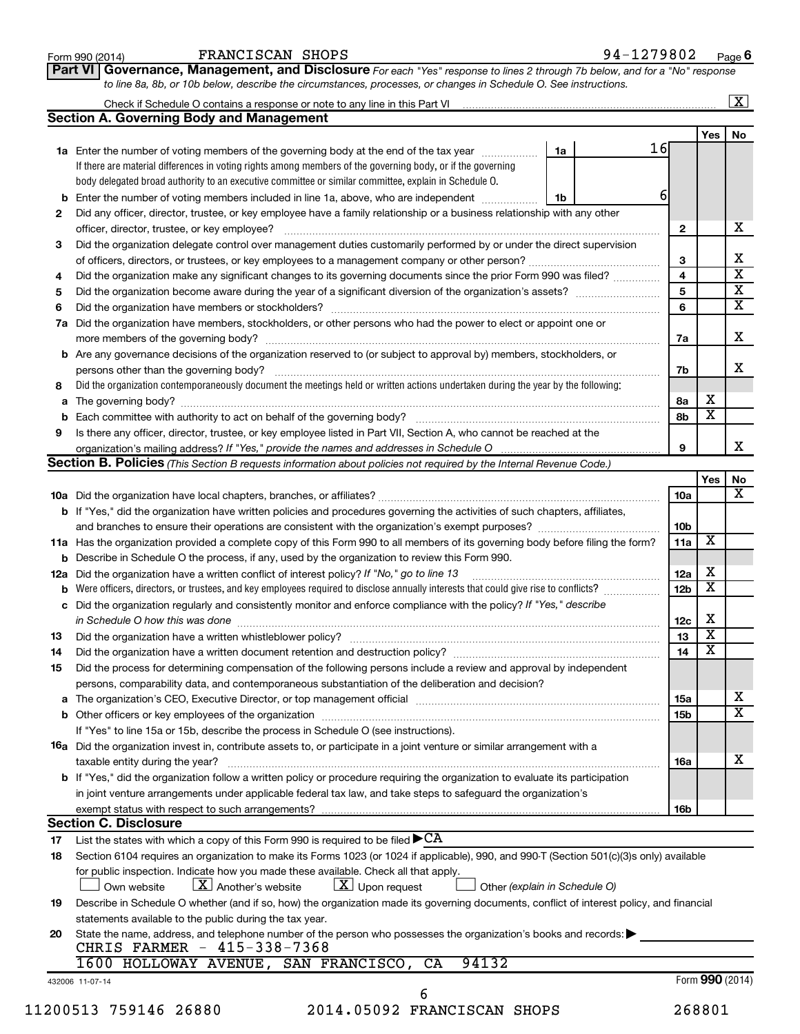Form 990 (2014) FRANCISCAN SHOPS 94-1279802 Page 6

**Part VI Governance, Management, and Disclosure** *For each "Yes" response to lines 2 through 7b below, and for a "No" response to line 8a, 8b, or 10b below, describe the circumstances, processes, or changes in Schedule O. See instructions.*

Check if Schedule O contains a response or note to any line in this Part VI ..... [X]

## Section A. Governing Body and Management

| | | | | Yes | No |
|---|---|---|---|---|---|
| **1a** | Enter the number of voting members of the governing body at the end of the tax year ..... **1a** 16 | | | | |
| | If there are material differences in voting rights among members of the governing body, or if the governing body delegated broad authority to an executive committee or similar committee, explain in Schedule O. | | | | |
| **b** | Enter the number of voting members included in line 1a, above, who are independent ..... **1b** 6 | | | | |
| **2** | Did any officer, director, trustee, or key employee have a family relationship or a business relationship with any other officer, director, trustee, or key employee? | | **2** | | X |
| **3** | Did the organization delegate control over management duties customarily performed by or under the direct supervision of officers, directors, or trustees, or key employees to a management company or other person? | | **3** | | X |
| **4** | Did the organization make any significant changes to its governing documents since the prior Form 990 was filed? | | **4** | | X |
| **5** | Did the organization become aware during the year of a significant diversion of the organization's assets? | | **5** | | X |
| **6** | Did the organization have members or stockholders? | | **6** | | X |
| **7a** | Did the organization have members, stockholders, or other persons who had the power to elect or appoint one or more members of the governing body? | | **7a** | | X |
| **b** | Are any governance decisions of the organization reserved to (or subject to approval by) members, stockholders, or persons other than the governing body? | | **7b** | | X |
| **8** | Did the organization contemporaneously document the meetings held or written actions undertaken during the year by the following: | | | | |
| **a** | The governing body? | | **8a** | X | |
| **b** | Each committee with authority to act on behalf of the governing body? | | **8b** | X | |
| **9** | Is there any officer, director, trustee, or key employee listed in Part VII, Section A, who cannot be reached at the organization's mailing address? *If "Yes," provide the names and addresses in Schedule O* | | **9** | | X |

## Section B. Policies *(This Section B requests information about policies not required by the Internal Revenue Code.)*

| | | | Yes | No |
|---|---|---|---|---|
| **10a** | Did the organization have local chapters, branches, or affiliates? | **10a** | | X |
| **b** | If "Yes," did the organization have written policies and procedures governing the activities of such chapters, affiliates, and branches to ensure their operations are consistent with the organization's exempt purposes? | **10b** | | |
| **11a** | Has the organization provided a complete copy of this Form 990 to all members of its governing body before filing the form? | **11a** | X | |
| **b** | Describe in Schedule O the process, if any, used by the organization to review this Form 990. | | | |
| **12a** | Did the organization have a written conflict of interest policy? *If "No," go to line 13* | **12a** | X | |
| **b** | Were officers, directors, or trustees, and key employees required to disclose annually interests that could give rise to conflicts? | **12b** | X | |
| **c** | Did the organization regularly and consistently monitor and enforce compliance with the policy? *If "Yes," describe in Schedule O how this was done* | **12c** | X | |
| **13** | Did the organization have a written whistleblower policy? | **13** | X | |
| **14** | Did the organization have a written document retention and destruction policy? | **14** | X | |
| **15** | Did the process for determining compensation of the following persons include a review and approval by independent persons, comparability data, and contemporaneous substantiation of the deliberation and decision? | | | |
| **a** | The organization's CEO, Executive Director, or top management official | **15a** | | X |
| **b** | Other officers or key employees of the organization | **15b** | | X |
| | If "Yes" to line 15a or 15b, describe the process in Schedule O (see instructions). | | | |
| **16a** | Did the organization invest in, contribute assets to, or participate in a joint venture or similar arrangement with a taxable entity during the year? | **16a** | | X |
| **b** | If "Yes," did the organization follow a written policy or procedure requiring the organization to evaluate its participation in joint venture arrangements under applicable federal tax law, and take steps to safeguard the organization's exempt status with respect to such arrangements? | **16b** | | |

## Section C. Disclosure

**17** List the states with which a copy of this Form 990 is required to be filed ▶ CA

**18** Section 6104 requires an organization to make its Forms 1023 (or 1024 if applicable), 990, and 990-T (Section 501(c)(3)s only) available for public inspection. Indicate how you made these available. Check all that apply.

[ ] Own website [X] Another's website [X] Upon request [ ] Other *(explain in Schedule O)*

**19** Describe in Schedule O whether (and if so, how) the organization made its governing documents, conflict of interest policy, and financial statements available to the public during the tax year.

**20** State the name, address, and telephone number of the person who possesses the organization's books and records: ▶

CHRIS FARMER - 415-338-7368
1600 HOLLOWAY AVENUE, SAN FRANCISCO, CA 94132

432006 11-07-14 Form **990** (2014)

11200513 759146 26880 2014.05092 FRANCISCAN SHOPS 268801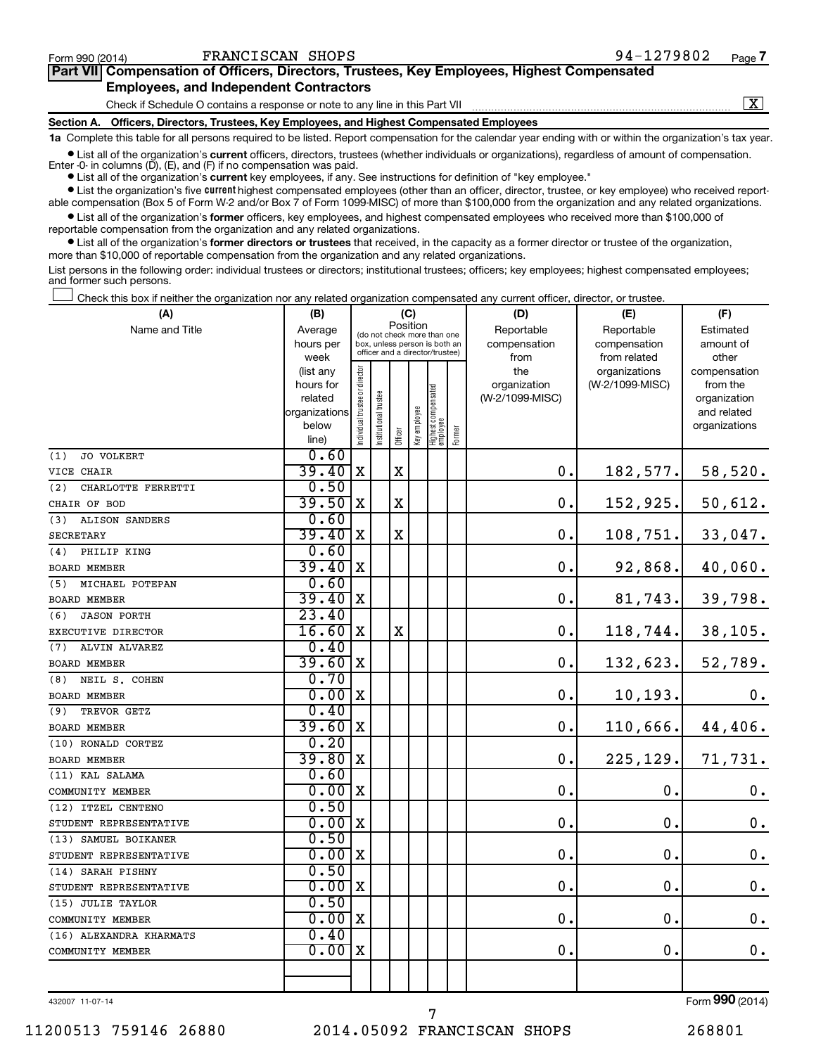Form 990 (2014) FRANCISCAN SHOPS 94-1279802 Page 7

## Part VII Compensation of Officers, Directors, Trustees, Key Employees, Highest Compensated Employees, and Independent Contractors

Check if Schedule O contains a response or note to any line in this Part VII ..... [X]

### Section A. Officers, Directors, Trustees, Key Employees, and Highest Compensated Employees

**1a** Complete this table for all persons required to be listed. Report compensation for the calendar year ending with or within the organization's tax year.

- List all of the organization's **current** officers, directors, trustees (whether individuals or organizations), regardless of amount of compensation. Enter -0- in columns (D), (E), and (F) if no compensation was paid.
- List all of the organization's **current** key employees, if any. See instructions for definition of "key employee."
- List the organization's five **current** highest compensated employees (other than an officer, director, trustee, or key employee) who received reportable compensation (Box 5 of Form W-2 and/or Box 7 of Form 1099-MISC) of more than $100,000 from the organization and any related organizations.
- List all of the organization's **former** officers, key employees, and highest compensated employees who received more than $100,000 of reportable compensation from the organization and any related organizations.
- List all of the organization's **former directors or trustees** that received, in the capacity as a former director or trustee of the organization, more than $10,000 of reportable compensation from the organization and any related organizations.

List persons in the following order: individual trustees or directors; institutional trustees; officers; key employees; highest compensated employees; and former such persons.

[ ] Check this box if neither the organization nor any related organization compensated any current officer, director, or trustee.

| (A) Name and Title | (B) Average hours per week (list any hours for related organizations below line) | (C) Position: Individual trustee or director | Institutional trustee | Officer | Key employee | Highest compensated employee | Former | (D) Reportable compensation from the organization (W-2/1099-MISC) | (E) Reportable compensation from related organizations (W-2/1099-MISC) | (F) Estimated amount of other compensation from the organization and related organizations |
|---|---|---|---|---|---|---|---|---|---|---|
| (1) JO VOLKERT<br>VICE CHAIR | 0.60<br>39.40 | X | | X | | | | 0. | 182,577. | 58,520. |
| (2) CHARLOTTE FERRETTI<br>CHAIR OF BOD | 0.50<br>39.50 | X | | X | | | | 0. | 152,925. | 50,612. |
| (3) ALISON SANDERS<br>SECRETARY | 0.60<br>39.40 | X | | X | | | | 0. | 108,751. | 33,047. |
| (4) PHILIP KING<br>BOARD MEMBER | 0.60<br>39.40 | X | | | | | | 0. | 92,868. | 40,060. |
| (5) MICHAEL POTEPAN<br>BOARD MEMBER | 0.60<br>39.40 | X | | | | | | 0. | 81,743. | 39,798. |
| (6) JASON PORTH<br>EXECUTIVE DIRECTOR | 23.40<br>16.60 | X | | X | | | | 0. | 118,744. | 38,105. |
| (7) ALVIN ALVAREZ<br>BOARD MEMBER | 0.40<br>39.60 | X | | | | | | 0. | 132,623. | 52,789. |
| (8) NEIL S. COHEN<br>BOARD MEMBER | 0.70<br>0.00 | X | | | | | | 0. | 10,193. | 0. |
| (9) TREVOR GETZ<br>BOARD MEMBER | 0.40<br>39.60 | X | | | | | | 0. | 110,666. | 44,406. |
| (10) RONALD CORTEZ<br>BOARD MEMBER | 0.20<br>39.80 | X | | | | | | 0. | 225,129. | 71,731. |
| (11) KAL SALAMA<br>COMMUNITY MEMBER | 0.60<br>0.00 | X | | | | | | 0. | 0. | 0. |
| (12) ITZEL CENTENO<br>STUDENT REPRESENTATIVE | 0.50<br>0.00 | X | | | | | | 0. | 0. | 0. |
| (13) SAMUEL BOIKANER<br>STUDENT REPRESENTATIVE | 0.50<br>0.00 | X | | | | | | 0. | 0. | 0. |
| (14) SARAH PISHNY<br>STUDENT REPRESENTATIVE | 0.50<br>0.00 | X | | | | | | 0. | 0. | 0. |
| (15) JULIE TAYLOR<br>COMMUNITY MEMBER | 0.50<br>0.00 | X | | | | | | 0. | 0. | 0. |
| (16) ALEXANDRA KHARMATS<br>COMMUNITY MEMBER | 0.40<br>0.00 | X | | | | | | 0. | 0. | 0. |

432007 11-07-14 Form **990** (2014)

11200513 759146 26880 2014.05092 FRANCISCAN SHOPS 268801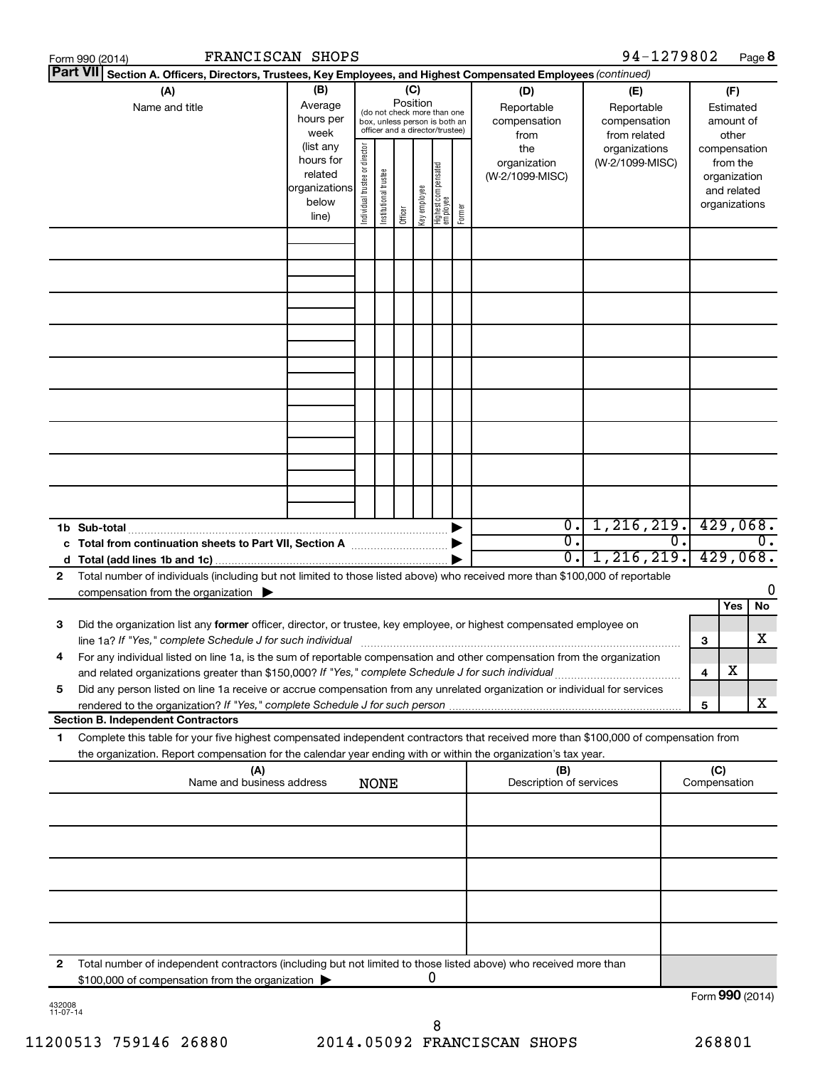Form 990 (2014) FRANCISCAN SHOPS 94-1279802

## Part VII Section A. Officers, Directors, Trustees, Key Employees, and Highest Compensated Employees *(continued)*

| (A) Name and title | (B) Average hours per week (list any hours for related organizations below line) | (C) Position (do not check more than one box, unless person is both an officer and a director/trustee): Individual trustee or director | Institutional trustee | Officer | Key employee | Highest compensated employee | Former | (D) Reportable compensation from the organization (W-2/1099-MISC) | (E) Reportable compensation from related organizations (W-2/1099-MISC) | (F) Estimated amount of other compensation from the organization and related organizations |
|---|---|---|---|---|---|---|---|---|---|---|
| | | | | | | | | | | |
| | | | | | | | | | | |
| | | | | | | | | | | |
| | | | | | | | | | | |
| | | | | | | | | | | |
| | | | | | | | | | | |
| | | | | | | | | | | |
| | | | | | | | | | | |
| | | | | | | | | | | |
| **1b Sub-total** | | | | | | | ▶ | 0. | 1,216,219. | 429,068. |
| **c Total from continuation sheets to Part VII, Section A** | | | | | | | ▶ | 0. | 0. | 0. |
| **d Total (add lines 1b and 1c)** | | | | | | | ▶ | 0. | 1,216,219. | 429,068. |

**2** Total number of individuals (including but not limited to those listed above) who received more than $100,000 of reportable compensation from the organization ▶ 0

| | | Yes | No |
|---|---|---|---|
| **3** Did the organization list any **former** officer, director, or trustee, key employee, or highest compensated employee on line 1a? *If "Yes," complete Schedule J for such individual* | 3 | | X |
| **4** For any individual listed on line 1a, is the sum of reportable compensation and other compensation from the organization and related organizations greater than $150,000? *If "Yes," complete Schedule J for such individual* | 4 | X | |
| **5** Did any person listed on line 1a receive or accrue compensation from any unrelated organization or individual for services rendered to the organization? *If "Yes," complete Schedule J for such person* | 5 | | X |

### Section B. Independent Contractors

**1** Complete this table for your five highest compensated independent contractors that received more than $100,000 of compensation from the organization. Report compensation for the calendar year ending with or within the organization's tax year.

| (A) Name and business address NONE | (B) Description of services | (C) Compensation |
|---|---|---|
| | | |
| | | |
| | | |
| | | |
| | | |

**2** Total number of independent contractors (including but not limited to those listed above) who received more than $100,000 of compensation from the organization ▶ 0

Form **990** (2014)

432008 11-07-14

11200513 759146 26880 2014.05092 FRANCISCAN SHOPS 268801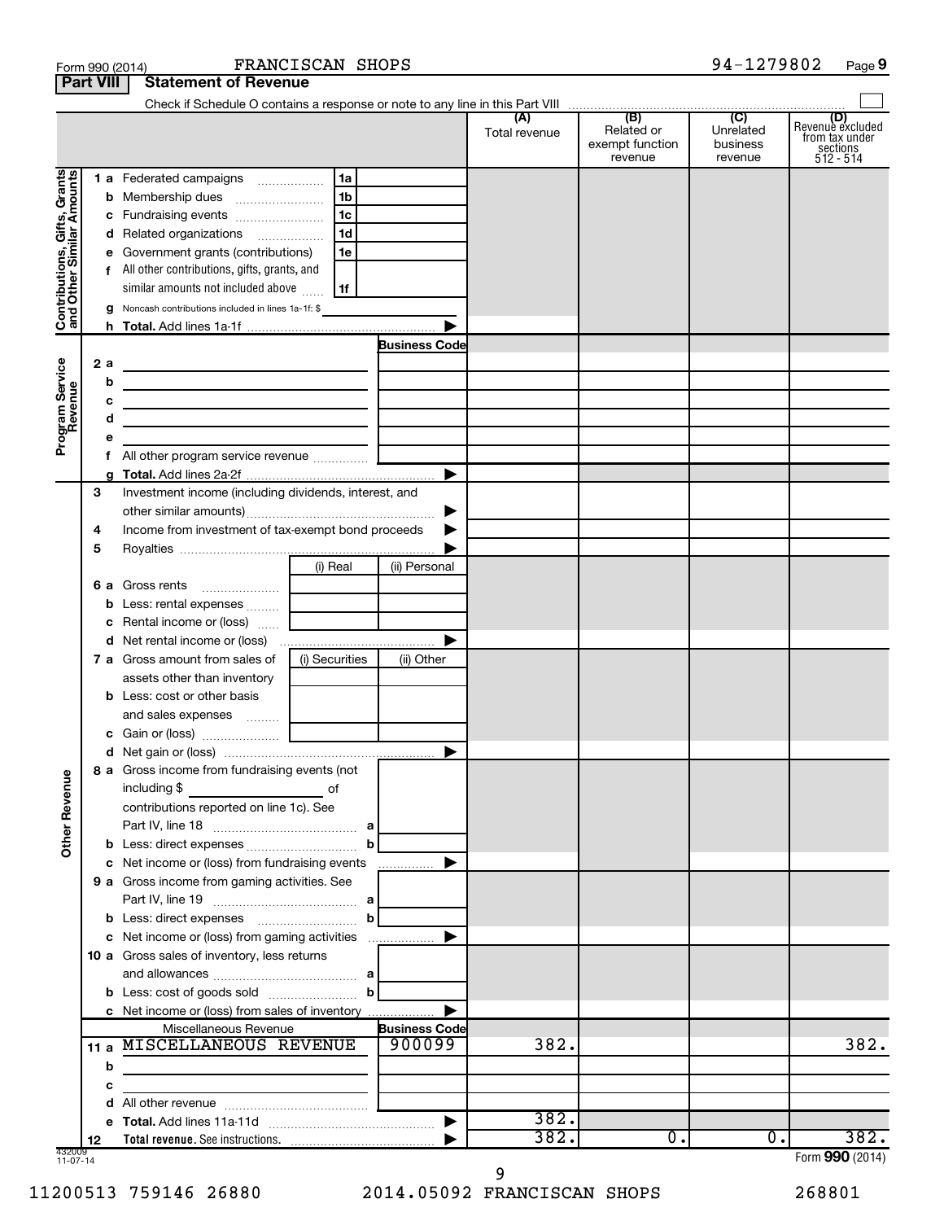Form 990 (2014) FRANCISCAN SHOPS 94-1279802

## Part VIII Statement of Revenue

Check if Schedule O contains a response or note to any line in this Part VIII ☐

| | | | (A) Total revenue | (B) Related or exempt function revenue | (C) Unrelated business revenue | (D) Revenue excluded from tax under sections 512 - 514 |
|---|---|---|---|---|---|---|
| **Contributions, Gifts, Grants and Other Similar Amounts** | 1 a Federated campaigns | 1a | | | | |
| | b Membership dues | 1b | | | | |
| | c Fundraising events | 1c | | | | |
| | d Related organizations | 1d | | | | |
| | e Government grants (contributions) | 1e | | | | |
| | f All other contributions, gifts, grants, and similar amounts not included above | 1f | | | | |
| | g Noncash contributions included in lines 1a-1f: $ | | | | | |
| | h **Total.** Add lines 1a-1f | | | | | |
| **Program Service Revenue** | | **Business Code** | | | | |
| | 2 a | | | | | |
| | b | | | | | |
| | c | | | | | |
| | d | | | | | |
| | e | | | | | |
| | f All other program service revenue | | | | | |
| | g **Total.** Add lines 2a-2f | | | | | |
| | 3 Investment income (including dividends, interest, and other similar amounts) | | | | | |
| | 4 Income from investment of tax-exempt bond proceeds | | | | | |
| | 5 Royalties | | | | | |
| | | (i) Real / (ii) Personal | | | | |
| | 6 a Gross rents | | | | | |
| | b Less: rental expenses | | | | | |
| | c Rental income or (loss) | | | | | |
| | d Net rental income or (loss) | | | | | |
| | | (i) Securities / (ii) Other | | | | |
| | 7 a Gross amount from sales of assets other than inventory | | | | | |
| | b Less: cost or other basis and sales expenses | | | | | |
| | c Gain or (loss) | | | | | |
| | d Net gain or (loss) | | | | | |
| **Other Revenue** | 8 a Gross income from fundraising events (not including $ of contributions reported on line 1c). See Part IV, line 18 | a | | | | |
| | b Less: direct expenses | b | | | | |
| | c Net income or (loss) from fundraising events | | | | | |
| | 9 a Gross income from gaming activities. See Part IV, line 19 | a | | | | |
| | b Less: direct expenses | b | | | | |
| | c Net income or (loss) from gaming activities | | | | | |
| | 10 a Gross sales of inventory, less returns and allowances | a | | | | |
| | b Less: cost of goods sold | b | | | | |
| | c Net income or (loss) from sales of inventory | | | | | |
| | Miscellaneous Revenue | **Business Code** | | | | |
| | 11 a MISCELLANEOUS REVENUE | 900099 | 382. | | | 382. |
| | b | | | | | |
| | c | | | | | |
| | d All other revenue | | | | | |
| | e **Total.** Add lines 11a-11d | | 382. | | | |
| | 12 **Total revenue.** See instructions. | | 382. | 0. | 0. | 382. |

Form **990** (2014)

11200513 759146 26880 2014.05092 FRANCISCAN SHOPS 268801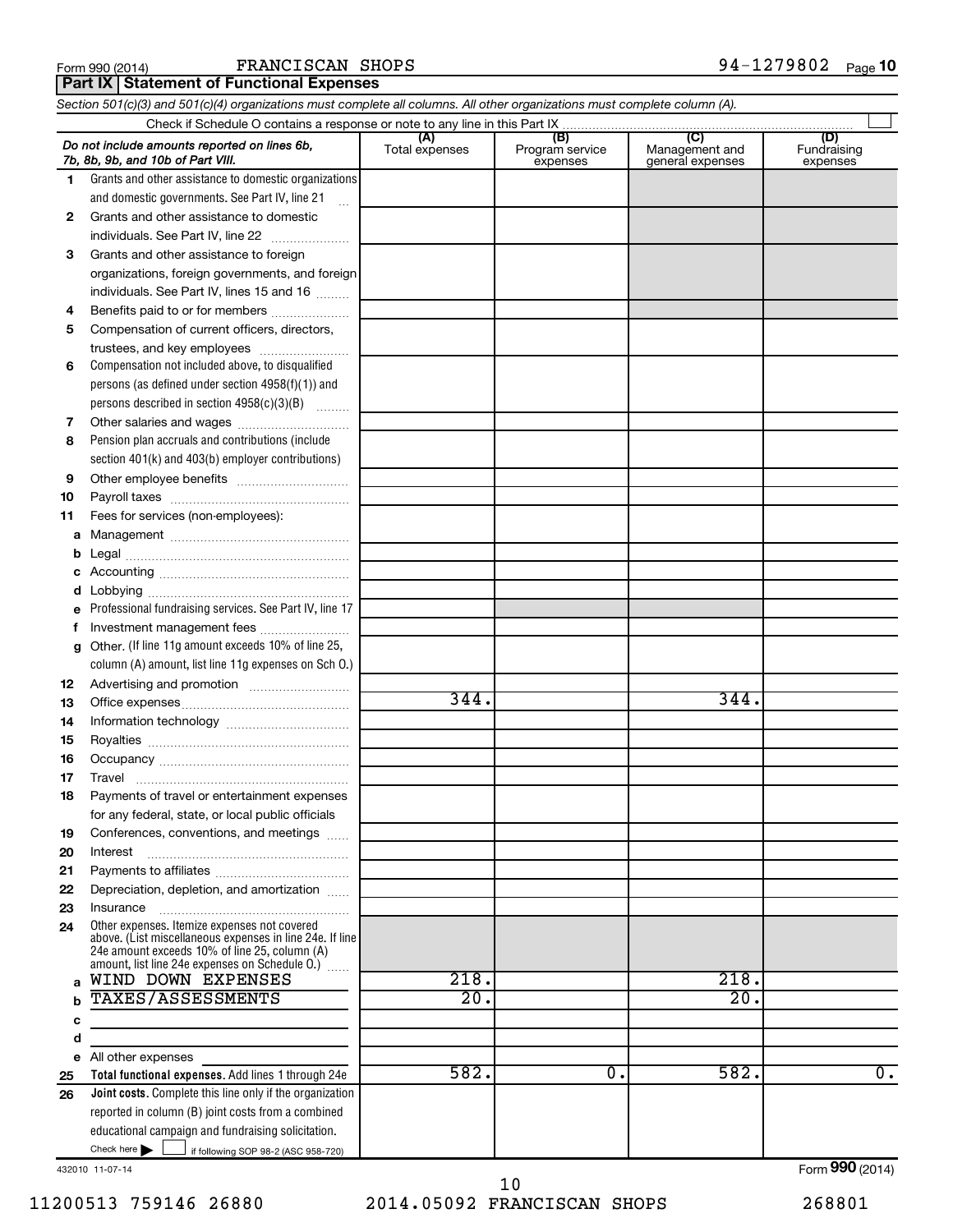Form 990 (2014) FRANCISCAN SHOPS 94-1279802 Page 10

**Part IX Statement of Functional Expenses**

*Section 501(c)(3) and 501(c)(4) organizations must complete all columns. All other organizations must complete column (A).*

Check if Schedule O contains a response or note to any line in this Part IX

| *Do not include amounts reported on lines 6b, 7b, 8b, 9b, and 10b of Part VIII.* | (A) Total expenses | (B) Program service expenses | (C) Management and general expenses | (D) Fundraising expenses |
|---|---|---|---|---|
| 1 Grants and other assistance to domestic organizations and domestic governments. See Part IV, line 21 | | | | |
| 2 Grants and other assistance to domestic individuals. See Part IV, line 22 | | | | |
| 3 Grants and other assistance to foreign organizations, foreign governments, and foreign individuals. See Part IV, lines 15 and 16 | | | | |
| 4 Benefits paid to or for members | | | | |
| 5 Compensation of current officers, directors, trustees, and key employees | | | | |
| 6 Compensation not included above, to disqualified persons (as defined under section 4958(f)(1)) and persons described in section 4958(c)(3)(B) | | | | |
| 7 Other salaries and wages | | | | |
| 8 Pension plan accruals and contributions (include section 401(k) and 403(b) employer contributions) | | | | |
| 9 Other employee benefits | | | | |
| 10 Payroll taxes | | | | |
| 11 Fees for services (non-employees): | | | | |
| a Management | | | | |
| b Legal | | | | |
| c Accounting | | | | |
| d Lobbying | | | | |
| e Professional fundraising services. See Part IV, line 17 | | | | |
| f Investment management fees | | | | |
| g Other. (If line 11g amount exceeds 10% of line 25, column (A) amount, list line 11g expenses on Sch O.) | | | | |
| 12 Advertising and promotion | | | | |
| 13 Office expenses | 344. | | 344. | |
| 14 Information technology | | | | |
| 15 Royalties | | | | |
| 16 Occupancy | | | | |
| 17 Travel | | | | |
| 18 Payments of travel or entertainment expenses for any federal, state, or local public officials | | | | |
| 19 Conferences, conventions, and meetings | | | | |
| 20 Interest | | | | |
| 21 Payments to affiliates | | | | |
| 22 Depreciation, depletion, and amortization | | | | |
| 23 Insurance | | | | |
| 24 Other expenses. Itemize expenses not covered above. (List miscellaneous expenses in line 24e. If line 24e amount exceeds 10% of line 25, column (A) amount, list line 24e expenses on Schedule O.) | | | | |
| a WIND DOWN EXPENSES | 218. | | 218. | |
| b TAXES/ASSESSMENTS | 20. | | 20. | |
| c | | | | |
| d | | | | |
| e All other expenses | | | | |
| 25 **Total functional expenses.** Add lines 1 through 24e | 582. | 0. | 582. | 0. |
| 26 **Joint costs.** Complete this line only if the organization reported in column (B) joint costs from a combined educational campaign and fundraising solicitation. Check here ☐ if following SOP 98-2 (ASC 958-720) | | | | |

432010 11-07-14

Form 990 (2014)

11200513 759146 26880 2014.05092 FRANCISCAN SHOPS 268801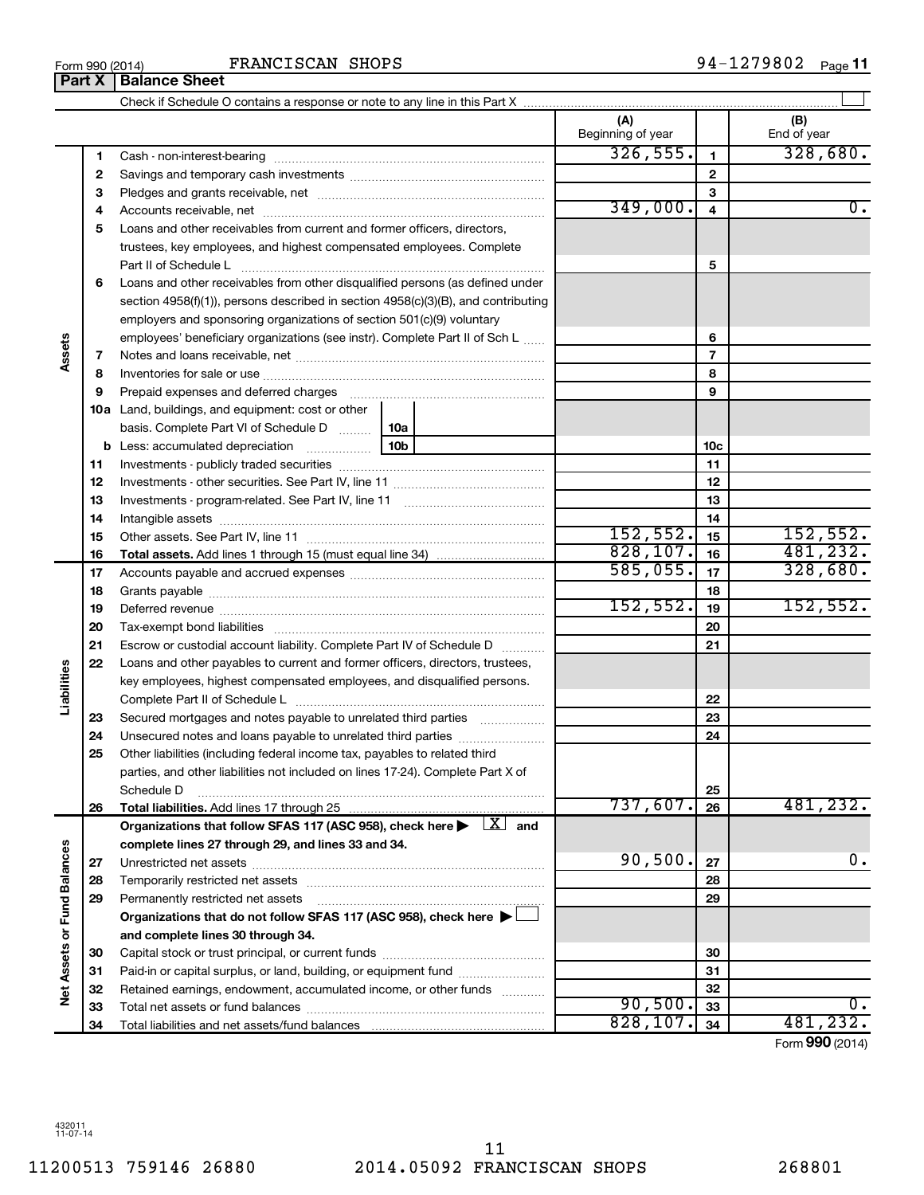Form 990 (2014) FRANCISCAN SHOPS 94-1279802 Page 11

**Part X | Balance Sheet**

Check if Schedule O contains a response or note to any line in this Part X ☐

| | | | (A) Beginning of year | | (B) End of year |
|---|---|---|---|---|---|
| **Assets** | 1 | Cash - non-interest-bearing | 326,555. | 1 | 328,680. |
| | 2 | Savings and temporary cash investments | | 2 | |
| | 3 | Pledges and grants receivable, net | | 3 | |
| | 4 | Accounts receivable, net | 349,000. | 4 | 0. |
| | 5 | Loans and other receivables from current and former officers, directors, trustees, key employees, and highest compensated employees. Complete Part II of Schedule L | | 5 | |
| | 6 | Loans and other receivables from other disqualified persons (as defined under section 4958(f)(1)), persons described in section 4958(c)(3)(B), and contributing employers and sponsoring organizations of section 501(c)(9) voluntary employees' beneficiary organizations (see instr). Complete Part II of Sch L | | 6 | |
| | 7 | Notes and loans receivable, net | | 7 | |
| | 8 | Inventories for sale or use | | 8 | |
| | 9 | Prepaid expenses and deferred charges | | 9 | |
| | 10a | Land, buildings, and equipment: cost or other basis. Complete Part VI of Schedule D — 10a | | | |
| | b | Less: accumulated depreciation — 10b | | 10c | |
| | 11 | Investments - publicly traded securities | | 11 | |
| | 12 | Investments - other securities. See Part IV, line 11 | | 12 | |
| | 13 | Investments - program-related. See Part IV, line 11 | | 13 | |
| | 14 | Intangible assets | | 14 | |
| | 15 | Other assets. See Part IV, line 11 | 152,552. | 15 | 152,552. |
| | 16 | **Total assets.** Add lines 1 through 15 (must equal line 34) | 828,107. | 16 | 481,232. |
| **Liabilities** | 17 | Accounts payable and accrued expenses | 585,055. | 17 | 328,680. |
| | 18 | Grants payable | | 18 | |
| | 19 | Deferred revenue | 152,552. | 19 | 152,552. |
| | 20 | Tax-exempt bond liabilities | | 20 | |
| | 21 | Escrow or custodial account liability. Complete Part IV of Schedule D | | 21 | |
| | 22 | Loans and other payables to current and former officers, directors, trustees, key employees, highest compensated employees, and disqualified persons. Complete Part II of Schedule L | | 22 | |
| | 23 | Secured mortgages and notes payable to unrelated third parties | | 23 | |
| | 24 | Unsecured notes and loans payable to unrelated third parties | | 24 | |
| | 25 | Other liabilities (including federal income tax, payables to related third parties, and other liabilities not included on lines 17-24). Complete Part X of Schedule D | | 25 | |
| | 26 | **Total liabilities.** Add lines 17 through 25 | 737,607. | 26 | 481,232. |
| **Net Assets or Fund Balances** | | **Organizations that follow SFAS 117 (ASC 958), check here ▶ ☒ and complete lines 27 through 29, and lines 33 and 34.** | | | |
| | 27 | Unrestricted net assets | 90,500. | 27 | 0. |
| | 28 | Temporarily restricted net assets | | 28 | |
| | 29 | Permanently restricted net assets | | 29 | |
| | | **Organizations that do not follow SFAS 117 (ASC 958), check here ▶ ☐ and complete lines 30 through 34.** | | | |
| | 30 | Capital stock or trust principal, or current funds | | 30 | |
| | 31 | Paid-in or capital surplus, or land, building, or equipment fund | | 31 | |
| | 32 | Retained earnings, endowment, accumulated income, or other funds | | 32 | |
| | 33 | Total net assets or fund balances | 90,500. | 33 | 0. |
| | 34 | Total liabilities and net assets/fund balances | 828,107. | 34 | 481,232. |

Form **990** (2014)

432011
11-07-14

11200513 759146 26880 2014.05092 FRANCISCAN SHOPS 268801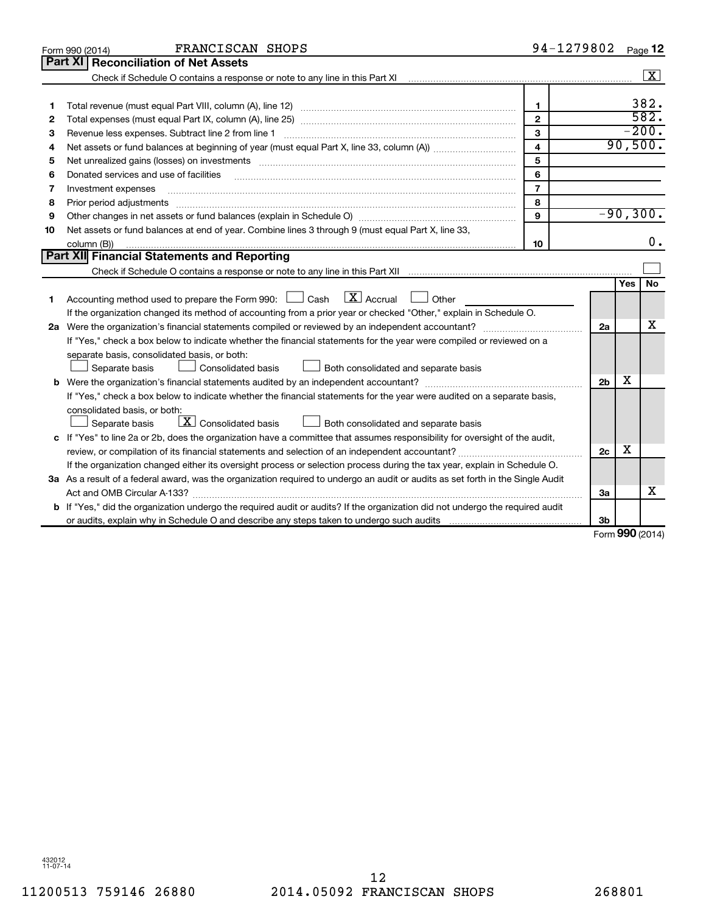Form 990 (2014) FRANCISCAN SHOPS 94-1279802 Page **12**

## Part XI Reconciliation of Net Assets

Check if Schedule O contains a response or note to any line in this Part XI ..... [X]

| | | | |
|---|---|---|---|
| 1 | Total revenue (must equal Part VIII, column (A), line 12) | 1 | 382. |
| 2 | Total expenses (must equal Part IX, column (A), line 25) | 2 | 582. |
| 3 | Revenue less expenses. Subtract line 2 from line 1 | 3 | -200. |
| 4 | Net assets or fund balances at beginning of year (must equal Part X, line 33, column (A)) | 4 | 90,500. |
| 5 | Net unrealized gains (losses) on investments | 5 | |
| 6 | Donated services and use of facilities | 6 | |
| 7 | Investment expenses | 7 | |
| 8 | Prior period adjustments | 8 | |
| 9 | Other changes in net assets or fund balances (explain in Schedule O) | 9 | -90,300. |
| 10 | Net assets or fund balances at end of year. Combine lines 3 through 9 (must equal Part X, line 33, column (B)) | 10 | 0. |

## Part XII Financial Statements and Reporting

Check if Schedule O contains a response or note to any line in this Part XII ..... [ ]

| | | | Yes | No |
|---|---|---|---|---|
| 1 | Accounting method used to prepare the Form 990: [ ] Cash [X] Accrual [ ] Other ______<br>If the organization changed its method of accounting from a prior year or checked "Other," explain in Schedule O. | | | |
| 2a | Were the organization's financial statements compiled or reviewed by an independent accountant? | 2a | | X |
| | If "Yes," check a box below to indicate whether the financial statements for the year were compiled or reviewed on a separate basis, consolidated basis, or both:<br>[ ] Separate basis [ ] Consolidated basis [ ] Both consolidated and separate basis | | | |
| b | Were the organization's financial statements audited by an independent accountant? | 2b | X | |
| | If "Yes," check a box below to indicate whether the financial statements for the year were audited on a separate basis, consolidated basis, or both:<br>[ ] Separate basis [X] Consolidated basis [ ] Both consolidated and separate basis | | | |
| c | If "Yes" to line 2a or 2b, does the organization have a committee that assumes responsibility for oversight of the audit, review, or compilation of its financial statements and selection of an independent accountant? | 2c | X | |
| | If the organization changed either its oversight process or selection process during the tax year, explain in Schedule O. | | | |
| 3a | As a result of a federal award, was the organization required to undergo an audit or audits as set forth in the Single Audit Act and OMB Circular A-133? | 3a | | X |
| b | If "Yes," did the organization undergo the required audit or audits? If the organization did not undergo the required audit or audits, explain why in Schedule O and describe any steps taken to undergo such audits | 3b | | |

Form **990** (2014)

432012 11-07-14

11200513 759146 26880 2014.05092 FRANCISCAN SHOPS 268801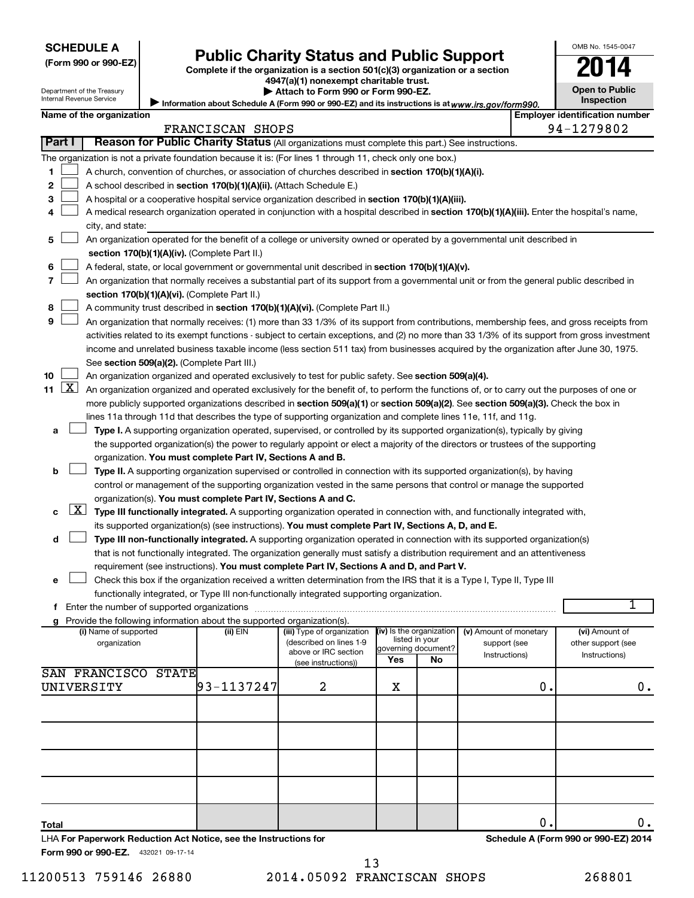**SCHEDULE A**
**(Form 990 or 990-EZ)**

Department of the Treasury
Internal Revenue Service

# Public Charity Status and Public Support

**Complete if the organization is a section 501(c)(3) organization or a section 4947(a)(1) nonexempt charitable trust.**
**▶ Attach to Form 990 or Form 990-EZ.**
▶ Information about Schedule A (Form 990 or 990-EZ) and its instructions is at *www.irs.gov/form990.*

OMB No. 1545-0047
**2014**
**Open to Public Inspection**

**Name of the organization**
FRANCISCAN SHOPS

**Employer identification number**
94-1279802

**Part I** **Reason for Public Charity Status** (All organizations must complete this part.) See instructions.

The organization is not a private foundation because it is: (For lines 1 through 11, check only one box.)

1 ☐ A church, convention of churches, or association of churches described in **section 170(b)(1)(A)(i).**

2 ☐ A school described in **section 170(b)(1)(A)(ii).** (Attach Schedule E.)

3 ☐ A hospital or a cooperative hospital service organization described in **section 170(b)(1)(A)(iii).**

4 ☐ A medical research organization operated in conjunction with a hospital described in **section 170(b)(1)(A)(iii).** Enter the hospital's name, city, and state:

5 ☐ An organization operated for the benefit of a college or university owned or operated by a governmental unit described in **section 170(b)(1)(A)(iv).** (Complete Part II.)

6 ☐ A federal, state, or local government or governmental unit described in **section 170(b)(1)(A)(v).**

7 ☐ An organization that normally receives a substantial part of its support from a governmental unit or from the general public described in **section 170(b)(1)(A)(vi).** (Complete Part II.)

8 ☐ A community trust described in **section 170(b)(1)(A)(vi).** (Complete Part II.)

9 ☐ An organization that normally receives: (1) more than 33 1/3% of its support from contributions, membership fees, and gross receipts from activities related to its exempt functions - subject to certain exceptions, and (2) no more than 33 1/3% of its support from gross investment income and unrelated business taxable income (less section 511 tax) from businesses acquired by the organization after June 30, 1975. See **section 509(a)(2).** (Complete Part III.)

10 ☐ An organization organized and operated exclusively to test for public safety. See **section 509(a)(4).**

11 ☒ An organization organized and operated exclusively for the benefit of, to perform the functions of, or to carry out the purposes of one or more publicly supported organizations described in **section 509(a)(1)** or **section 509(a)(2)**. See **section 509(a)(3).** Check the box in lines 11a through 11d that describes the type of supporting organization and complete lines 11e, 11f, and 11g.

a ☐ **Type I.** A supporting organization operated, supervised, or controlled by its supported organization(s), typically by giving the supported organization(s) the power to regularly appoint or elect a majority of the directors or trustees of the supporting organization. **You must complete Part IV, Sections A and B.**

b ☐ **Type II.** A supporting organization supervised or controlled in connection with its supported organization(s), by having control or management of the supporting organization vested in the same persons that control or manage the supported organization(s). **You must complete Part IV, Sections A and C.**

c ☒ **Type III functionally integrated.** A supporting organization operated in connection with, and functionally integrated with, its supported organization(s) (see instructions). **You must complete Part IV, Sections A, D, and E.**

d ☐ **Type III non-functionally integrated.** A supporting organization operated in connection with its supported organization(s) that is not functionally integrated. The organization generally must satisfy a distribution requirement and an attentiveness requirement (see instructions). **You must complete Part IV, Sections A and D, and Part V.**

e ☐ Check this box if the organization received a written determination from the IRS that it is a Type I, Type II, Type III functionally integrated, or Type III non-functionally integrated supporting organization.

f Enter the number of supported organizations .......... 1

g Provide the following information about the supported organization(s).

| (i) Name of supported organization | (ii) EIN | (iii) Type of organization (described on lines 1-9 above or IRC section (see instructions)) | (iv) Is the organization listed in your governing document? Yes | No | (v) Amount of monetary support (see Instructions) | (vi) Amount of other support (see Instructions) |
|---|---|---|---|---|---|---|
| SAN FRANCISCO STATE UNIVERSITY | 93-1137247 | 2 | X | | 0. | 0. |
| | | | | | | |
| | | | | | | |
| | | | | | | |
| | | | | | | |
| **Total** | | | | | 0. | 0. |

LHA **For Paperwork Reduction Act Notice, see the Instructions for Form 990 or 990-EZ.** 432021 09-17-14

**Schedule A (Form 990 or 990-EZ) 2014**

11200513 759146 26880 2014.05092 FRANCISCAN SHOPS 268801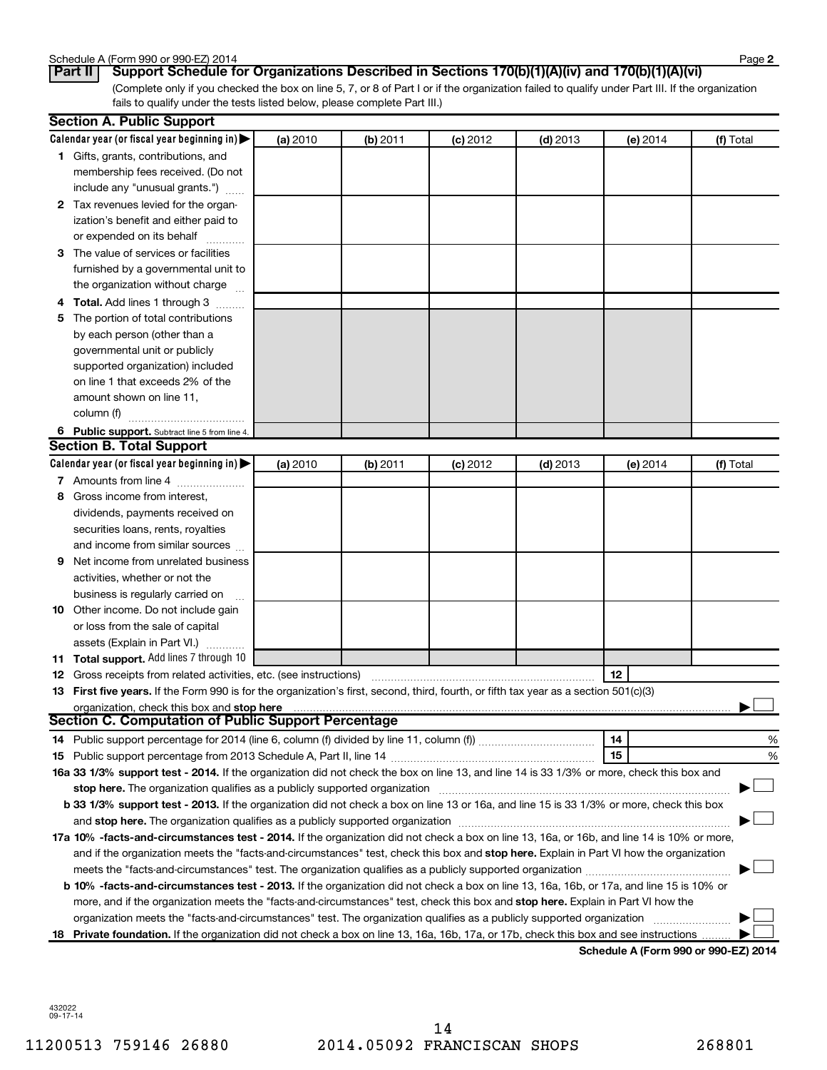Schedule A (Form 990 or 990-EZ) 2014

## Part II Support Schedule for Organizations Described in Sections 170(b)(1)(A)(iv) and 170(b)(1)(A)(vi)

(Complete only if you checked the box on line 5, 7, or 8 of Part I or if the organization failed to qualify under Part III. If the organization fails to qualify under the tests listed below, please complete Part III.)

### Section A. Public Support

| Calendar year (or fiscal year beginning in) ▶ | (a) 2010 | (b) 2011 | (c) 2012 | (d) 2013 | (e) 2014 | (f) Total |
|---|---|---|---|---|---|---|
| **1** Gifts, grants, contributions, and membership fees received. (Do not include any "unusual grants.") | | | | | | |
| **2** Tax revenues levied for the organization's benefit and either paid to or expended on its behalf | | | | | | |
| **3** The value of services or facilities furnished by a governmental unit to the organization without charge | | | | | | |
| **4 Total.** Add lines 1 through 3 | | | | | | |
| **5** The portion of total contributions by each person (other than a governmental unit or publicly supported organization) included on line 1 that exceeds 2% of the amount shown on line 11, column (f) | | | | | | |
| **6 Public support.** Subtract line 5 from line 4. | | | | | | |

### Section B. Total Support

| Calendar year (or fiscal year beginning in) ▶ | (a) 2010 | (b) 2011 | (c) 2012 | (d) 2013 | (e) 2014 | (f) Total |
|---|---|---|---|---|---|---|
| **7** Amounts from line 4 | | | | | | |
| **8** Gross income from interest, dividends, payments received on securities loans, rents, royalties and income from similar sources | | | | | | |
| **9** Net income from unrelated business activities, whether or not the business is regularly carried on | | | | | | |
| **10** Other income. Do not include gain or loss from the sale of capital assets (Explain in Part VI.) | | | | | | |
| **11 Total support.** Add lines 7 through 10 | | | | | | |

**12** Gross receipts from related activities, etc. (see instructions) ..... **12**

**13 First five years.** If the Form 990 is for the organization's first, second, third, fourth, or fifth tax year as a section 501(c)(3) organization, check this box and **stop here** ..... ▶ ☐

### Section C. Computation of Public Support Percentage

**14** Public support percentage for 2014 (line 6, column (f) divided by line 11, column (f)) ..... **14** %

**15** Public support percentage from 2013 Schedule A, Part II, line 14 ..... **15** %

**16a 33 1/3% support test - 2014.** If the organization did not check the box on line 13, and line 14 is 33 1/3% or more, check this box and **stop here.** The organization qualifies as a publicly supported organization ..... ▶ ☐

**b 33 1/3% support test - 2013.** If the organization did not check a box on line 13 or 16a, and line 15 is 33 1/3% or more, check this box and **stop here.** The organization qualifies as a publicly supported organization ..... ▶ ☐

**17a 10% -facts-and-circumstances test - 2014.** If the organization did not check a box on line 13, 16a, or 16b, and line 14 is 10% or more, and if the organization meets the "facts-and-circumstances" test, check this box and **stop here.** Explain in Part VI how the organization meets the "facts-and-circumstances" test. The organization qualifies as a publicly supported organization ..... ▶ ☐

**b 10% -facts-and-circumstances test - 2013.** If the organization did not check a box on line 13, 16a, 16b, or 17a, and line 15 is 10% or more, and if the organization meets the "facts-and-circumstances" test, check this box and **stop here.** Explain in Part VI how the organization meets the "facts-and-circumstances" test. The organization qualifies as a publicly supported organization ..... ▶ ☐

**18 Private foundation.** If the organization did not check a box on line 13, 16a, 16b, 17a, or 17b, check this box and see instructions ..... ▶ ☐

**Schedule A (Form 990 or 990-EZ) 2014**

432022
09-17-14

11200513 759146 26880 2014.05092 FRANCISCAN SHOPS 268801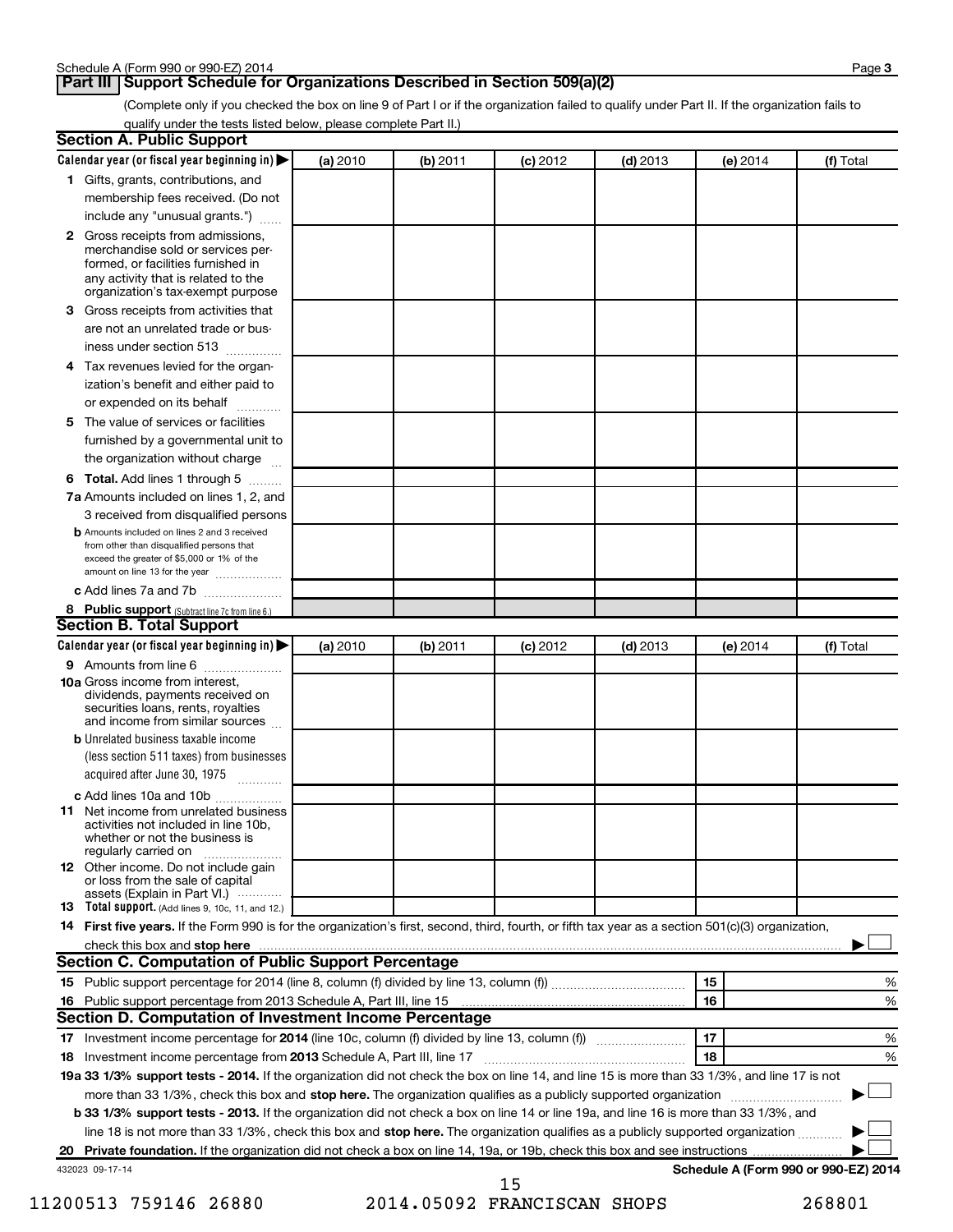Schedule A (Form 990 or 990-EZ) 2014

## Part III Support Schedule for Organizations Described in Section 509(a)(2)

(Complete only if you checked the box on line 9 of Part I or if the organization failed to qualify under Part II. If the organization fails to qualify under the tests listed below, please complete Part II.)

### Section A. Public Support

| Calendar year (or fiscal year beginning in) ▶ | (a) 2010 | (b) 2011 | (c) 2012 | (d) 2013 | (e) 2014 | (f) Total |
|---|---|---|---|---|---|---|
| **1** Gifts, grants, contributions, and membership fees received. (Do not include any "unusual grants.") | | | | | | |
| **2** Gross receipts from admissions, merchandise sold or services performed, or facilities furnished in any activity that is related to the organization's tax-exempt purpose | | | | | | |
| **3** Gross receipts from activities that are not an unrelated trade or business under section 513 | | | | | | |
| **4** Tax revenues levied for the organization's benefit and either paid to or expended on its behalf | | | | | | |
| **5** The value of services or facilities furnished by a governmental unit to the organization without charge | | | | | | |
| **6 Total.** Add lines 1 through 5 | | | | | | |
| **7a** Amounts included on lines 1, 2, and 3 received from disqualified persons | | | | | | |
| **b** Amounts included on lines 2 and 3 received from other than disqualified persons that exceed the greater of $5,000 or 1% of the amount on line 13 for the year | | | | | | |
| **c** Add lines 7a and 7b | | | | | | |
| **8 Public support** (Subtract line 7c from line 6.) | | | | | | |

### Section B. Total Support

| Calendar year (or fiscal year beginning in) ▶ | (a) 2010 | (b) 2011 | (c) 2012 | (d) 2013 | (e) 2014 | (f) Total |
|---|---|---|---|---|---|---|
| **9** Amounts from line 6 | | | | | | |
| **10a** Gross income from interest, dividends, payments received on securities loans, rents, royalties and income from similar sources | | | | | | |
| **b** Unrelated business taxable income (less section 511 taxes) from businesses acquired after June 30, 1975 | | | | | | |
| **c** Add lines 10a and 10b | | | | | | |
| **11** Net income from unrelated business activities not included in line 10b, whether or not the business is regularly carried on | | | | | | |
| **12** Other income. Do not include gain or loss from the sale of capital assets (Explain in Part VI.) | | | | | | |
| **13 Total support.** (Add lines 9, 10c, 11, and 12.) | | | | | | |

**14 First five years.** If the Form 990 is for the organization's first, second, third, fourth, or fifth tax year as a section 501(c)(3) organization, check this box and **stop here** ▶ ☐

### Section C. Computation of Public Support Percentage

| | | |
|---|---|---|
| **15** Public support percentage for 2014 (line 8, column (f) divided by line 13, column (f)) | 15 | % |
| **16** Public support percentage from 2013 Schedule A, Part III, line 15 | 16 | % |

### Section D. Computation of Investment Income Percentage

| | | |
|---|---|---|
| **17** Investment income percentage for **2014** (line 10c, column (f) divided by line 13, column (f)) | 17 | % |
| **18** Investment income percentage from **2013** Schedule A, Part III, line 17 | 18 | % |

**19a 33 1/3% support tests - 2014.** If the organization did not check the box on line 14, and line 15 is more than 33 1/3%, and line 17 is not more than 33 1/3%, check this box and **stop here.** The organization qualifies as a publicly supported organization ▶ ☐

**b 33 1/3% support tests - 2013.** If the organization did not check a box on line 14 or line 19a, and line 16 is more than 33 1/3%, and line 18 is not more than 33 1/3%, check this box and **stop here.** The organization qualifies as a publicly supported organization ▶ ☐

**20 Private foundation.** If the organization did not check a box on line 14, 19a, or 19b, check this box and see instructions ▶ ☐

432023 09-17-14

**Schedule A (Form 990 or 990-EZ) 2014**

11200513 759146 26880 2014.05092 FRANCISCAN SHOPS 268801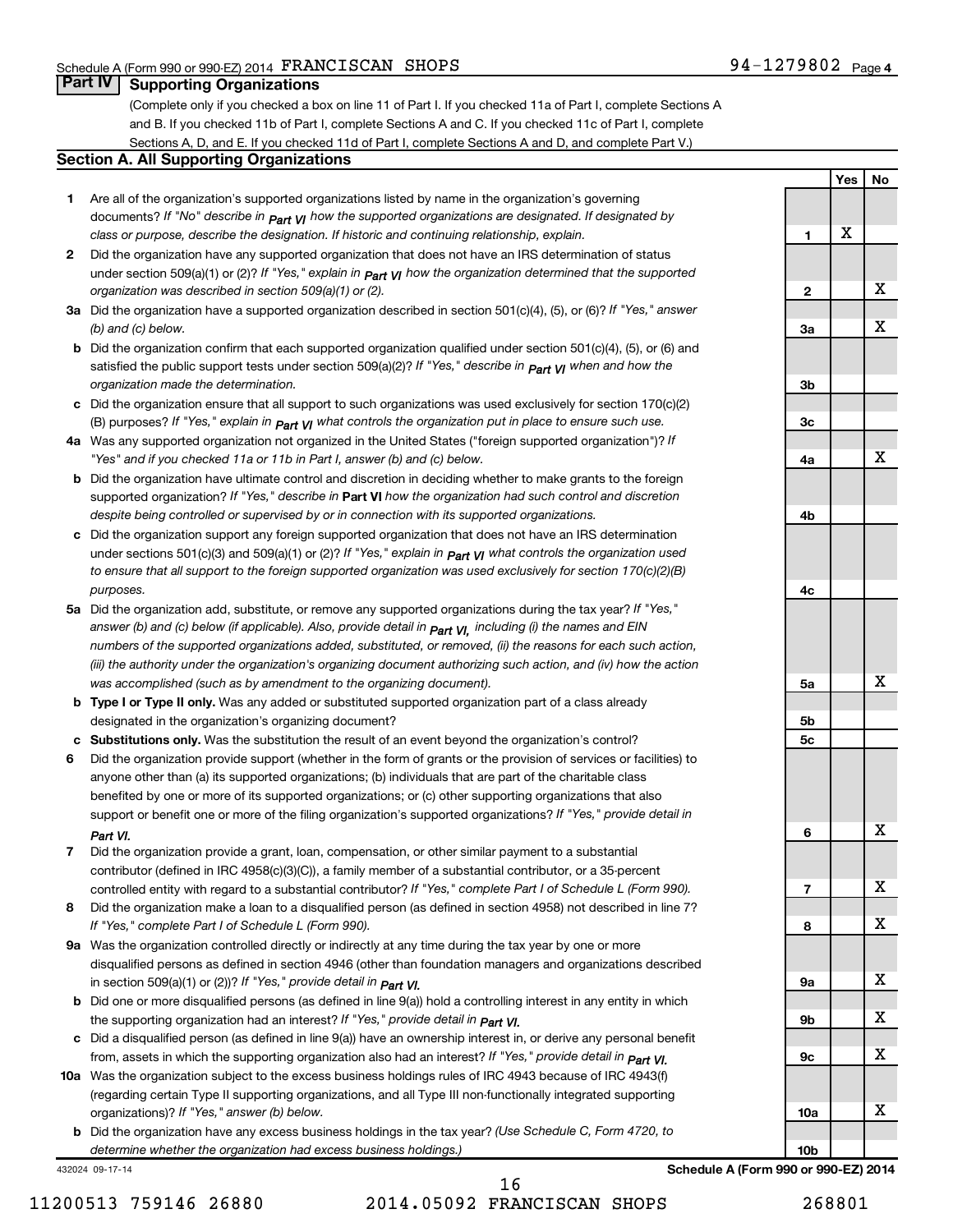Schedule A (Form 990 or 990-EZ) 2014 FRANCISCAN SHOPS 94-1279802 Page 4

## Part IV Supporting Organizations

(Complete only if you checked a box on line 11 of Part I. If you checked 11a of Part I, complete Sections A and B. If you checked 11b of Part I, complete Sections A and C. If you checked 11c of Part I, complete Sections A, D, and E. If you checked 11d of Part I, complete Sections A and D, and complete Part V.)

### Section A. All Supporting Organizations

| | | Line | Yes | No |
|---|---|---|---|---|
| **1** | Are all of the organization's supported organizations listed by name in the organization's governing documents? *If "No" describe in Part VI how the supported organizations are designated. If designated by class or purpose, describe the designation. If historic and continuing relationship, explain.* | 1 | X | |
| **2** | Did the organization have any supported organization that does not have an IRS determination of status under section 509(a)(1) or (2)? *If "Yes," explain in Part VI how the organization determined that the supported organization was described in section 509(a)(1) or (2).* | 2 | | X |
| **3a** | Did the organization have a supported organization described in section 501(c)(4), (5), or (6)? *If "Yes," answer (b) and (c) below.* | 3a | | X |
| **b** | Did the organization confirm that each supported organization qualified under section 501(c)(4), (5), or (6) and satisfied the public support tests under section 509(a)(2)? *If "Yes," describe in Part VI when and how the organization made the determination.* | 3b | | |
| **c** | Did the organization ensure that all support to such organizations was used exclusively for section 170(c)(2)(B) purposes? *If "Yes," explain in Part VI what controls the organization put in place to ensure such use.* | 3c | | |
| **4a** | Was any supported organization not organized in the United States ("foreign supported organization")? *If "Yes" and if you checked 11a or 11b in Part I, answer (b) and (c) below.* | 4a | | X |
| **b** | Did the organization have ultimate control and discretion in deciding whether to make grants to the foreign supported organization? *If "Yes," describe in* **Part VI** *how the organization had such control and discretion despite being controlled or supervised by or in connection with its supported organizations.* | 4b | | |
| **c** | Did the organization support any foreign supported organization that does not have an IRS determination under sections 501(c)(3) and 509(a)(1) or (2)? *If "Yes," explain in Part VI what controls the organization used to ensure that all support to the foreign supported organization was used exclusively for section 170(c)(2)(B) purposes.* | 4c | | |
| **5a** | Did the organization add, substitute, or remove any supported organizations during the tax year? *If "Yes," answer (b) and (c) below (if applicable). Also, provide detail in Part VI, including (i) the names and EIN numbers of the supported organizations added, substituted, or removed, (ii) the reasons for each such action, (iii) the authority under the organization's organizing document authorizing such action, and (iv) how the action was accomplished (such as by amendment to the organizing document).* | 5a | | X |
| **b** | **Type I or Type II only.** Was any added or substituted supported organization part of a class already designated in the organization's organizing document? | 5b | | |
| **c** | **Substitutions only.** Was the substitution the result of an event beyond the organization's control? | 5c | | |
| **6** | Did the organization provide support (whether in the form of grants or the provision of services or facilities) to anyone other than (a) its supported organizations; (b) individuals that are part of the charitable class benefited by one or more of its supported organizations; or (c) other supporting organizations that also support or benefit one or more of the filing organization's supported organizations? *If "Yes," provide detail in Part VI.* | 6 | | X |
| **7** | Did the organization provide a grant, loan, compensation, or other similar payment to a substantial contributor (defined in IRC 4958(c)(3)(C)), a family member of a substantial contributor, or a 35-percent controlled entity with regard to a substantial contributor? *If "Yes," complete Part I of Schedule L (Form 990).* | 7 | | X |
| **8** | Did the organization make a loan to a disqualified person (as defined in section 4958) not described in line 7? *If "Yes," complete Part I of Schedule L (Form 990).* | 8 | | X |
| **9a** | Was the organization controlled directly or indirectly at any time during the tax year by one or more disqualified persons as defined in section 4946 (other than foundation managers and organizations described in section 509(a)(1) or (2))? *If "Yes," provide detail in Part VI.* | 9a | | X |
| **b** | Did one or more disqualified persons (as defined in line 9(a)) hold a controlling interest in any entity in which the supporting organization had an interest? *If "Yes," provide detail in Part VI.* | 9b | | X |
| **c** | Did a disqualified person (as defined in line 9(a)) have an ownership interest in, or derive any personal benefit from, assets in which the supporting organization also had an interest? *If "Yes," provide detail in Part VI.* | 9c | | X |
| **10a** | Was the organization subject to the excess business holdings rules of IRC 4943 because of IRC 4943(f) (regarding certain Type II supporting organizations, and all Type III non-functionally integrated supporting organizations)? *If "Yes," answer (b) below.* | 10a | | X |
| **b** | Did the organization have any excess business holdings in the tax year? *(Use Schedule C, Form 4720, to determine whether the organization had excess business holdings.)* | 10b | | |

432024 09-17-14 **Schedule A (Form 990 or 990-EZ) 2014**

11200513 759146 26880 2014.05092 FRANCISCAN SHOPS 268801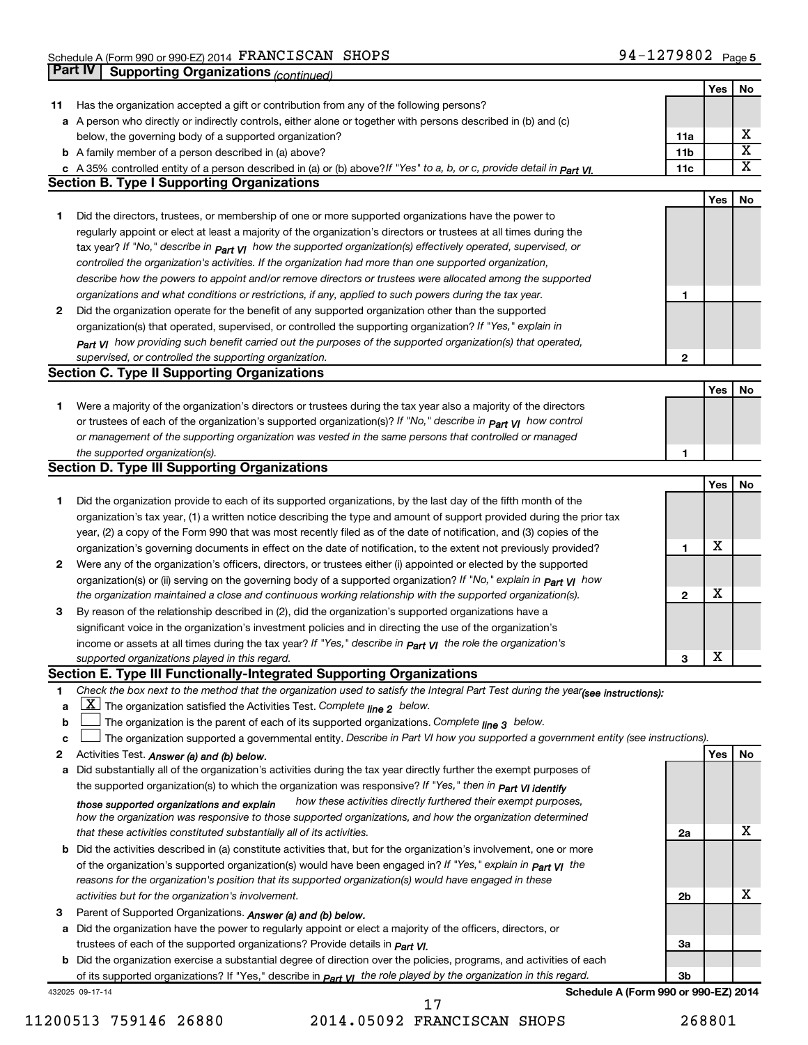Schedule A (Form 990 or 990-EZ) 2014 FRANCISCAN SHOPS 94-1279802 Page 5

## Part IV Supporting Organizations *(continued)*

| | | | Yes | No |
|---|---|---|---|---|
| **11** | Has the organization accepted a gift or contribution from any of the following persons? | | | |
| **a** | A person who directly or indirectly controls, either alone or together with persons described in (b) and (c) below, the governing body of a supported organization? | **11a** | | X |
| **b** | A family member of a person described in (a) above? | **11b** | | X |
| **c** | A 35% controlled entity of a person described in (a) or (b) above? *If "Yes" to a, b, or c, provide detail in Part VI.* | **11c** | | X |

### Section B. Type I Supporting Organizations

| | | | Yes | No |
|---|---|---|---|---|
| **1** | Did the directors, trustees, or membership of one or more supported organizations have the power to regularly appoint or elect at least a majority of the organization's directors or trustees at all times during the tax year? *If "No," describe in Part VI how the supported organization(s) effectively operated, supervised, or controlled the organization's activities. If the organization had more than one supported organization, describe how the powers to appoint and/or remove directors or trustees were allocated among the supported organizations and what conditions or restrictions, if any, applied to such powers during the tax year.* | **1** | | |
| **2** | Did the organization operate for the benefit of any supported organization other than the supported organization(s) that operated, supervised, or controlled the supporting organization? *If "Yes," explain in Part VI how providing such benefit carried out the purposes of the supported organization(s) that operated, supervised, or controlled the supporting organization.* | **2** | | |

### Section C. Type II Supporting Organizations

| | | | Yes | No |
|---|---|---|---|---|
| **1** | Were a majority of the organization's directors or trustees during the tax year also a majority of the directors or trustees of each of the organization's supported organization(s)? *If "No," describe in Part VI how control or management of the supporting organization was vested in the same persons that controlled or managed the supported organization(s).* | **1** | | |

### Section D. Type III Supporting Organizations

| | | | Yes | No |
|---|---|---|---|---|
| **1** | Did the organization provide to each of its supported organizations, by the last day of the fifth month of the organization's tax year, (1) a written notice describing the type and amount of support provided during the prior tax year, (2) a copy of the Form 990 that was most recently filed as of the date of notification, and (3) copies of the organization's governing documents in effect on the date of notification, to the extent not previously provided? | **1** | X | |
| **2** | Were any of the organization's officers, directors, or trustees either (i) appointed or elected by the supported organization(s) or (ii) serving on the governing body of a supported organization? *If "No," explain in Part VI how the organization maintained a close and continuous working relationship with the supported organization(s).* | **2** | X | |
| **3** | By reason of the relationship described in (2), did the organization's supported organizations have a significant voice in the organization's investment policies and in directing the use of the organization's income or assets at all times during the tax year? *If "Yes," describe in Part VI the role the organization's supported organizations played in this regard.* | **3** | X | |

### Section E. Type III Functionally-Integrated Supporting Organizations

**1** *Check the box next to the method that the organization used to satisfy the Integral Part Test during the year (see instructions):*

- **a** [X] The organization satisfied the Activities Test. *Complete line 2 below.*
- **b** [ ] The organization is the parent of each of its supported organizations. *Complete line 3 below.*
- **c** [ ] The organization supported a governmental entity. *Describe in Part VI how you supported a government entity (see instructions).*

| | | | Yes | No |
|---|---|---|---|---|
| **2** | Activities Test. *Answer (a) and (b) below.* | | | |
| **a** | Did substantially all of the organization's activities during the tax year directly further the exempt purposes of the supported organization(s) to which the organization was responsive? *If "Yes," then in Part VI identify those supported organizations and explain how these activities directly furthered their exempt purposes, how the organization was responsive to those supported organizations, and how the organization determined that these activities constituted substantially all of its activities.* | **2a** | | X |
| **b** | Did the activities described in (a) constitute activities that, but for the organization's involvement, one or more of the organization's supported organization(s) would have been engaged in? *If "Yes," explain in Part VI the reasons for the organization's position that its supported organization(s) would have engaged in these activities but for the organization's involvement.* | **2b** | | X |
| **3** | Parent of Supported Organizations. *Answer (a) and (b) below.* | | | |
| **a** | Did the organization have the power to regularly appoint or elect a majority of the officers, directors, or trustees of each of the supported organizations? Provide details in *Part VI.* | **3a** | | |
| **b** | Did the organization exercise a substantial degree of direction over the policies, programs, and activities of each of its supported organizations? If "Yes," describe in *Part VI the role played by the organization in this regard.* | **3b** | | |

432025 09-17-14 **Schedule A (Form 990 or 990-EZ) 2014**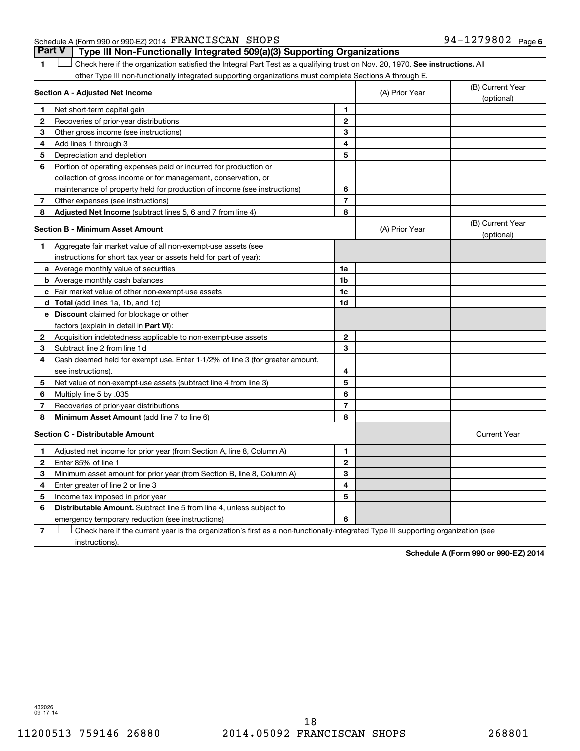Schedule A (Form 990 or 990-EZ) 2014 FRANCISCAN SHOPS 94-1279802 Page 6

## Part V Type III Non-Functionally Integrated 509(a)(3) Supporting Organizations

1 ☐ Check here if the organization satisfied the Integral Part Test as a qualifying trust on Nov. 20, 1970. **See instructions.** All other Type III non-functionally integrated supporting organizations must complete Sections A through E.

| **Section A - Adjusted Net Income** | | (A) Prior Year | (B) Current Year (optional) |
|---|---|---|---|
| 1 Net short-term capital gain | 1 | | |
| 2 Recoveries of prior-year distributions | 2 | | |
| 3 Other gross income (see instructions) | 3 | | |
| 4 Add lines 1 through 3 | 4 | | |
| 5 Depreciation and depletion | 5 | | |
| 6 Portion of operating expenses paid or incurred for production or collection of gross income or for management, conservation, or maintenance of property held for production of income (see instructions) | 6 | | |
| 7 Other expenses (see instructions) | 7 | | |
| 8 **Adjusted Net Income** (subtract lines 5, 6 and 7 from line 4) | 8 | | |

| **Section B - Minimum Asset Amount** | | (A) Prior Year | (B) Current Year (optional) |
|---|---|---|---|
| 1 Aggregate fair market value of all non-exempt-use assets (see instructions for short tax year or assets held for part of year): | | | |
| a Average monthly value of securities | 1a | | |
| b Average monthly cash balances | 1b | | |
| c Fair market value of other non-exempt-use assets | 1c | | |
| d **Total** (add lines 1a, 1b, and 1c) | 1d | | |
| e **Discount** claimed for blockage or other factors (explain in detail in **Part VI**): | | | |
| 2 Acquisition indebtedness applicable to non-exempt-use assets | 2 | | |
| 3 Subtract line 2 from line 1d | 3 | | |
| 4 Cash deemed held for exempt use. Enter 1-1/2% of line 3 (for greater amount, see instructions). | 4 | | |
| 5 Net value of non-exempt-use assets (subtract line 4 from line 3) | 5 | | |
| 6 Multiply line 5 by .035 | 6 | | |
| 7 Recoveries of prior-year distributions | 7 | | |
| 8 **Minimum Asset Amount** (add line 7 to line 6) | 8 | | |

| **Section C - Distributable Amount** | | | Current Year |
|---|---|---|---|
| 1 Adjusted net income for prior year (from Section A, line 8, Column A) | 1 | | |
| 2 Enter 85% of line 1 | 2 | | |
| 3 Minimum asset amount for prior year (from Section B, line 8, Column A) | 3 | | |
| 4 Enter greater of line 2 or line 3 | 4 | | |
| 5 Income tax imposed in prior year | 5 | | |
| 6 **Distributable Amount.** Subtract line 5 from line 4, unless subject to emergency temporary reduction (see instructions) | 6 | | |

7 ☐ Check here if the current year is the organization's first as a non-functionally-integrated Type III supporting organization (see instructions).

**Schedule A (Form 990 or 990-EZ) 2014**

432026
09-17-14

11200513 759146 26880 2014.05092 FRANCISCAN SHOPS 268801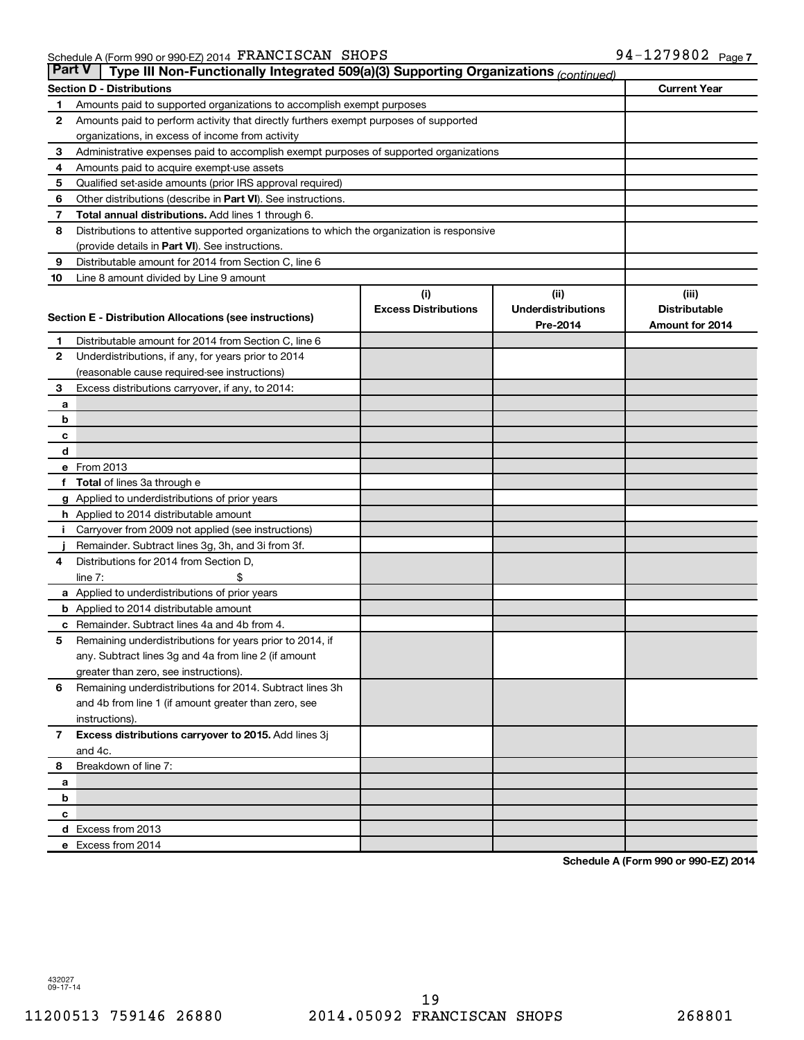Schedule A (Form 990 or 990-EZ) 2014 FRANCISCAN SHOPS 94-1279802 Page 7

**Part V | Type III Non-Functionally Integrated 509(a)(3) Supporting Organizations** *(continued)*

| Section D - Distributions | | Current Year |
|---|---|---|
| 1 | Amounts paid to supported organizations to accomplish exempt purposes | |
| 2 | Amounts paid to perform activity that directly furthers exempt purposes of supported organizations, in excess of income from activity | |
| 3 | Administrative expenses paid to accomplish exempt purposes of supported organizations | |
| 4 | Amounts paid to acquire exempt-use assets | |
| 5 | Qualified set-aside amounts (prior IRS approval required) | |
| 6 | Other distributions (describe in **Part VI**). See instructions. | |
| 7 | **Total annual distributions.** Add lines 1 through 6. | |
| 8 | Distributions to attentive supported organizations to which the organization is responsive (provide details in **Part VI**). See instructions. | |
| 9 | Distributable amount for 2014 from Section C, line 6 | |
| 10 | Line 8 amount divided by Line 9 amount | |

| Section E - Distribution Allocations (see instructions) | | (i) Excess Distributions | (ii) Underdistributions Pre-2014 | (iii) Distributable Amount for 2014 |
|---|---|---|---|---|
| 1 | Distributable amount for 2014 from Section C, line 6 | | | |
| 2 | Underdistributions, if any, for years prior to 2014 (reasonable cause required-see instructions) | | | |
| 3 | Excess distributions carryover, if any, to 2014: | | | |
| a | | | | |
| b | | | | |
| c | | | | |
| d | | | | |
| e | From 2013 | | | |
| f | **Total** of lines 3a through e | | | |
| g | Applied to underdistributions of prior years | | | |
| h | Applied to 2014 distributable amount | | | |
| i | Carryover from 2009 not applied (see instructions) | | | |
| j | Remainder. Subtract lines 3g, 3h, and 3i from 3f. | | | |
| 4 | Distributions for 2014 from Section D, line 7: $ | | | |
| a | Applied to underdistributions of prior years | | | |
| b | Applied to 2014 distributable amount | | | |
| c | Remainder. Subtract lines 4a and 4b from 4. | | | |
| 5 | Remaining underdistributions for years prior to 2014, if any. Subtract lines 3g and 4a from line 2 (if amount greater than zero, see instructions). | | | |
| 6 | Remaining underdistributions for 2014. Subtract lines 3h and 4b from line 1 (if amount greater than zero, see instructions). | | | |
| 7 | **Excess distributions carryover to 2015.** Add lines 3j and 4c. | | | |
| 8 | Breakdown of line 7: | | | |
| a | | | | |
| b | | | | |
| c | | | | |
| d | Excess from 2013 | | | |
| e | Excess from 2014 | | | |

**Schedule A (Form 990 or 990-EZ) 2014**

432027
09-17-14

11200513 759146 26880 2014.05092 FRANCISCAN SHOPS 268801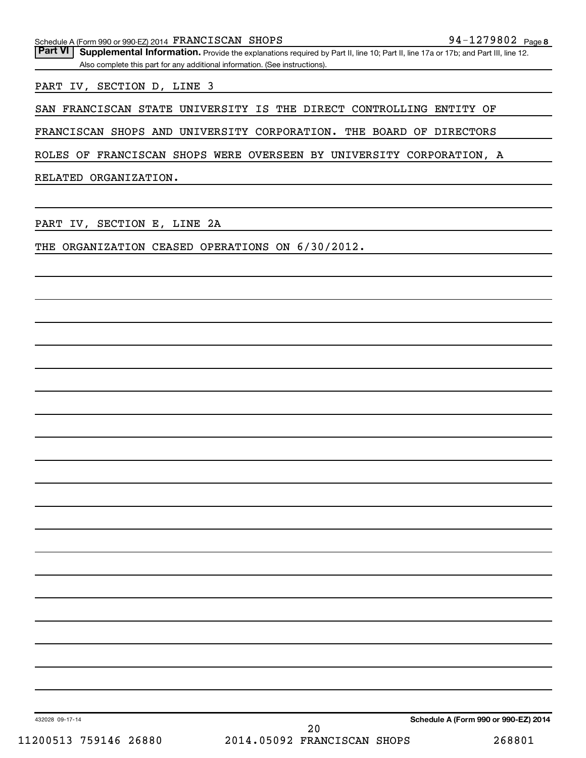Schedule A (Form 990 or 990-EZ) 2014 FRANCISCAN SHOPS 94-1279802 Page 8

**Part VI** **Supplemental Information.** Provide the explanations required by Part II, line 10; Part II, line 17a or 17b; and Part III, line 12. Also complete this part for any additional information. (See instructions).

PART IV, SECTION D, LINE 3

SAN FRANCISCAN STATE UNIVERSITY IS THE DIRECT CONTROLLING ENTITY OF FRANCISCAN SHOPS AND UNIVERSITY CORPORATION. THE BOARD OF DIRECTORS ROLES OF FRANCISCAN SHOPS WERE OVERSEEN BY UNIVERSITY CORPORATION, A RELATED ORGANIZATION.

PART IV, SECTION E, LINE 2A

THE ORGANIZATION CEASED OPERATIONS ON 6/30/2012.

432028 09-17-14 **Schedule A (Form 990 or 990-EZ) 2014**

11200513 759146 26880 2014.05092 FRANCISCAN SHOPS 268801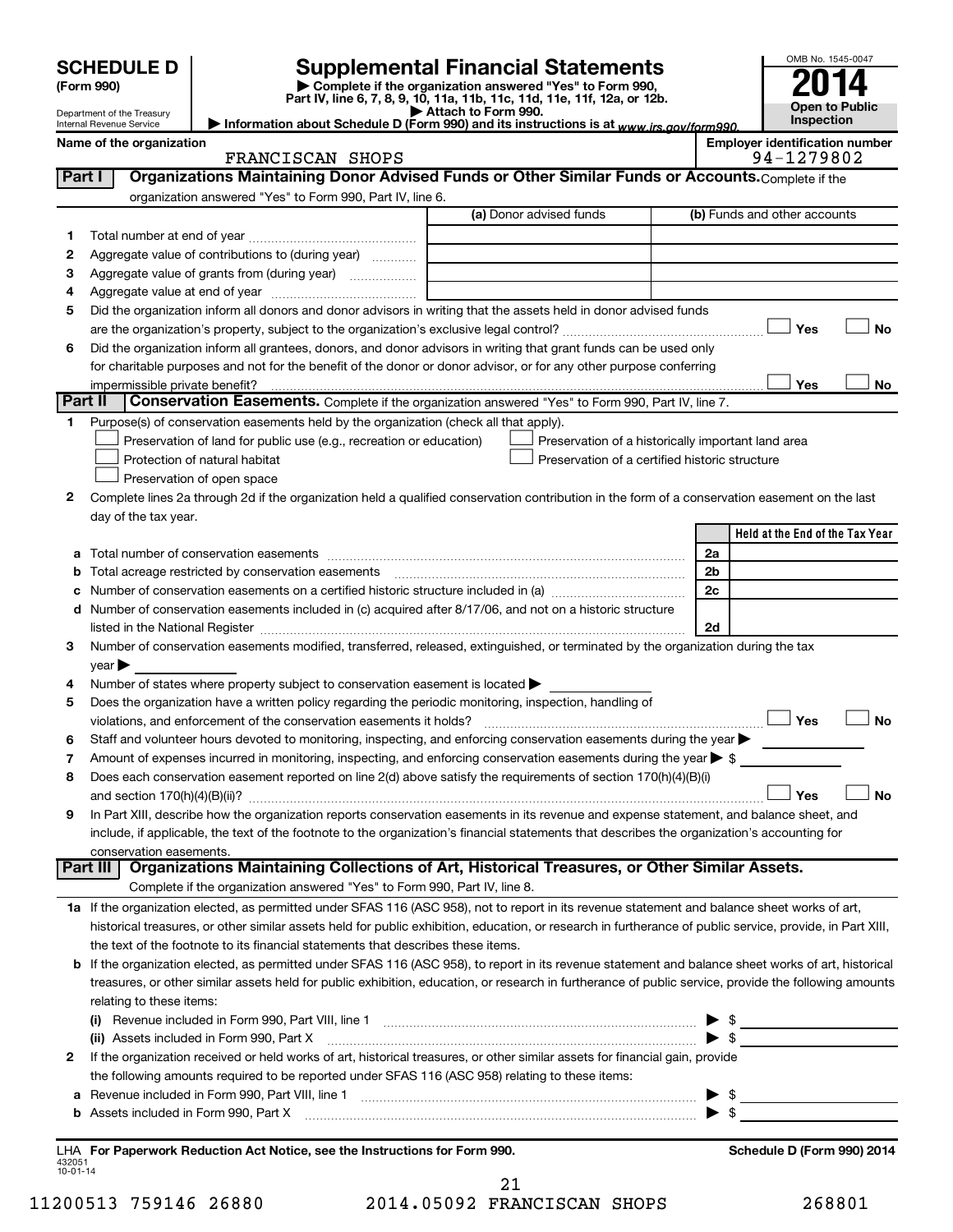**SCHEDULE D**
**(Form 990)**

Department of the Treasury
Internal Revenue Service

# Supplemental Financial Statements

▶ Complete if the organization answered "Yes" to Form 990, Part IV, line 6, 7, 8, 9, 10, 11a, 11b, 11c, 11d, 11e, 11f, 12a, or 12b.
▶ Attach to Form 990.
▶ Information about Schedule D (Form 990) and its instructions is at www.irs.gov/form990.

OMB No. 1545-0047
**2014**
**Open to Public Inspection**

**Name of the organization**
FRANCISCAN SHOPS

**Employer identification number**
94-1279802

## Part I Organizations Maintaining Donor Advised Funds or Other Similar Funds or Accounts.

Complete if the organization answered "Yes" to Form 990, Part IV, line 6.

| | | (a) Donor advised funds | (b) Funds and other accounts |
|---|---|---|---|
| 1 | Total number at end of year | | |
| 2 | Aggregate value of contributions to (during year) | | |
| 3 | Aggregate value of grants from (during year) | | |
| 4 | Aggregate value at end of year | | |

5 Did the organization inform all donors and donor advisors in writing that the assets held in donor advised funds are the organization's property, subject to the organization's exclusive legal control? ☐ Yes ☐ No

6 Did the organization inform all grantees, donors, and donor advisors in writing that grant funds can be used only for charitable purposes and not for the benefit of the donor or donor advisor, or for any other purpose conferring impermissible private benefit? ☐ Yes ☐ No

## Part II Conservation Easements.

Complete if the organization answered "Yes" to Form 990, Part IV, line 7.

1 Purpose(s) of conservation easements held by the organization (check all that apply).

- ☐ Preservation of land for public use (e.g., recreation or education)
- ☐ Preservation of a historically important land area
- ☐ Protection of natural habitat
- ☐ Preservation of a certified historic structure
- ☐ Preservation of open space

2 Complete lines 2a through 2d if the organization held a qualified conservation contribution in the form of a conservation easement on the last day of the tax year.

| | | | Held at the End of the Tax Year |
|---|---|---|---|
| a | Total number of conservation easements | 2a | |
| b | Total acreage restricted by conservation easements | 2b | |
| c | Number of conservation easements on a certified historic structure included in (a) | 2c | |
| d | Number of conservation easements included in (c) acquired after 8/17/06, and not on a historic structure listed in the National Register | 2d | |

3 Number of conservation easements modified, transferred, released, extinguished, or terminated by the organization during the tax year ▶

4 Number of states where property subject to conservation easement is located ▶

5 Does the organization have a written policy regarding the periodic monitoring, inspection, handling of violations, and enforcement of the conservation easements it holds? ☐ Yes ☐ No

6 Staff and volunteer hours devoted to monitoring, inspecting, and enforcing conservation easements during the year ▶

7 Amount of expenses incurred in monitoring, inspecting, and enforcing conservation easements during the year ▶ $

8 Does each conservation easement reported on line 2(d) above satisfy the requirements of section 170(h)(4)(B)(i) and section 170(h)(4)(B)(ii)? ☐ Yes ☐ No

9 In Part XIII, describe how the organization reports conservation easements in its revenue and expense statement, and balance sheet, and include, if applicable, the text of the footnote to the organization's financial statements that describes the organization's accounting for conservation easements.

## Part III Organizations Maintaining Collections of Art, Historical Treasures, or Other Similar Assets.

Complete if the organization answered "Yes" to Form 990, Part IV, line 8.

1a If the organization elected, as permitted under SFAS 116 (ASC 958), not to report in its revenue statement and balance sheet works of art, historical treasures, or other similar assets held for public exhibition, education, or research in furtherance of public service, provide, in Part XIII, the text of the footnote to its financial statements that describes these items.

b If the organization elected, as permitted under SFAS 116 (ASC 958), to report in its revenue statement and balance sheet works of art, historical treasures, or other similar assets held for public exhibition, education, or research in furtherance of public service, provide the following amounts relating to these items:

(i) Revenue included in Form 990, Part VIII, line 1 ▶ $

(ii) Assets included in Form 990, Part X ▶ $

2 If the organization received or held works of art, historical treasures, or other similar assets for financial gain, provide the following amounts required to be reported under SFAS 116 (ASC 958) relating to these items:

a Revenue included in Form 990, Part VIII, line 1 ▶ $

b Assets included in Form 990, Part X ▶ $

LHA For Paperwork Reduction Act Notice, see the Instructions for Form 990. **Schedule D (Form 990) 2014**

432051
10-01-14

11200513 759146 26880 2014.05092 FRANCISCAN SHOPS 268801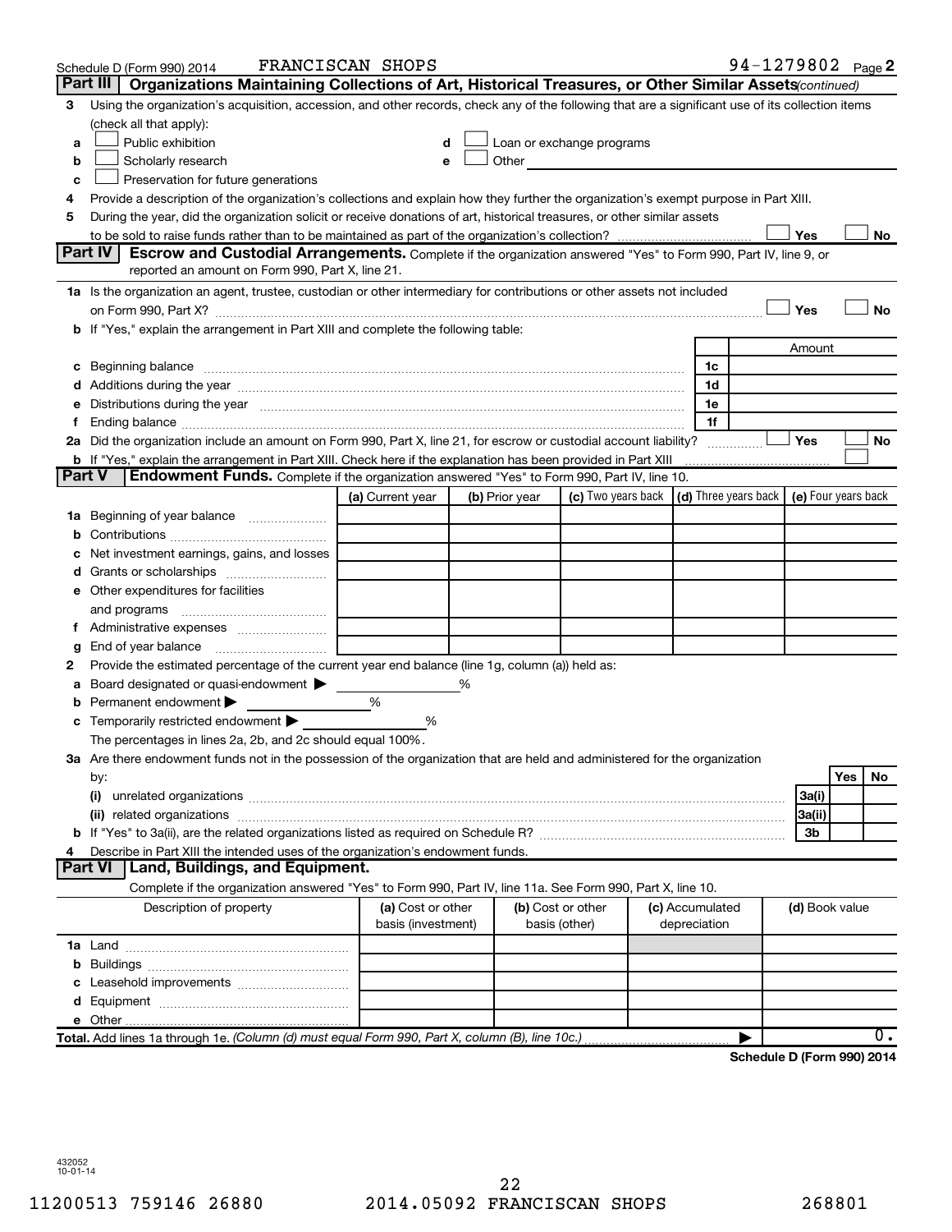Schedule D (Form 990) 2014 FRANCISCAN SHOPS 94-1279802 Page 2

## Part III Organizations Maintaining Collections of Art, Historical Treasures, or Other Similar Assets *(continued)*

**3** Using the organization's acquisition, accession, and other records, check any of the following that are a significant use of its collection items (check all that apply):

- **a** ☐ Public exhibition
- **b** ☐ Scholarly research
- **c** ☐ Preservation for future generations
- **d** ☐ Loan or exchange programs
- **e** ☐ Other

**4** Provide a description of the organization's collections and explain how they further the organization's exempt purpose in Part XIII.

**5** During the year, did the organization solicit or receive donations of art, historical treasures, or other similar assets to be sold to raise funds rather than to be maintained as part of the organization's collection? ☐ Yes ☐ No

## Part IV Escrow and Custodial Arrangements.

Complete if the organization answered "Yes" to Form 990, Part IV, line 9, or reported an amount on Form 990, Part X, line 21.

**1a** Is the organization an agent, trustee, custodian or other intermediary for contributions or other assets not included on Form 990, Part X? ☐ Yes ☐ No

**b** If "Yes," explain the arrangement in Part XIII and complete the following table:

| | | Amount |
|---|---|---|
| **c** Beginning balance | 1c | |
| **d** Additions during the year | 1d | |
| **e** Distributions during the year | 1e | |
| **f** Ending balance | 1f | |

**2a** Did the organization include an amount on Form 990, Part X, line 21, for escrow or custodial account liability? ☐ Yes ☐ No

**b** If "Yes," explain the arrangement in Part XIII. Check here if the explanation has been provided in Part XIII ☐

## Part V Endowment Funds.

Complete if the organization answered "Yes" to Form 990, Part IV, line 10.

| | (a) Current year | (b) Prior year | (c) Two years back | (d) Three years back | (e) Four years back |
|---|---|---|---|---|---|
| **1a** Beginning of year balance | | | | | |
| **b** Contributions | | | | | |
| **c** Net investment earnings, gains, and losses | | | | | |
| **d** Grants or scholarships | | | | | |
| **e** Other expenditures for facilities and programs | | | | | |
| **f** Administrative expenses | | | | | |
| **g** End of year balance | | | | | |

**2** Provide the estimated percentage of the current year end balance (line 1g, column (a)) held as:

- **a** Board designated or quasi-endowment ▶ ______ %
- **b** Permanent endowment ▶ ______ %
- **c** Temporarily restricted endowment ▶ ______ %

The percentages in lines 2a, 2b, and 2c should equal 100%.

**3a** Are there endowment funds not in the possession of the organization that are held and administered for the organization by:

| | | Yes | No |
|---|---|---|---|
| **(i)** unrelated organizations | 3a(i) | | |
| **(ii)** related organizations | 3a(ii) | | |
| **b** If "Yes" to 3a(ii), are the related organizations listed as required on Schedule R? | 3b | | |

**4** Describe in Part XIII the intended uses of the organization's endowment funds.

## Part VI Land, Buildings, and Equipment.

Complete if the organization answered "Yes" to Form 990, Part IV, line 11a. See Form 990, Part X, line 10.

| Description of property | (a) Cost or other basis (investment) | (b) Cost or other basis (other) | (c) Accumulated depreciation | (d) Book value |
|---|---|---|---|---|
| **1a** Land | | | | |
| **b** Buildings | | | | |
| **c** Leasehold improvements | | | | |
| **d** Equipment | | | | |
| **e** Other | | | | |
| **Total.** Add lines 1a through 1e. *(Column (d) must equal Form 990, Part X, column (B), line 10c.)* | | | | 0. |

**Schedule D (Form 990) 2014**

432052 10-01-14

11200513 759146 26880 2014.05092 FRANCISCAN SHOPS 268801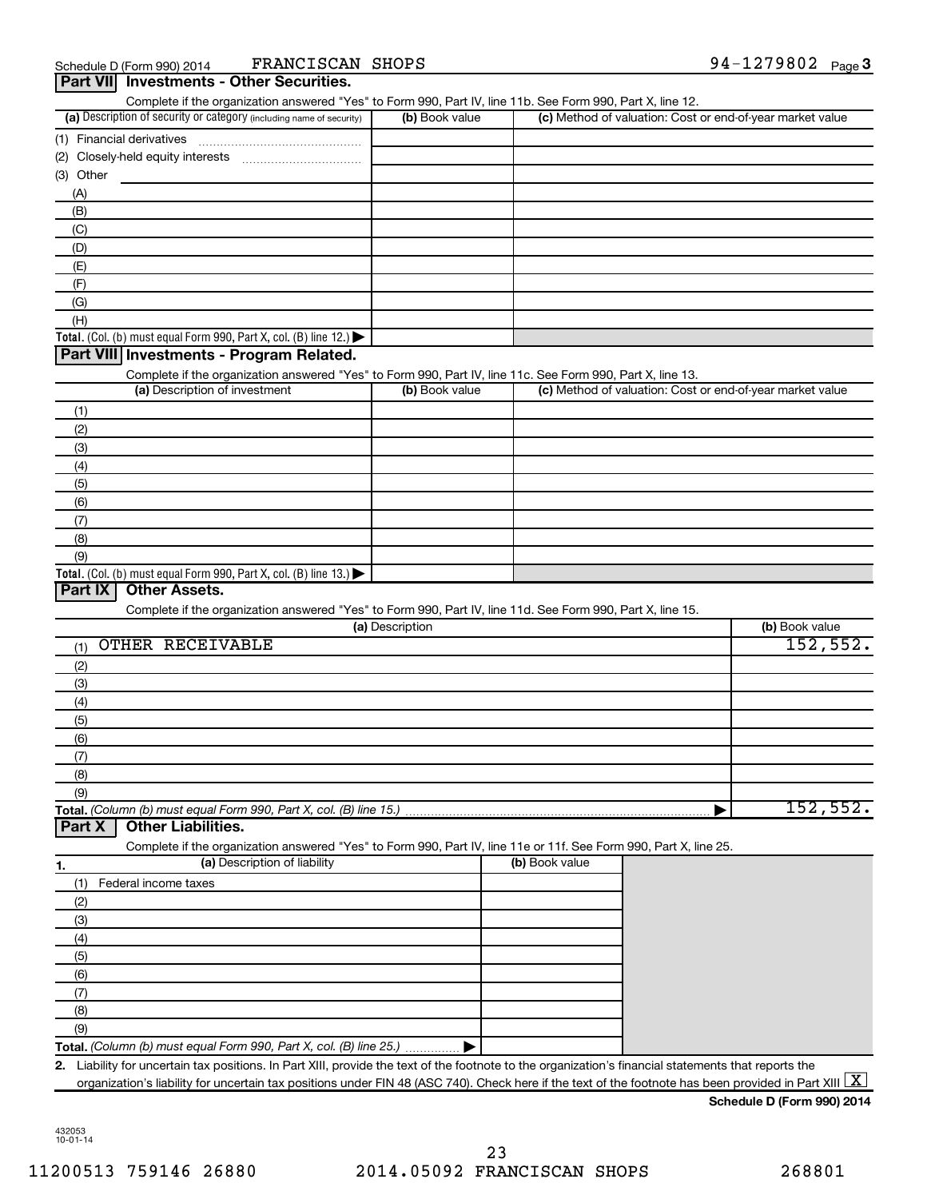Schedule D (Form 990) 2014 FRANCISCAN SHOPS 94-1279802

## Part VII Investments - Other Securities.

Complete if the organization answered "Yes" to Form 990, Part IV, line 11b. See Form 990, Part X, line 12.

| (a) Description of security or category (including name of security) | (b) Book value | (c) Method of valuation: Cost or end-of-year market value |
|---|---|---|
| (1) Financial derivatives | | |
| (2) Closely-held equity interests | | |
| (3) Other | | |
| (A) | | |
| (B) | | |
| (C) | | |
| (D) | | |
| (E) | | |
| (F) | | |
| (G) | | |
| (H) | | |
| **Total.** (Col. (b) must equal Form 990, Part X, col. (B) line 12.) ▶ | | |

## Part VIII Investments - Program Related.

Complete if the organization answered "Yes" to Form 990, Part IV, line 11c. See Form 990, Part X, line 13.

| (a) Description of investment | (b) Book value | (c) Method of valuation: Cost or end-of-year market value |
|---|---|---|
| (1) | | |
| (2) | | |
| (3) | | |
| (4) | | |
| (5) | | |
| (6) | | |
| (7) | | |
| (8) | | |
| (9) | | |
| **Total.** (Col. (b) must equal Form 990, Part X, col. (B) line 13.) ▶ | | |

## Part IX Other Assets.

Complete if the organization answered "Yes" to Form 990, Part IV, line 11d. See Form 990, Part X, line 15.

| (a) Description | (b) Book value |
|---|---|
| (1) OTHER RECEIVABLE | 152,552. |
| (2) | |
| (3) | |
| (4) | |
| (5) | |
| (6) | |
| (7) | |
| (8) | |
| (9) | |
| **Total.** *(Column (b) must equal Form 990, Part X, col. (B) line 15.)* ▶ | 152,552. |

## Part X Other Liabilities.

Complete if the organization answered "Yes" to Form 990, Part IV, line 11e or 11f. See Form 990, Part X, line 25.

| 1. (a) Description of liability | (b) Book value |
|---|---|
| (1) Federal income taxes | |
| (2) | |
| (3) | |
| (4) | |
| (5) | |
| (6) | |
| (7) | |
| (8) | |
| (9) | |
| **Total.** *(Column (b) must equal Form 990, Part X, col. (B) line 25.)* ▶ | |

**2.** Liability for uncertain tax positions. In Part XIII, provide the text of the footnote to the organization's financial statements that reports the organization's liability for uncertain tax positions under FIN 48 (ASC 740). Check here if the text of the footnote has been provided in Part XIII [X]

**Schedule D (Form 990) 2014**

432053 10-01-14

11200513 759146 26880 2014.05092 FRANCISCAN SHOPS 268801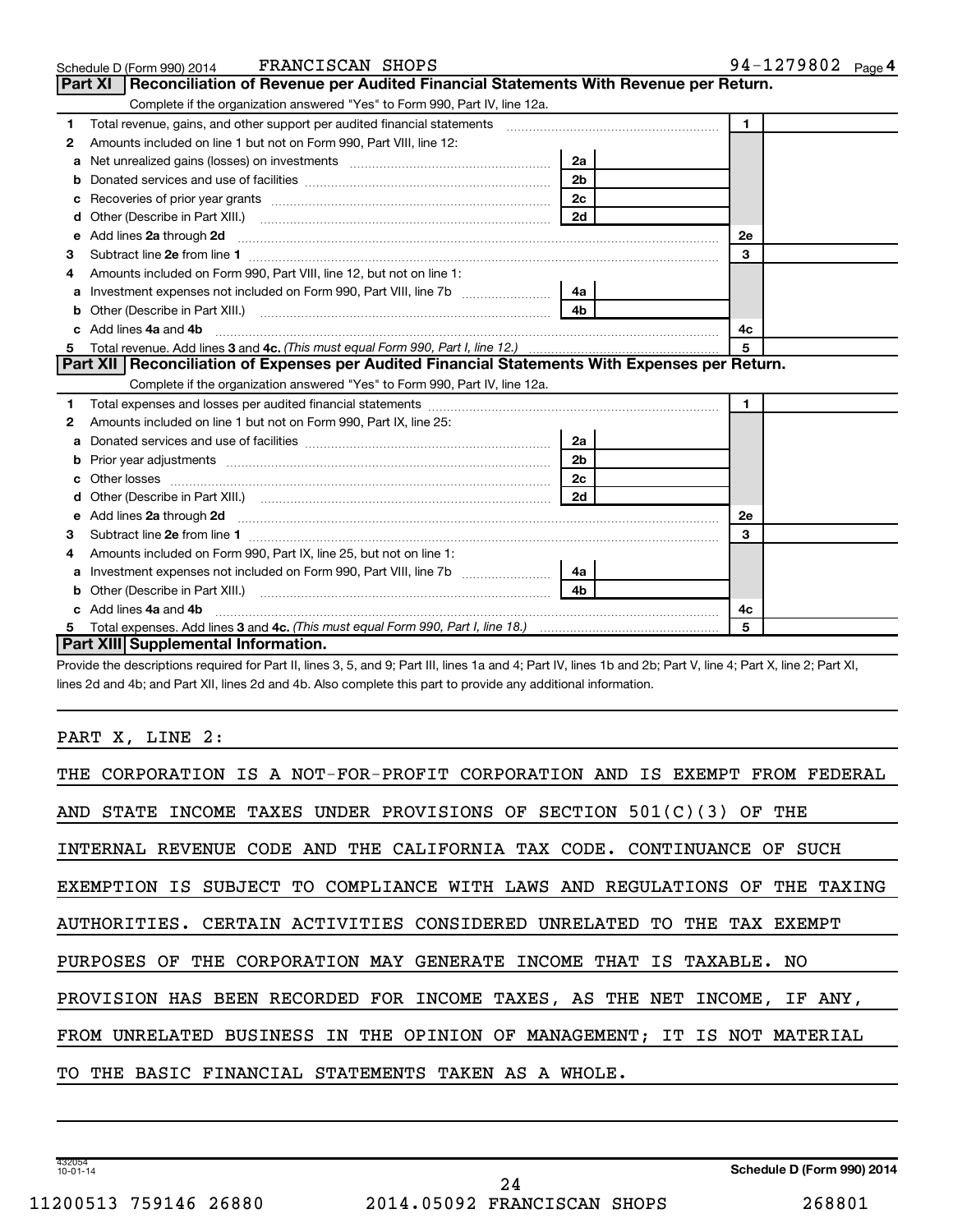Schedule D (Form 990) 2014 FRANCISCAN SHOPS 94-1279802 Page 4

## Part XI Reconciliation of Revenue per Audited Financial Statements With Revenue per Return.

Complete if the organization answered "Yes" to Form 990, Part IV, line 12a.

| | | | | | |
|---|---|---|---|---|---|
| 1 | Total revenue, gains, and other support per audited financial statements | | | 1 | |
| 2 | Amounts included on line 1 but not on Form 990, Part VIII, line 12: | | | | |
| a | Net unrealized gains (losses) on investments | 2a | | | |
| b | Donated services and use of facilities | 2b | | | |
| c | Recoveries of prior year grants | 2c | | | |
| d | Other (Describe in Part XIII.) | 2d | | | |
| e | Add lines 2a through 2d | | | 2e | |
| 3 | Subtract line 2e from line 1 | | | 3 | |
| 4 | Amounts included on Form 990, Part VIII, line 12, but not on line 1: | | | | |
| a | Investment expenses not included on Form 990, Part VIII, line 7b | 4a | | | |
| b | Other (Describe in Part XIII.) | 4b | | | |
| c | Add lines 4a and 4b | | | 4c | |
| 5 | Total revenue. Add lines 3 and 4c. *(This must equal Form 990, Part I, line 12.)* | | | 5 | |

## Part XII Reconciliation of Expenses per Audited Financial Statements With Expenses per Return.

Complete if the organization answered "Yes" to Form 990, Part IV, line 12a.

| | | | | | |
|---|---|---|---|---|---|
| 1 | Total expenses and losses per audited financial statements | | | 1 | |
| 2 | Amounts included on line 1 but not on Form 990, Part IX, line 25: | | | | |
| a | Donated services and use of facilities | 2a | | | |
| b | Prior year adjustments | 2b | | | |
| c | Other losses | 2c | | | |
| d | Other (Describe in Part XIII.) | 2d | | | |
| e | Add lines 2a through 2d | | | 2e | |
| 3 | Subtract line 2e from line 1 | | | 3 | |
| 4 | Amounts included on Form 990, Part IX, line 25, but not on line 1: | | | | |
| a | Investment expenses not included on Form 990, Part VIII, line 7b | 4a | | | |
| b | Other (Describe in Part XIII.) | 4b | | | |
| c | Add lines 4a and 4b | | | 4c | |
| 5 | Total expenses. Add lines 3 and 4c. *(This must equal Form 990, Part I, line 18.)* | | | 5 | |

## Part XIII Supplemental Information.

Provide the descriptions required for Part II, lines 3, 5, and 9; Part III, lines 1a and 4; Part IV, lines 1b and 2b; Part V, line 4; Part X, line 2; Part XI, lines 2d and 4b; and Part XII, lines 2d and 4b. Also complete this part to provide any additional information.

PART X, LINE 2:

THE CORPORATION IS A NOT-FOR-PROFIT CORPORATION AND IS EXEMPT FROM FEDERAL AND STATE INCOME TAXES UNDER PROVISIONS OF SECTION 501(C)(3) OF THE INTERNAL REVENUE CODE AND THE CALIFORNIA TAX CODE. CONTINUANCE OF SUCH EXEMPTION IS SUBJECT TO COMPLIANCE WITH LAWS AND REGULATIONS OF THE TAXING AUTHORITIES. CERTAIN ACTIVITIES CONSIDERED UNRELATED TO THE TAX EXEMPT PURPOSES OF THE CORPORATION MAY GENERATE INCOME THAT IS TAXABLE. NO PROVISION HAS BEEN RECORDED FOR INCOME TAXES, AS THE NET INCOME, IF ANY, FROM UNRELATED BUSINESS IN THE OPINION OF MANAGEMENT; IT IS NOT MATERIAL TO THE BASIC FINANCIAL STATEMENTS TAKEN AS A WHOLE.

432054 10-01-14 Schedule D (Form 990) 2014

11200513 759146 26880 2014.05092 FRANCISCAN SHOPS 268801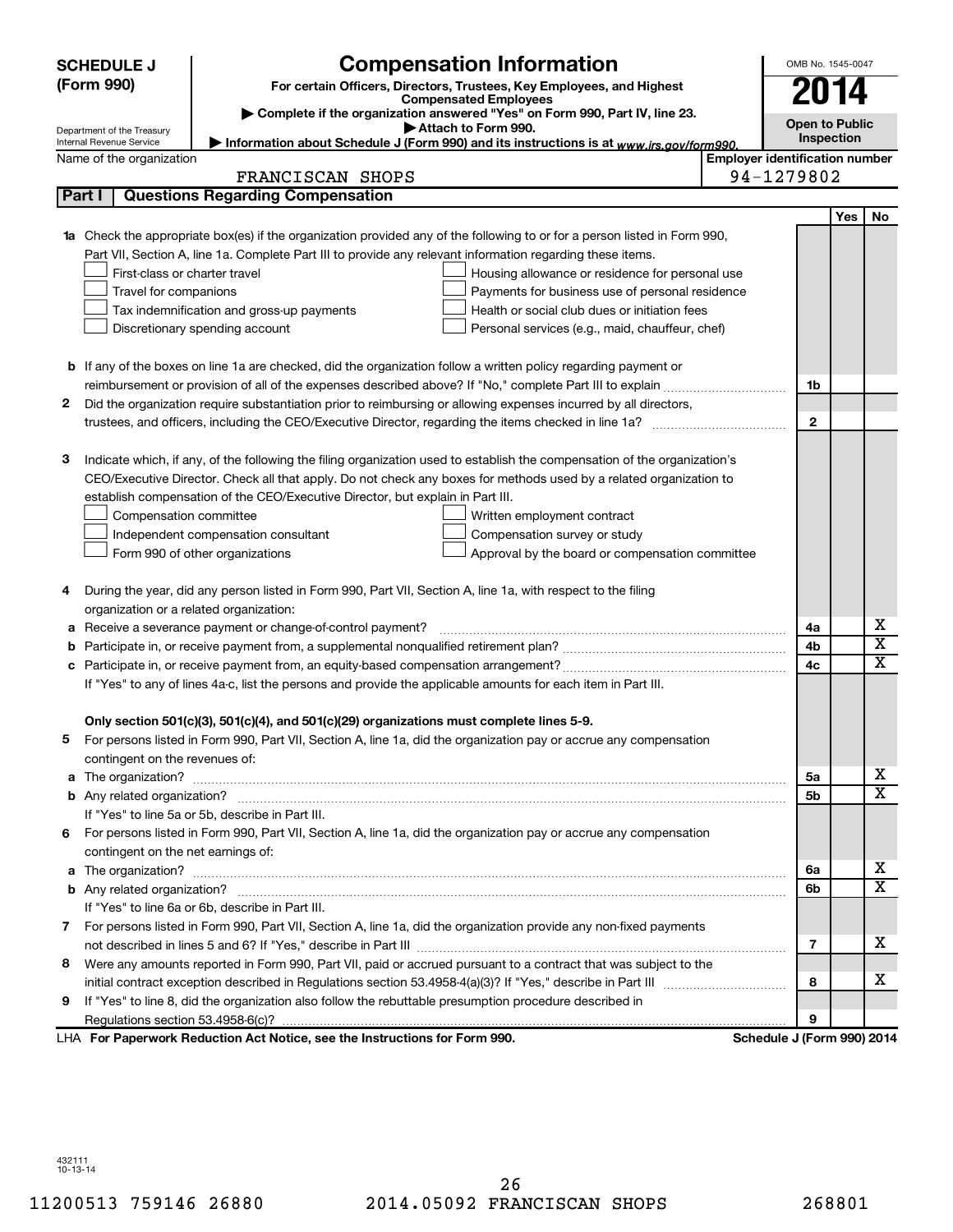# SCHEDULE J (Form 990)

## Compensation Information

**For certain Officers, Directors, Trustees, Key Employees, and Highest Compensated Employees**

▶ Complete if the organization answered "Yes" on Form 990, Part IV, line 23.

▶ Attach to Form 990.

▶ Information about Schedule J (Form 990) and its instructions is at www.irs.gov/form990.

Department of the Treasury
Internal Revenue Service

OMB No. 1545-0047

**2014**

**Open to Public Inspection**

Name of the organization: FRANCISCAN SHOPS

Employer identification number: 94-1279802

## Part I | Questions Regarding Compensation

| | | | Yes | No |
|---|---|---|---|---|
| **1a** | Check the appropriate box(es) if the organization provided any of the following to or for a person listed in Form 990, Part VII, Section A, line 1a. Complete Part III to provide any relevant information regarding these items.<br>☐ First-class or charter travel ☐ Housing allowance or residence for personal use<br>☐ Travel for companions ☐ Payments for business use of personal residence<br>☐ Tax indemnification and gross-up payments ☐ Health or social club dues or initiation fees<br>☐ Discretionary spending account ☐ Personal services (e.g., maid, chauffeur, chef) | | | |
| **b** | If any of the boxes on line 1a are checked, did the organization follow a written policy regarding payment or reimbursement or provision of all of the expenses described above? If "No," complete Part III to explain | 1b | | |
| **2** | Did the organization require substantiation prior to reimbursing or allowing expenses incurred by all directors, trustees, and officers, including the CEO/Executive Director, regarding the items checked in line 1a? | 2 | | |
| **3** | Indicate which, if any, of the following the filing organization used to establish the compensation of the organization's CEO/Executive Director. Check all that apply. Do not check any boxes for methods used by a related organization to establish compensation of the CEO/Executive Director, but explain in Part III.<br>☐ Compensation committee ☐ Written employment contract<br>☐ Independent compensation consultant ☐ Compensation survey or study<br>☐ Form 990 of other organizations ☐ Approval by the board or compensation committee | | | |
| **4** | During the year, did any person listed in Form 990, Part VII, Section A, line 1a, with respect to the filing organization or a related organization: | | | |
| **a** | Receive a severance payment or change-of-control payment? | 4a | | X |
| **b** | Participate in, or receive payment from, a supplemental nonqualified retirement plan? | 4b | | X |
| **c** | Participate in, or receive payment from, an equity-based compensation arrangement? | 4c | | X |
| | If "Yes" to any of lines 4a-c, list the persons and provide the applicable amounts for each item in Part III. | | | |
| | **Only section 501(c)(3), 501(c)(4), and 501(c)(29) organizations must complete lines 5-9.** | | | |
| **5** | For persons listed in Form 990, Part VII, Section A, line 1a, did the organization pay or accrue any compensation contingent on the revenues of: | | | |
| **a** | The organization? | 5a | | X |
| **b** | Any related organization? | 5b | | X |
| | If "Yes" to line 5a or 5b, describe in Part III. | | | |
| **6** | For persons listed in Form 990, Part VII, Section A, line 1a, did the organization pay or accrue any compensation contingent on the net earnings of: | | | |
| **a** | The organization? | 6a | | X |
| **b** | Any related organization? | 6b | | X |
| | If "Yes" to line 6a or 6b, describe in Part III. | | | |
| **7** | For persons listed in Form 990, Part VII, Section A, line 1a, did the organization provide any non-fixed payments not described in lines 5 and 6? If "Yes," describe in Part III | 7 | | X |
| **8** | Were any amounts reported in Form 990, Part VII, paid or accrued pursuant to a contract that was subject to the initial contract exception described in Regulations section 53.4958-4(a)(3)? If "Yes," describe in Part III | 8 | | X |
| **9** | If "Yes" to line 8, did the organization also follow the rebuttable presumption procedure described in Regulations section 53.4958-6(c)? | 9 | | |

LHA **For Paperwork Reduction Act Notice, see the Instructions for Form 990.** **Schedule J (Form 990) 2014**

432111
10-13-14

11200513 759146 26880 2014.05092 FRANCISCAN SHOPS 268801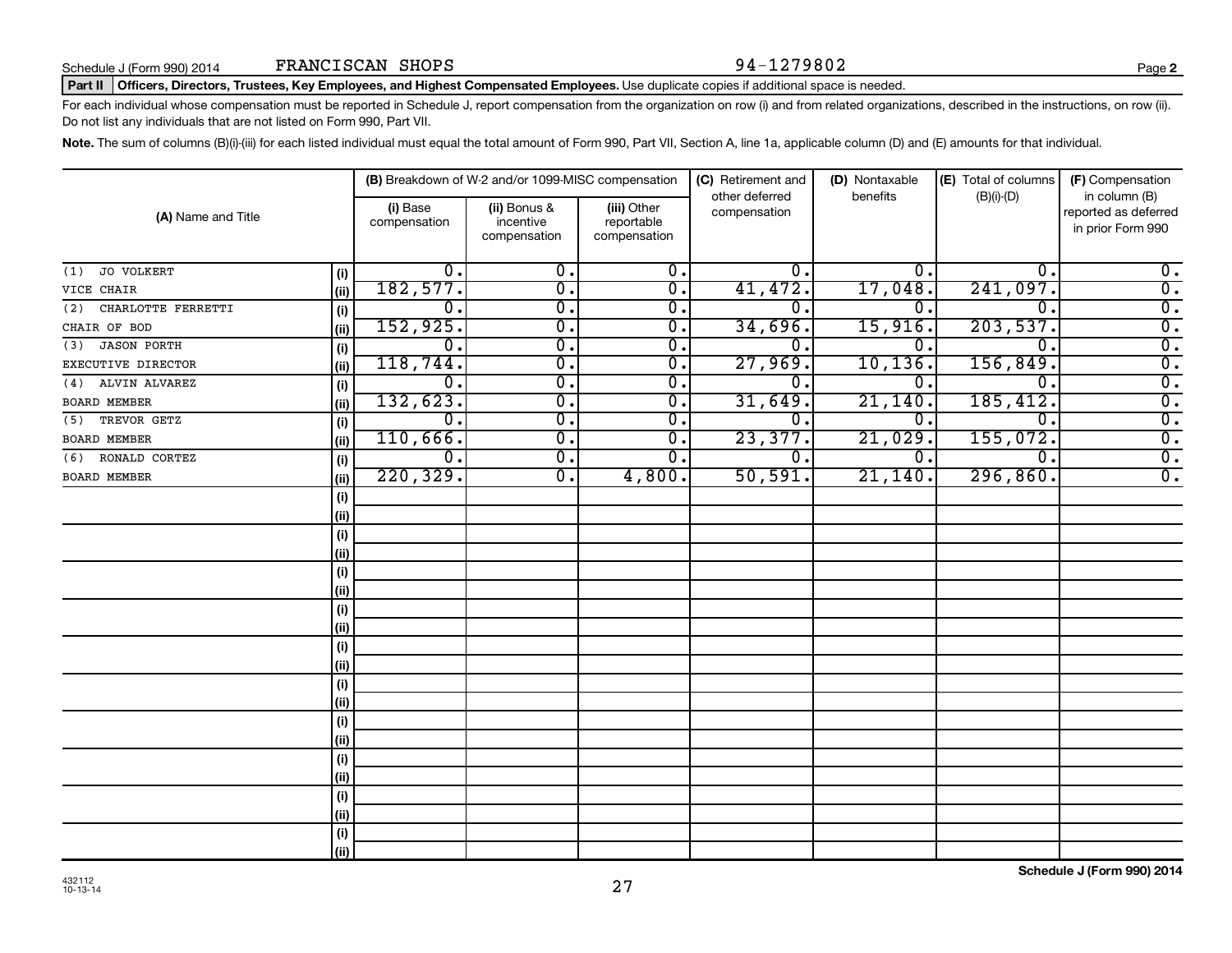Schedule J (Form 990) 2014 FRANCISCAN SHOPS 94-1279802

**Part II** **Officers, Directors, Trustees, Key Employees, and Highest Compensated Employees.** Use duplicate copies if additional space is needed.

For each individual whose compensation must be reported in Schedule J, report compensation from the organization on row (i) and from related organizations, described in the instructions, on row (ii). Do not list any individuals that are not listed on Form 990, Part VII.

**Note.** The sum of columns (B)(i)-(iii) for each listed individual must equal the total amount of Form 990, Part VII, Section A, line 1a, applicable column (D) and (E) amounts for that individual.

| (A) Name and Title | | (B) Breakdown of W-2 and/or 1099-MISC compensation | | | (C) Retirement and other deferred compensation | (D) Nontaxable benefits | (E) Total of columns (B)(i)-(D) | (F) Compensation in column (B) reported as deferred in prior Form 990 |
|---|---|---|---|---|---|---|---|---|
| | | (i) Base compensation | (ii) Bonus & incentive compensation | (iii) Other reportable compensation | | | | |
| (1) JO VOLKERT | (i) | 0. | 0. | 0. | 0. | 0. | 0. | 0. |
| VICE CHAIR | (ii) | 182,577. | 0. | 0. | 41,472. | 17,048. | 241,097. | 0. |
| (2) CHARLOTTE FERRETTI | (i) | 0. | 0. | 0. | 0. | 0. | 0. | 0. |
| CHAIR OF BOD | (ii) | 152,925. | 0. | 0. | 34,696. | 15,916. | 203,537. | 0. |
| (3) JASON PORTH | (i) | 0. | 0. | 0. | 0. | 0. | 0. | 0. |
| EXECUTIVE DIRECTOR | (ii) | 118,744. | 0. | 0. | 27,969. | 10,136. | 156,849. | 0. |
| (4) ALVIN ALVAREZ | (i) | 0. | 0. | 0. | 0. | 0. | 0. | 0. |
| BOARD MEMBER | (ii) | 132,623. | 0. | 0. | 31,649. | 21,140. | 185,412. | 0. |
| (5) TREVOR GETZ | (i) | 0. | 0. | 0. | 0. | 0. | 0. | 0. |
| BOARD MEMBER | (ii) | 110,666. | 0. | 0. | 23,377. | 21,029. | 155,072. | 0. |
| (6) RONALD CORTEZ | (i) | 0. | 0. | 0. | 0. | 0. | 0. | 0. |
| BOARD MEMBER | (ii) | 220,329. | 0. | 4,800. | 50,591. | 21,140. | 296,860. | 0. |
| | (i) | | | | | | | |
| | (ii) | | | | | | | |
| | (i) | | | | | | | |
| | (ii) | | | | | | | |
| | (i) | | | | | | | |
| | (ii) | | | | | | | |
| | (i) | | | | | | | |
| | (ii) | | | | | | | |
| | (i) | | | | | | | |
| | (ii) | | | | | | | |
| | (i) | | | | | | | |
| | (ii) | | | | | | | |
| | (i) | | | | | | | |
| | (ii) | | | | | | | |
| | (i) | | | | | | | |
| | (ii) | | | | | | | |
| | (i) | | | | | | | |
| | (ii) | | | | | | | |
| | (i) | | | | | | | |
| | (ii) | | | | | | | |

432112 10-13-14

**Schedule J (Form 990) 2014**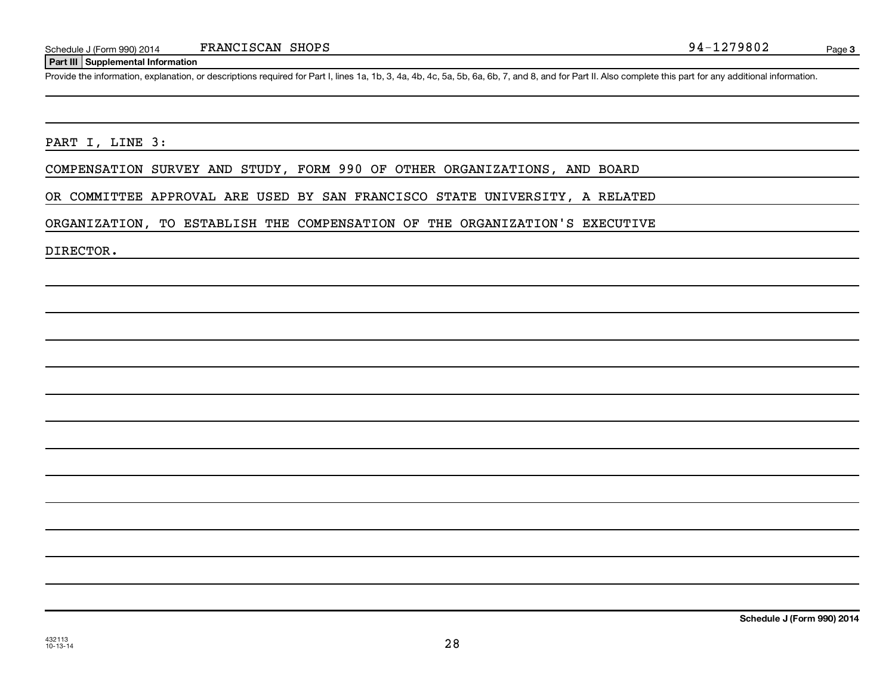Schedule J (Form 990) 2014 FRANCISCAN SHOPS 94-1279802

**Part III | Supplemental Information**

Provide the information, explanation, or descriptions required for Part I, lines 1a, 1b, 3, 4a, 4b, 4c, 5a, 5b, 6a, 6b, 7, and 8, and for Part II. Also complete this part for any additional information.

PART I, LINE 3:

COMPENSATION SURVEY AND STUDY, FORM 990 OF OTHER ORGANIZATIONS, AND BOARD OR COMMITTEE APPROVAL ARE USED BY SAN FRANCISCO STATE UNIVERSITY, A RELATED ORGANIZATION, TO ESTABLISH THE COMPENSATION OF THE ORGANIZATION'S EXECUTIVE DIRECTOR.

**Schedule J (Form 990) 2014**

432113
10-13-14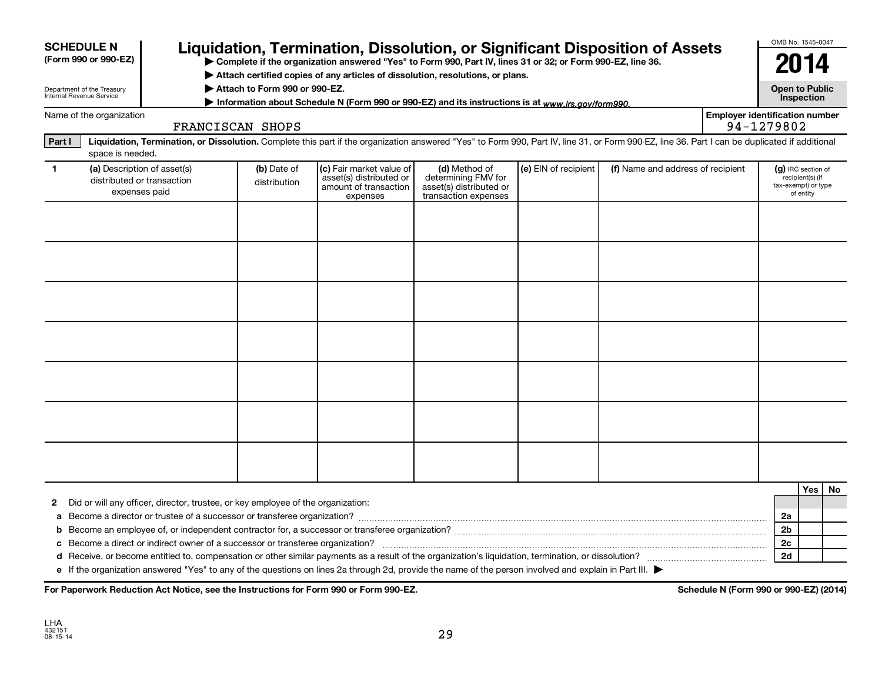**SCHEDULE N (Form 990 or 990-EZ)**

Department of the Treasury
Internal Revenue Service

# Liquidation, Termination, Dissolution, or Significant Disposition of Assets

▶ Complete if the organization answered "Yes" to Form 990, Part IV, lines 31 or 32; or Form 990-EZ, line 36.
▶ Attach certified copies of any articles of dissolution, resolutions, or plans.
▶ Attach to Form 990 or 990-EZ.
▶ Information about Schedule N (Form 990 or 990-EZ) and its instructions is at www.irs.gov/form990.

OMB No. 1545-0047

**2014**

**Open to Public Inspection**

Name of the organization: FRANCISCAN SHOPS

Employer identification number: 94-1279802

**Part I** **Liquidation, Termination, or Dissolution.** Complete this part if the organization answered "Yes" to Form 990, Part IV, line 31, or Form 990-EZ, line 36. Part I can be duplicated if additional space is needed.

| 1 (a) Description of asset(s) distributed or transaction expenses paid | (b) Date of distribution | (c) Fair market value of asset(s) distributed or amount of transaction expenses | (d) Method of determining FMV for asset(s) distributed or transaction expenses | (e) EIN of recipient | (f) Name and address of recipient | (g) IRC section of recipient(s) (if tax-exempt) or type of entity |
|---|---|---|---|---|---|---|
| | | | | | | |
| | | | | | | |
| | | | | | | |
| | | | | | | |
| | | | | | | |
| | | | | | | |
| | | | | | | |

| | | | Yes | No |
|---|---|---|---|---|
| **2** | Did or will any officer, director, trustee, or key employee of the organization: | | | |
| **a** | Become a director or trustee of a successor or transferee organization? | 2a | | |
| **b** | Become an employee of, or independent contractor for, a successor or transferee organization? | 2b | | |
| **c** | Become a direct or indirect owner of a successor or transferee organization? | 2c | | |
| **d** | Receive, or become entitled to, compensation or other similar payments as a result of the organization's liquidation, termination, or dissolution? | 2d | | |
| **e** | If the organization answered "Yes" to any of the questions on lines 2a through 2d, provide the name of the person involved and explain in Part III. ▶ | | | |

**For Paperwork Reduction Act Notice, see the Instructions for Form 990 or Form 990-EZ.**

**Schedule N (Form 990 or 990-EZ) (2014)**

LHA
432151
08-15-14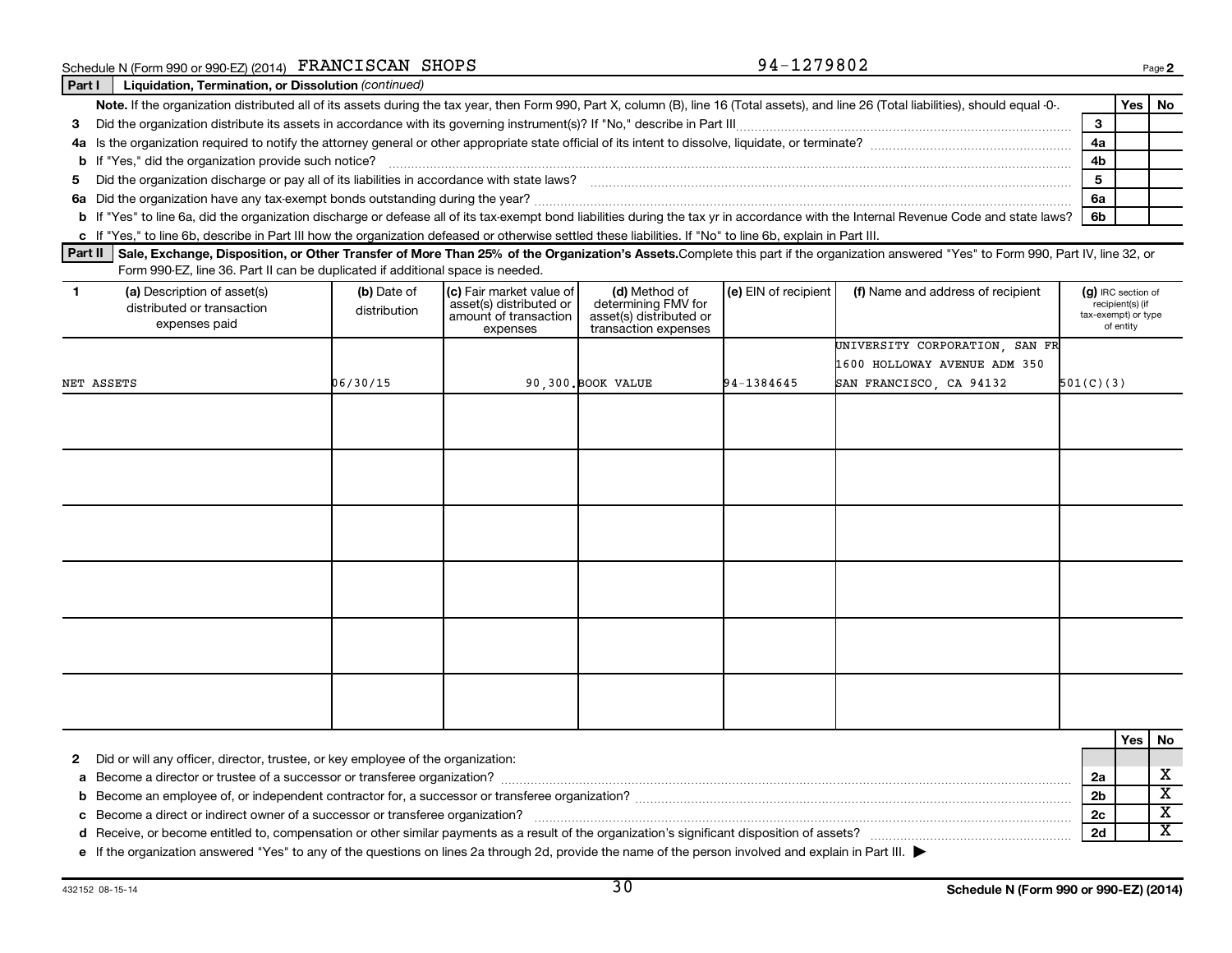Schedule N (Form 990 or 990-EZ) (2014) FRANCISCAN SHOPS 94-1279802

## Part I Liquidation, Termination, or Dissolution *(continued)*

**Note.** If the organization distributed all of its assets during the tax year, then Form 990, Part X, column (B), line 16 (Total assets), and line 26 (Total liabilities), should equal -0-.

| | | | Yes | No |
|---|---|---|---|---|
| 3 | Did the organization distribute its assets in accordance with its governing instrument(s)? If "No," describe in Part III | 3 | | |
| 4a | Is the organization required to notify the attorney general or other appropriate state official of its intent to dissolve, liquidate, or terminate? | 4a | | |
| b | If "Yes," did the organization provide such notice? | 4b | | |
| 5 | Did the organization discharge or pay all of its liabilities in accordance with state laws? | 5 | | |
| 6a | Did the organization have any tax-exempt bonds outstanding during the year? | 6a | | |
| b | If "Yes" to line 6a, did the organization discharge or defease all of its tax-exempt bond liabilities during the tax yr in accordance with the Internal Revenue Code and state laws? | 6b | | |

c If "Yes," to line 6b, describe in Part III how the organization defeased or otherwise settled these liabilities. If "No" to line 6b, explain in Part III.

## Part II Sale, Exchange, Disposition, or Other Transfer of More Than 25% of the Organization's Assets.

Complete this part if the organization answered "Yes" to Form 990, Part IV, line 32, or Form 990-EZ, line 36. Part II can be duplicated if additional space is needed.

| 1 (a) Description of asset(s) distributed or transaction expenses paid | (b) Date of distribution | (c) Fair market value of asset(s) distributed or amount of transaction expenses | (d) Method of determining FMV for asset(s) distributed or transaction expenses | (e) EIN of recipient | (f) Name and address of recipient | (g) IRC section of recipient(s) (if tax-exempt) or type of entity |
|---|---|---|---|---|---|---|
| NET ASSETS | 06/30/15 | 90,300. | BOOK VALUE | 94-1384645 | UNIVERSITY CORPORATION, SAN FR 1600 HOLLOWAY AVENUE ADM 350 SAN FRANCISCO, CA 94132 | 501(C)(3) |
| | | | | | | |
| | | | | | | |
| | | | | | | |
| | | | | | | |
| | | | | | | |
| | | | | | | |

| | | | Yes | No |
|---|---|---|---|---|
| 2 | Did or will any officer, director, trustee, or key employee of the organization: | | | |
| a | Become a director or trustee of a successor or transferee organization? | 2a | | X |
| b | Become an employee of, or independent contractor for, a successor or transferee organization? | 2b | | X |
| c | Become a direct or indirect owner of a successor or transferee organization? | 2c | | X |
| d | Receive, or become entitled to, compensation or other similar payments as a result of the organization's significant disposition of assets? | 2d | | X |

e If the organization answered "Yes" to any of the questions on lines 2a through 2d, provide the name of the person involved and explain in Part III. ▶

432152 08-15-14 Schedule N (Form 990 or 990-EZ) (2014)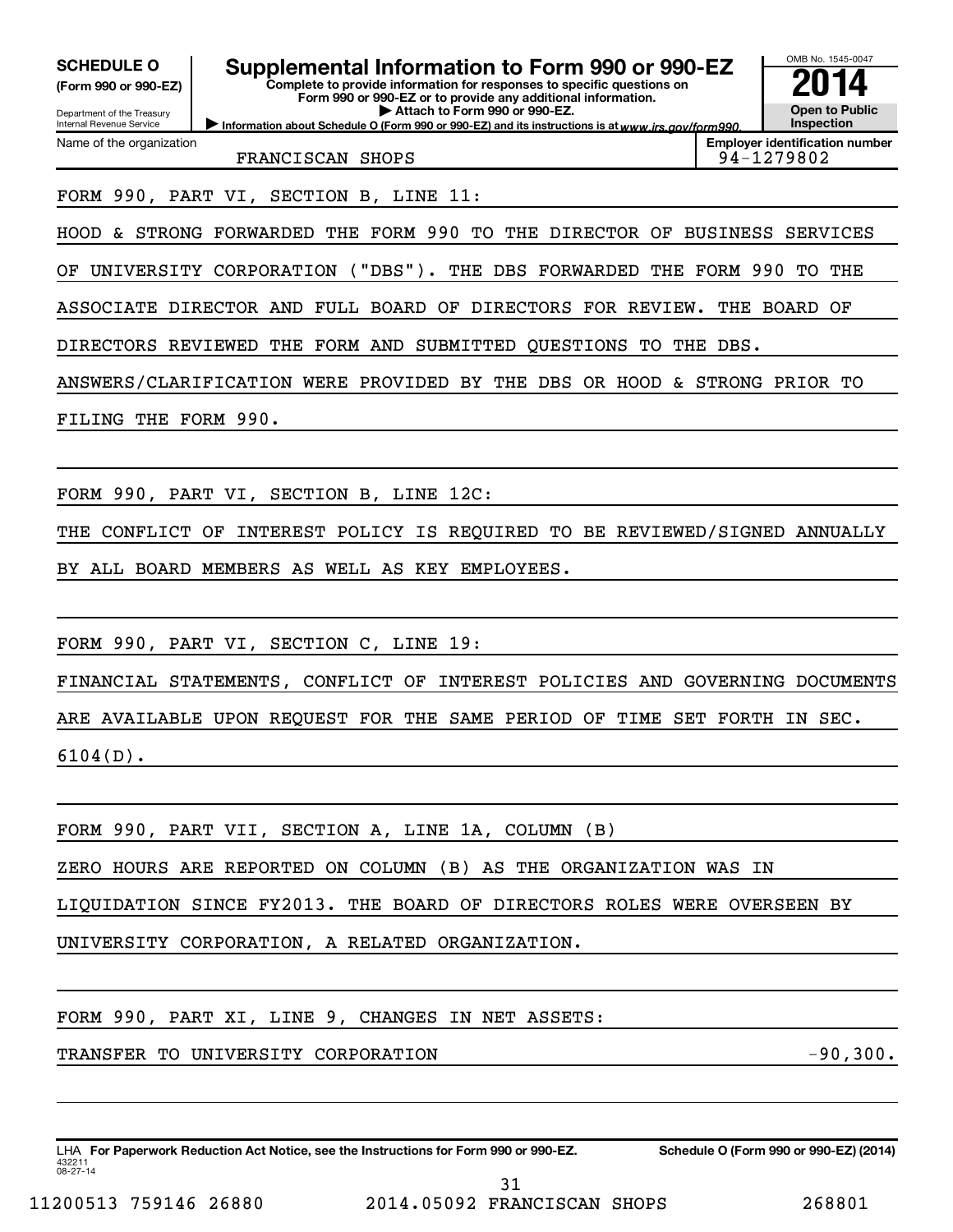**SCHEDULE O**
**(Form 990 or 990-EZ)**

Department of the Treasury
Internal Revenue Service

# Supplemental Information to Form 990 or 990-EZ

**Complete to provide information for responses to specific questions on Form 990 or 990-EZ or to provide any additional information.**
**▶ Attach to Form 990 or 990-EZ.**
**▶ Information about Schedule O (Form 990 or 990-EZ) and its instructions is at www.irs.gov/form990.**

OMB No. 1545-0047
**2014**
**Open to Public Inspection**

Name of the organization: FRANCISCAN SHOPS
Employer identification number: 94-1279802

FORM 990, PART VI, SECTION B, LINE 11:

HOOD & STRONG FORWARDED THE FORM 990 TO THE DIRECTOR OF BUSINESS SERVICES OF UNIVERSITY CORPORATION ("DBS"). THE DBS FORWARDED THE FORM 990 TO THE ASSOCIATE DIRECTOR AND FULL BOARD OF DIRECTORS FOR REVIEW. THE BOARD OF DIRECTORS REVIEWED THE FORM AND SUBMITTED QUESTIONS TO THE DBS. ANSWERS/CLARIFICATION WERE PROVIDED BY THE DBS OR HOOD & STRONG PRIOR TO FILING THE FORM 990.

FORM 990, PART VI, SECTION B, LINE 12C:

THE CONFLICT OF INTEREST POLICY IS REQUIRED TO BE REVIEWED/SIGNED ANNUALLY BY ALL BOARD MEMBERS AS WELL AS KEY EMPLOYEES.

FORM 990, PART VI, SECTION C, LINE 19:

FINANCIAL STATEMENTS, CONFLICT OF INTEREST POLICIES AND GOVERNING DOCUMENTS ARE AVAILABLE UPON REQUEST FOR THE SAME PERIOD OF TIME SET FORTH IN SEC. 6104(D).

FORM 990, PART VII, SECTION A, LINE 1A, COLUMN (B)

ZERO HOURS ARE REPORTED ON COLUMN (B) AS THE ORGANIZATION WAS IN LIQUIDATION SINCE FY2013. THE BOARD OF DIRECTORS ROLES WERE OVERSEEN BY UNIVERSITY CORPORATION, A RELATED ORGANIZATION.

FORM 990, PART XI, LINE 9, CHANGES IN NET ASSETS:

| | |
|---|---|
| TRANSFER TO UNIVERSITY CORPORATION | -90,300. |

LHA **For Paperwork Reduction Act Notice, see the Instructions for Form 990 or 990-EZ.** **Schedule O (Form 990 or 990-EZ) (2014)**
432211
08-27-14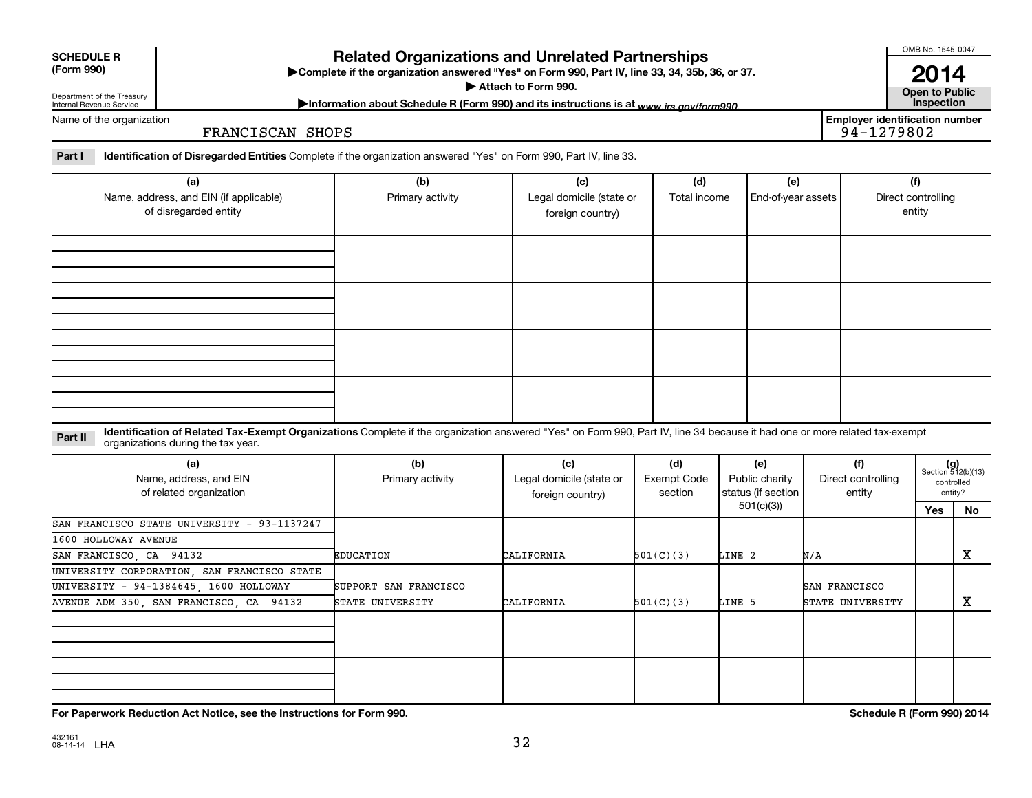**SCHEDULE R (Form 990)**

Department of the Treasury
Internal Revenue Service

# Related Organizations and Unrelated Partnerships

▶Complete if the organization answered "Yes" on Form 990, Part IV, line 33, 34, 35b, 36, or 37.
▶ Attach to Form 990.
▶Information about Schedule R (Form 990) and its instructions is at www.irs.gov/form990.

OMB No. 1545-0047
**2014**
**Open to Public Inspection**

Name of the organization: FRANCISCAN SHOPS

Employer identification number: 94-1279802

**Part I** **Identification of Disregarded Entities** Complete if the organization answered "Yes" on Form 990, Part IV, line 33.

| (a) Name, address, and EIN (if applicable) of disregarded entity | (b) Primary activity | (c) Legal domicile (state or foreign country) | (d) Total income | (e) End-of-year assets | (f) Direct controlling entity |
|---|---|---|---|---|---|
| | | | | | |
| | | | | | |
| | | | | | |
| | | | | | |

**Part II** **Identification of Related Tax-Exempt Organizations** Complete if the organization answered "Yes" on Form 990, Part IV, line 34 because it had one or more related tax-exempt organizations during the tax year.

| (a) Name, address, and EIN of related organization | (b) Primary activity | (c) Legal domicile (state or foreign country) | (d) Exempt Code section | (e) Public charity status (if section 501(c)(3)) | (f) Direct controlling entity | (g) Section 512(b)(13) controlled entity? Yes | No |
|---|---|---|---|---|---|---|---|
| SAN FRANCISCO STATE UNIVERSITY - 93-1137247 1600 HOLLOWAY AVENUE SAN FRANCISCO, CA 94132 | EDUCATION | CALIFORNIA | 501(C)(3) | LINE 2 | N/A | | X |
| UNIVERSITY CORPORATION, SAN FRANCISCO STATE UNIVERSITY - 94-1384645, 1600 HOLLOWAY AVENUE ADM 350, SAN FRANCISCO, CA 94132 | SUPPORT SAN FRANCISCO STATE UNIVERSITY | CALIFORNIA | 501(C)(3) | LINE 5 | SAN FRANCISCO STATE UNIVERSITY | | X |
| | | | | | | | |
| | | | | | | | |

**For Paperwork Reduction Act Notice, see the Instructions for Form 990.** **Schedule R (Form 990) 2014**

432161 08-14-14 LHA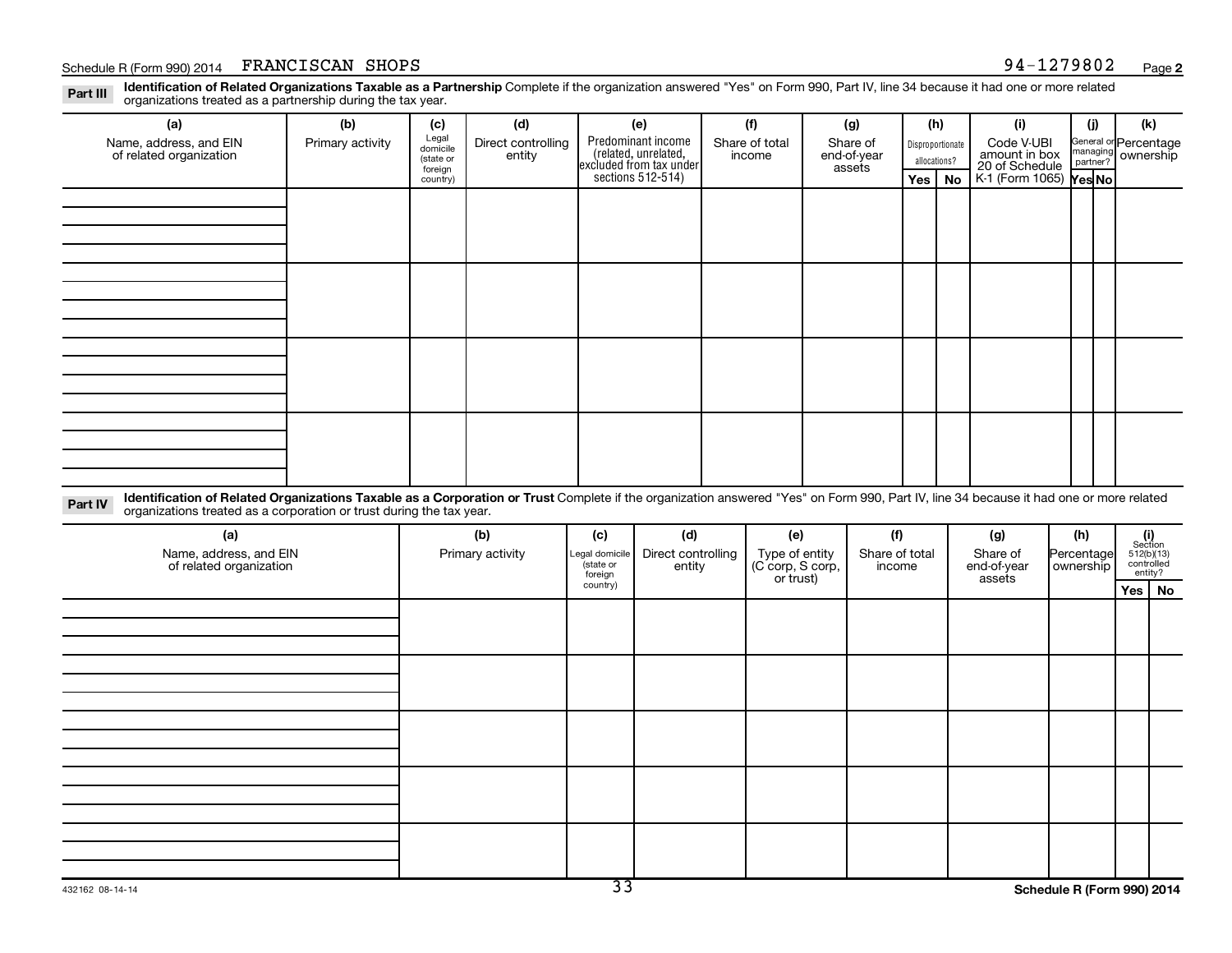## Part III Identification of Related Organizations Taxable as a Partnership

Complete if the organization answered "Yes" on Form 990, Part IV, line 34 because it had one or more related organizations treated as a partnership during the tax year.

| (a) Name, address, and EIN of related organization | (b) Primary activity | (c) Legal domicile (state or foreign country) | (d) Direct controlling entity | (e) Predominant income (related, unrelated, excluded from tax under sections 512-514) | (f) Share of total income | (g) Share of end-of-year assets | (h) Disproportionate allocations? | | (i) Code V-UBI amount in box 20 of Schedule K-1 (Form 1065) | (j) General or managing partner? | | (k) Percentage ownership |
|---|---|---|---|---|---|---|---|---|---|---|---|---|
| | | | | | | | Yes | No | | Yes | No | |
| | | | | | | | | | | | | |
| | | | | | | | | | | | | |
| | | | | | | | | | | | | |
| | | | | | | | | | | | | |

## Part IV Identification of Related Organizations Taxable as a Corporation or Trust

Complete if the organization answered "Yes" on Form 990, Part IV, line 34 because it had one or more related organizations treated as a corporation or trust during the tax year.

| (a) Name, address, and EIN of related organization | (b) Primary activity | (c) Legal domicile (state or foreign country) | (d) Direct controlling entity | (e) Type of entity (C corp, S corp, or trust) | (f) Share of total income | (g) Share of end-of-year assets | (h) Percentage ownership | (i) Section 512(b)(13) controlled entity? | |
|---|---|---|---|---|---|---|---|---|---|
| | | | | | | | | Yes | No |
| | | | | | | | | | |
| | | | | | | | | | |
| | | | | | | | | | |
| | | | | | | | | | |
| | | | | | | | | | |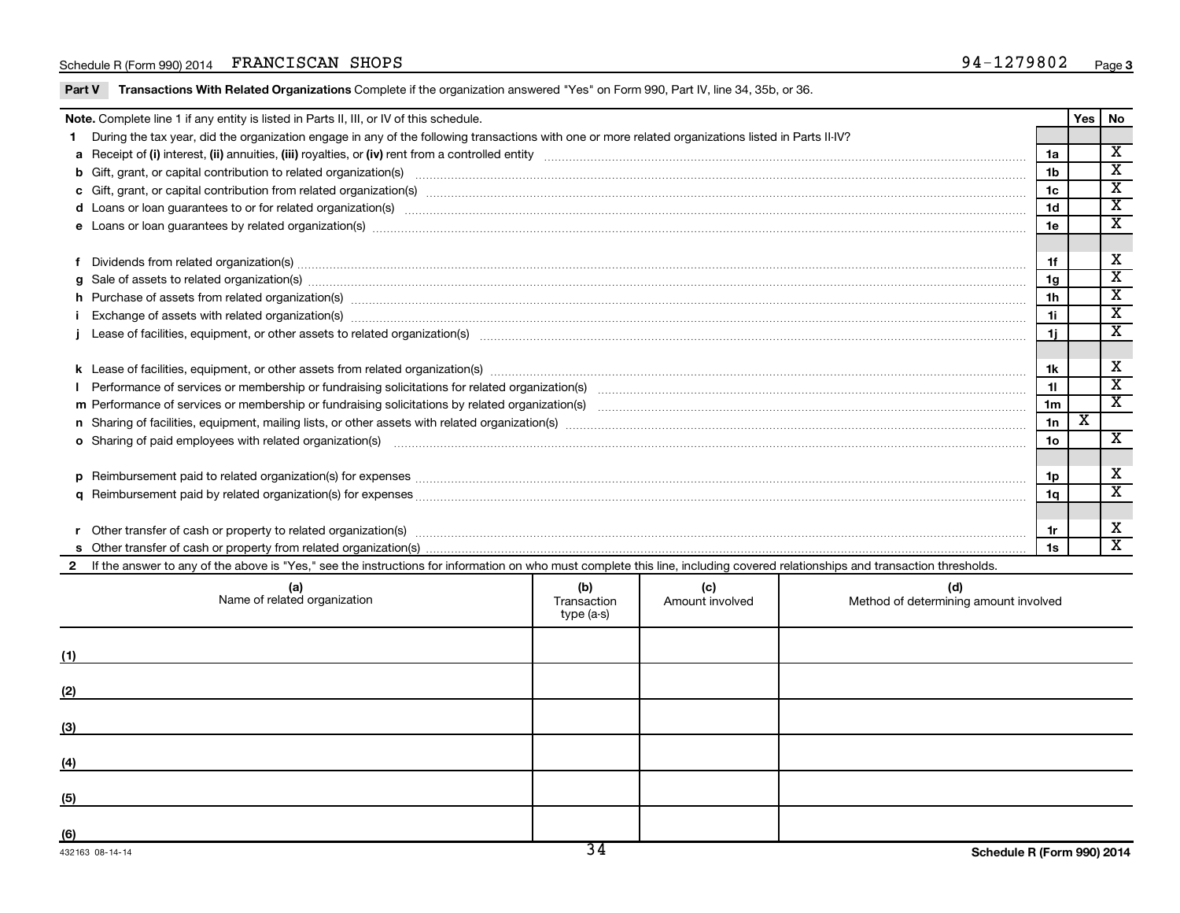Schedule R (Form 990) 2014 FRANCISCAN SHOPS 94-1279802

**Part V** **Transactions With Related Organizations** Complete if the organization answered "Yes" on Form 990, Part IV, line 34, 35b, or 36.

| **Note.** Complete line 1 if any entity is listed in Parts II, III, or IV of this schedule. | | Yes | No |
|---|---|---|---|
| **1** During the tax year, did the organization engage in any of the following transactions with one or more related organizations listed in Parts II-IV? | | | |
| **a** Receipt of **(i)** interest, **(ii)** annuities, **(iii)** royalties, or **(iv)** rent from a controlled entity | 1a | | X |
| **b** Gift, grant, or capital contribution to related organization(s) | 1b | | X |
| **c** Gift, grant, or capital contribution from related organization(s) | 1c | | X |
| **d** Loans or loan guarantees to or for related organization(s) | 1d | | X |
| **e** Loans or loan guarantees by related organization(s) | 1e | | X |
| **f** Dividends from related organization(s) | 1f | | X |
| **g** Sale of assets to related organization(s) | 1g | | X |
| **h** Purchase of assets from related organization(s) | 1h | | X |
| **i** Exchange of assets with related organization(s) | 1i | | X |
| **j** Lease of facilities, equipment, or other assets to related organization(s) | 1j | | X |
| **k** Lease of facilities, equipment, or other assets from related organization(s) | 1k | | X |
| **l** Performance of services or membership or fundraising solicitations for related organization(s) | 1l | | X |
| **m** Performance of services or membership or fundraising solicitations by related organization(s) | 1m | | X |
| **n** Sharing of facilities, equipment, mailing lists, or other assets with related organization(s) | 1n | X | |
| **o** Sharing of paid employees with related organization(s) | 1o | | X |
| **p** Reimbursement paid to related organization(s) for expenses | 1p | | X |
| **q** Reimbursement paid by related organization(s) for expenses | 1q | | X |
| **r** Other transfer of cash or property to related organization(s) | 1r | | X |
| **s** Other transfer of cash or property from related organization(s) | 1s | | X |

**2** If the answer to any of the above is "Yes," see the instructions for information on who must complete this line, including covered relationships and transaction thresholds.

| | (a) Name of related organization | (b) Transaction type (a-s) | (c) Amount involved | (d) Method of determining amount involved |
|---|---|---|---|---|
| (1) | | | | |
| (2) | | | | |
| (3) | | | | |
| (4) | | | | |
| (5) | | | | |
| (6) | | | | |

432163 08-14-14

Schedule R (Form 990) 2014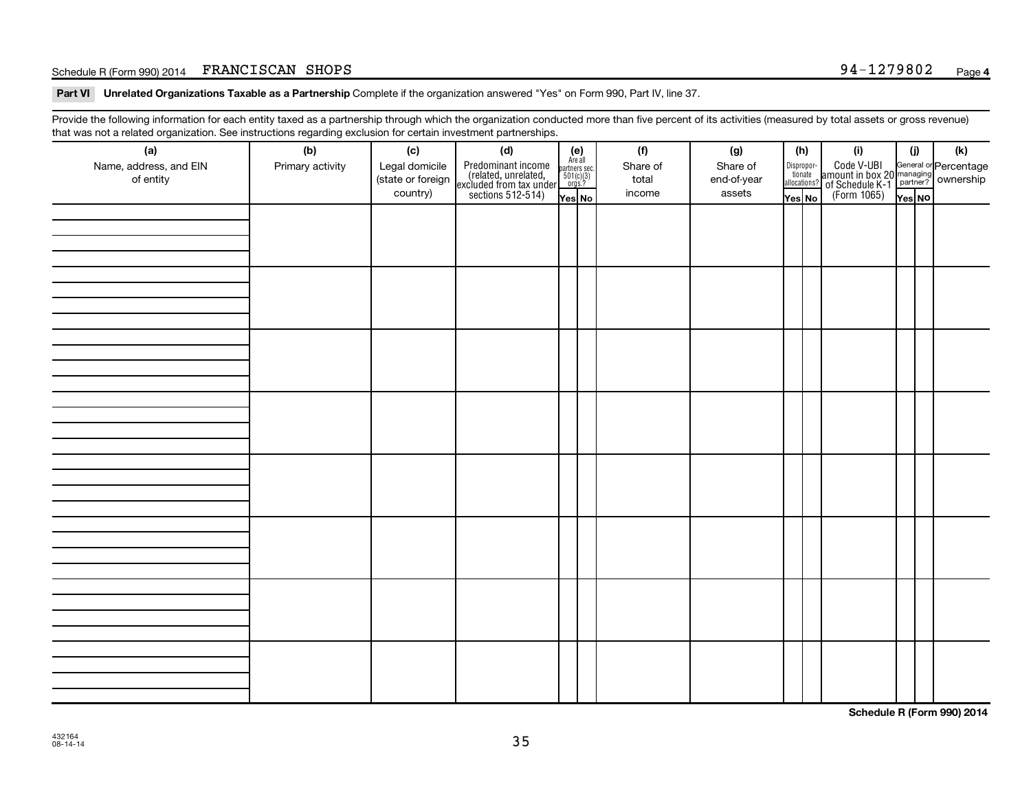## Part VI Unrelated Organizations Taxable as a Partnership

Complete if the organization answered "Yes" on Form 990, Part IV, line 37.

Provide the following information for each entity taxed as a partnership through which the organization conducted more than five percent of its activities (measured by total assets or gross revenue) that was not a related organization. See instructions regarding exclusion for certain investment partnerships.

| (a) Name, address, and EIN of entity | (b) Primary activity | (c) Legal domicile (state or foreign country) | (d) Predominant income (related, unrelated, excluded from tax under sections 512-514) | (e) Are all partners sec. 501(c)(3) orgs.? | | (f) Share of total income | (g) Share of end-of-year assets | (h) Disproportionate allocations? | | (i) Code V-UBI amount in box 20 of Schedule K-1 (Form 1065) | (j) General or managing partner? | | (k) Percentage ownership |
|---|---|---|---|---|---|---|---|---|---|---|---|---|---|
| | | | | Yes | No | | | Yes | No | | Yes | No | |
| | | | | | | | | | | | | | |
| | | | | | | | | | | | | | |
| | | | | | | | | | | | | | |
| | | | | | | | | | | | | | |
| | | | | | | | | | | | | | |
| | | | | | | | | | | | | | |
| | | | | | | | | | | | | | |
| | | | | | | | | | | | | | |

432164
08-14-14

Schedule R (Form 990) 2014